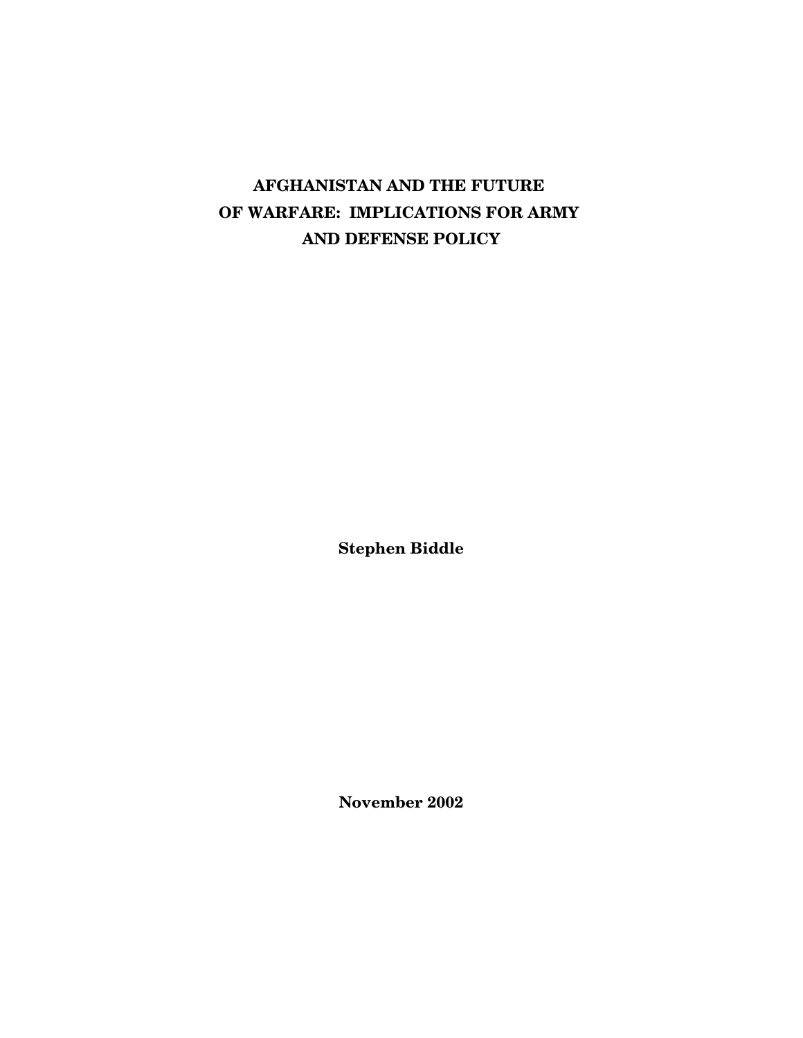# AFGHANISTAN AND THE FUTURE OF WARFARE: IMPLICATIONS FOR ARMY AND DEFENSE POLICY

**Stephen Biddle**

**November 2002**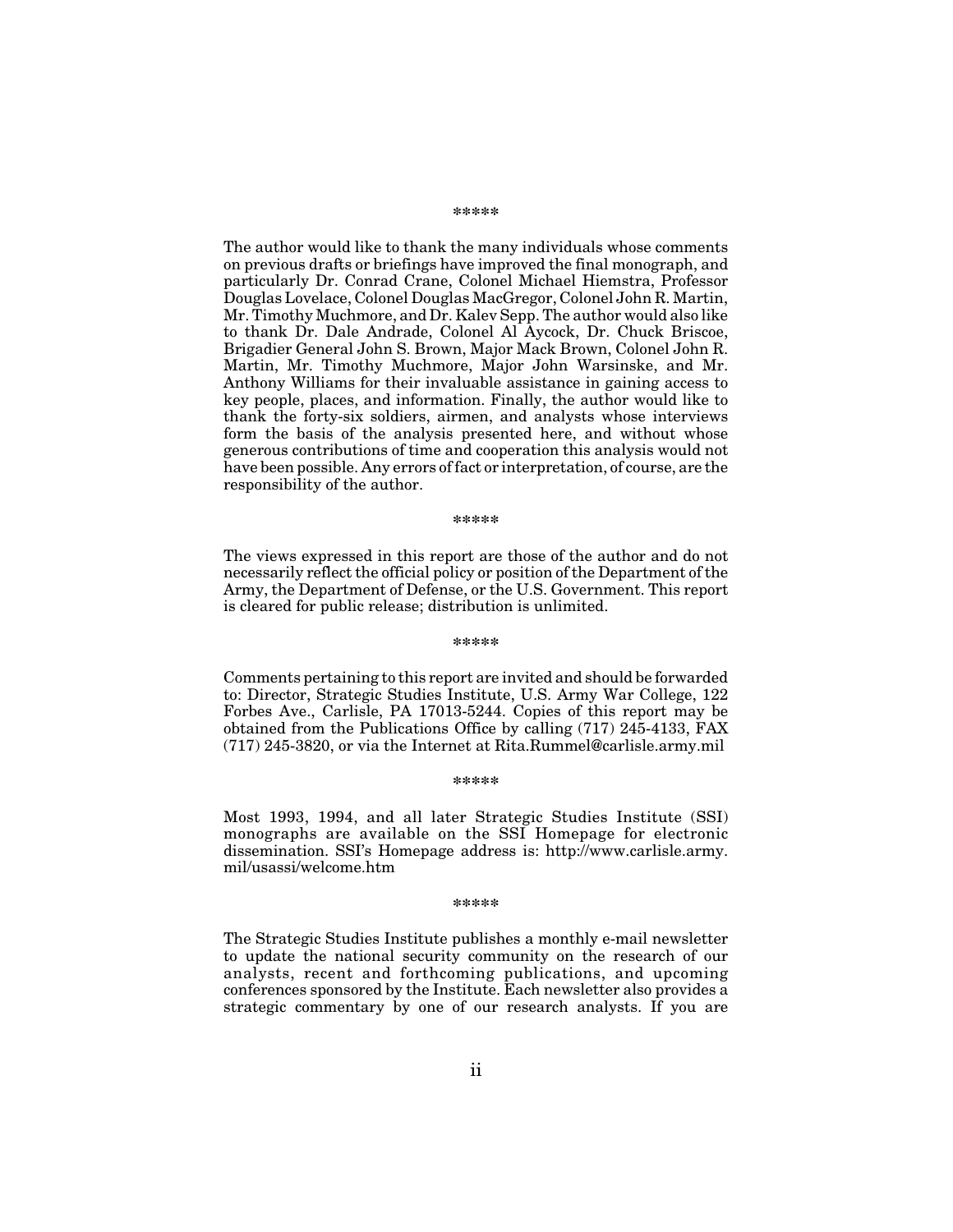*****

The author would like to thank the many individuals whose comments on previous drafts or briefings have improved the final monograph, and particularly Dr. Conrad Crane, Colonel Michael Hiemstra, Professor Douglas Lovelace, Colonel Douglas MacGregor, Colonel John R. Martin, Mr. Timothy Muchmore, and Dr. Kalev Sepp. The author would also like to thank Dr. Dale Andrade, Colonel Al Aycock, Dr. Chuck Briscoe, Brigadier General John S. Brown, Major Mack Brown, Colonel John R. Martin, Mr. Timothy Muchmore, Major John Warsinske, and Mr. Anthony Williams for their invaluable assistance in gaining access to key people, places, and information. Finally, the author would like to thank the forty-six soldiers, airmen, and analysts whose interviews form the basis of the analysis presented here, and without whose generous contributions of time and cooperation this analysis would not have been possible. Any errors of fact or interpretation, of course, are the responsibility of the author.

*****

The views expressed in this report are those of the author and do not necessarily reflect the official policy or position of the Department of the Army, the Department of Defense, or the U.S. Government. This report is cleared for public release; distribution is unlimited.

*****

Comments pertaining to this report are invited and should be forwarded to: Director, Strategic Studies Institute, U.S. Army War College, 122 Forbes Ave., Carlisle, PA 17013-5244. Copies of this report may be obtained from the Publications Office by calling (717) 245-4133, FAX (717) 245-3820, or via the Internet at Rita.Rummel@carlisle.army.mil

*****

Most 1993, 1994, and all later Strategic Studies Institute (SSI) monographs are available on the SSI Homepage for electronic dissemination. SSI's Homepage address is: http://www.carlisle.army.mil/usassi/welcome.htm

*****

The Strategic Studies Institute publishes a monthly e-mail newsletter to update the national security community on the research of our analysts, recent and forthcoming publications, and upcoming conferences sponsored by the Institute. Each newsletter also provides a strategic commentary by one of our research analysts. If you are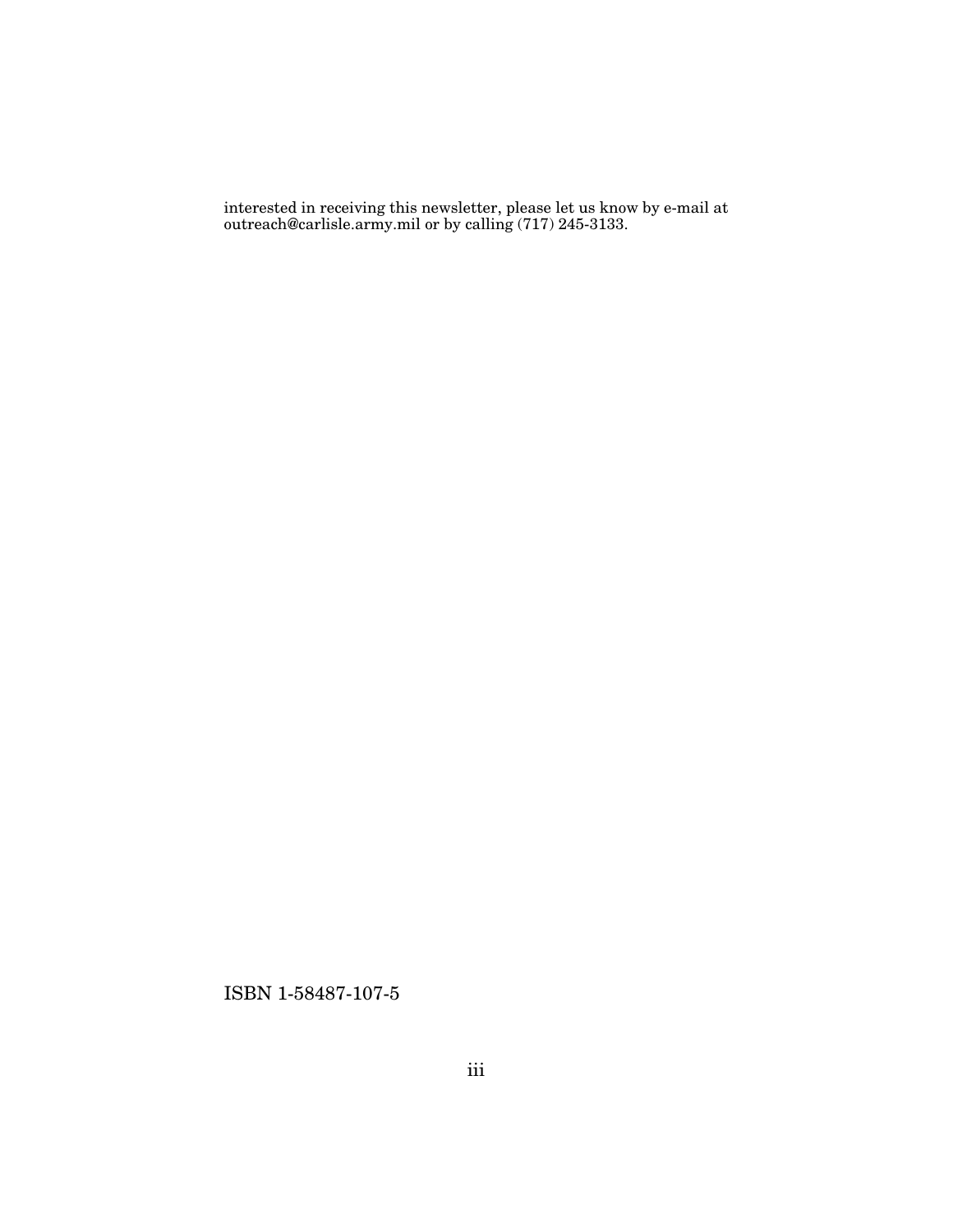interested in receiving this newsletter, please let us know by e-mail at outreach@carlisle.army.mil or by calling (717) 245-3133.

ISBN 1-58487-107-5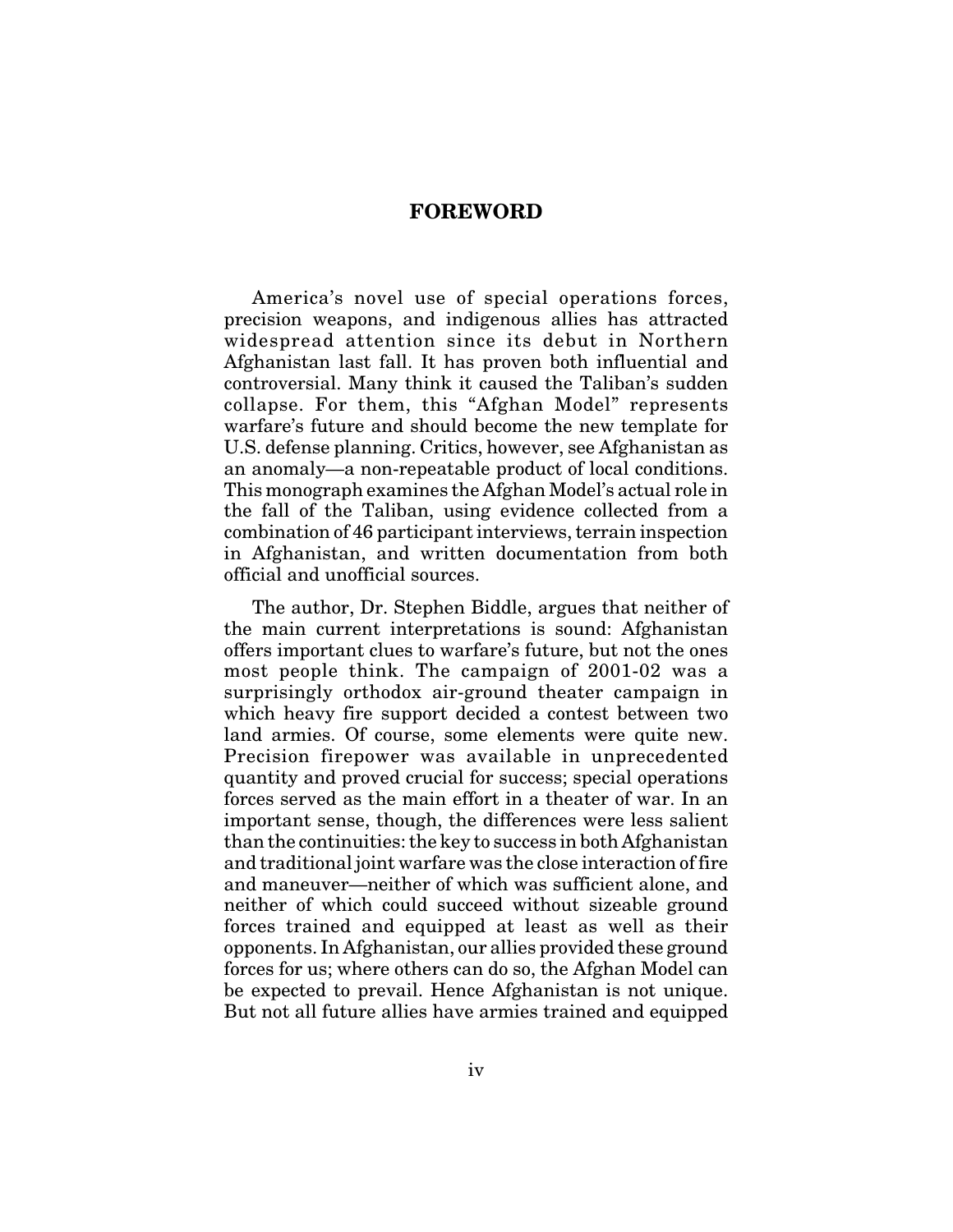## FOREWORD

America's novel use of special operations forces, precision weapons, and indigenous allies has attracted widespread attention since its debut in Northern Afghanistan last fall. It has proven both influential and controversial. Many think it caused the Taliban's sudden collapse. For them, this "Afghan Model" represents warfare's future and should become the new template for U.S. defense planning. Critics, however, see Afghanistan as an anomaly—a non-repeatable product of local conditions. This monograph examines the Afghan Model's actual role in the fall of the Taliban, using evidence collected from a combination of 46 participant interviews, terrain inspection in Afghanistan, and written documentation from both official and unofficial sources.

The author, Dr. Stephen Biddle, argues that neither of the main current interpretations is sound: Afghanistan offers important clues to warfare's future, but not the ones most people think. The campaign of 2001-02 was a surprisingly orthodox air-ground theater campaign in which heavy fire support decided a contest between two land armies. Of course, some elements were quite new. Precision firepower was available in unprecedented quantity and proved crucial for success; special operations forces served as the main effort in a theater of war. In an important sense, though, the differences were less salient than the continuities: the key to success in both Afghanistan and traditional joint warfare was the close interaction of fire and maneuver—neither of which was sufficient alone, and neither of which could succeed without sizeable ground forces trained and equipped at least as well as their opponents. In Afghanistan, our allies provided these ground forces for us; where others can do so, the Afghan Model can be expected to prevail. Hence Afghanistan is not unique. But not all future allies have armies trained and equipped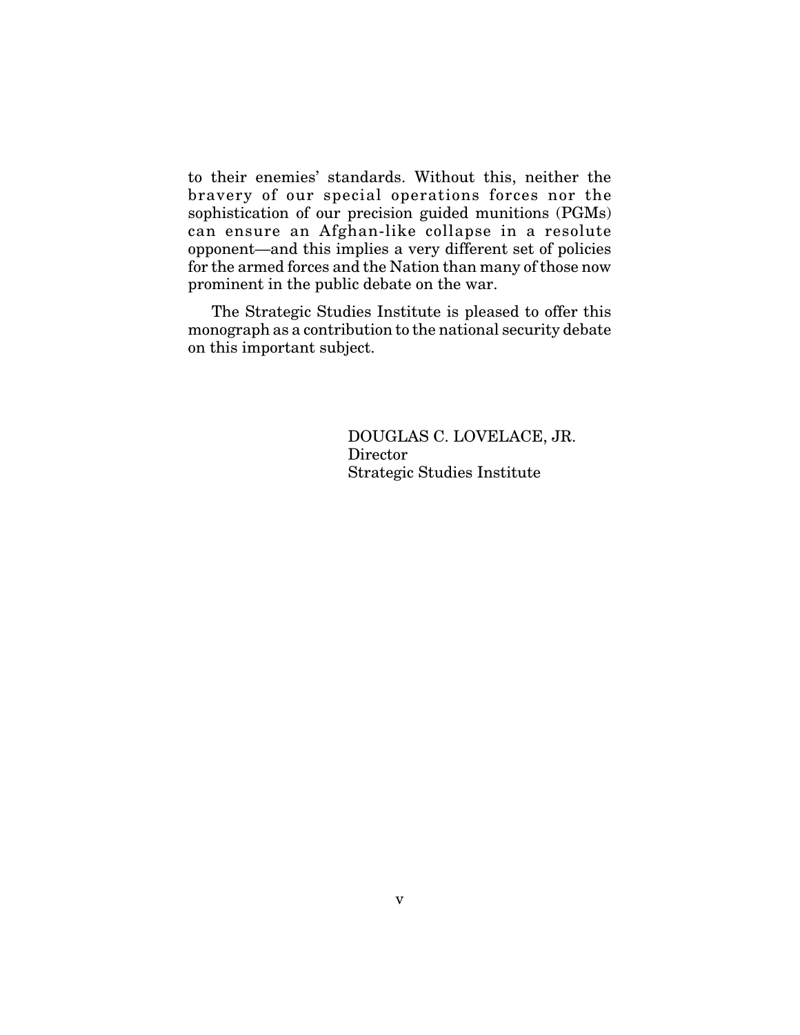to their enemies' standards. Without this, neither the bravery of our special operations forces nor the sophistication of our precision guided munitions (PGMs) can ensure an Afghan-like collapse in a resolute opponent—and this implies a very different set of policies for the armed forces and the Nation than many of those now prominent in the public debate on the war.

The Strategic Studies Institute is pleased to offer this monograph as a contribution to the national security debate on this important subject.

DOUGLAS C. LOVELACE, JR.
Director
Strategic Studies Institute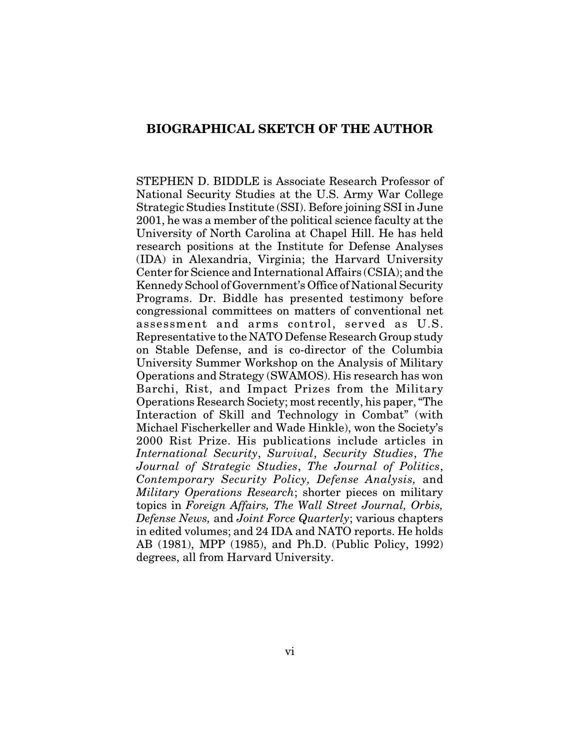## BIOGRAPHICAL SKETCH OF THE AUTHOR

STEPHEN D. BIDDLE is Associate Research Professor of National Security Studies at the U.S. Army War College Strategic Studies Institute (SSI). Before joining SSI in June 2001, he was a member of the political science faculty at the University of North Carolina at Chapel Hill. He has held research positions at the Institute for Defense Analyses (IDA) in Alexandria, Virginia; the Harvard University Center for Science and International Affairs (CSIA); and the Kennedy School of Government's Office of National Security Programs. Dr. Biddle has presented testimony before congressional committees on matters of conventional net assessment and arms control, served as U.S. Representative to the NATO Defense Research Group study on Stable Defense, and is co-director of the Columbia University Summer Workshop on the Analysis of Military Operations and Strategy (SWAMOS). His research has won Barchi, Rist, and Impact Prizes from the Military Operations Research Society; most recently, his paper, "The Interaction of Skill and Technology in Combat" (with Michael Fischerkeller and Wade Hinkle), won the Society's 2000 Rist Prize. His publications include articles in *International Security*, *Survival*, *Security Studies*, *The Journal of Strategic Studies*, *The Journal of Politics*, *Contemporary Security Policy, Defense Analysis,* and *Military Operations Research*; shorter pieces on military topics in *Foreign Affairs, The Wall Street Journal, Orbis, Defense News,* and *Joint Force Quarterly*; various chapters in edited volumes; and 24 IDA and NATO reports. He holds AB (1981), MPP (1985), and Ph.D. (Public Policy, 1992) degrees, all from Harvard University.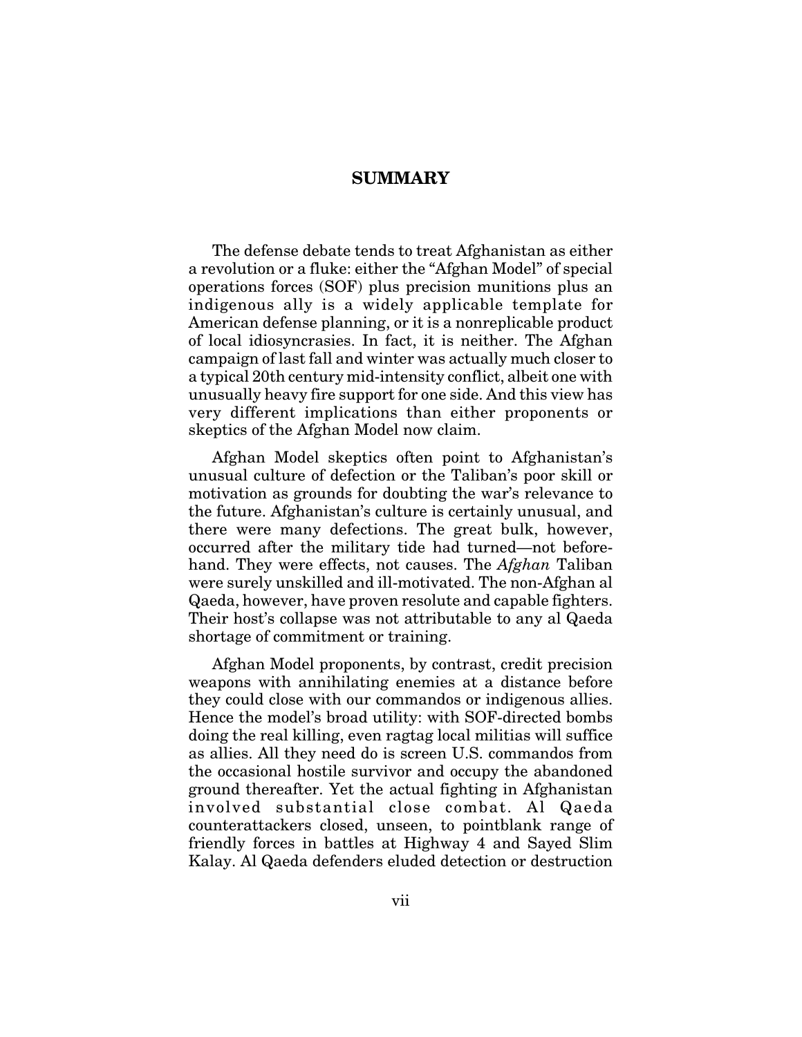## SUMMARY

The defense debate tends to treat Afghanistan as either a revolution or a fluke: either the "Afghan Model" of special operations forces (SOF) plus precision munitions plus an indigenous ally is a widely applicable template for American defense planning, or it is a nonreplicable product of local idiosyncrasies. In fact, it is neither. The Afghan campaign of last fall and winter was actually much closer to a typical 20th century mid-intensity conflict, albeit one with unusually heavy fire support for one side. And this view has very different implications than either proponents or skeptics of the Afghan Model now claim.

Afghan Model skeptics often point to Afghanistan's unusual culture of defection or the Taliban's poor skill or motivation as grounds for doubting the war's relevance to the future. Afghanistan's culture is certainly unusual, and there were many defections. The great bulk, however, occurred after the military tide had turned—not beforehand. They were effects, not causes. The *Afghan* Taliban were surely unskilled and ill-motivated. The non-Afghan al Qaeda, however, have proven resolute and capable fighters. Their host's collapse was not attributable to any al Qaeda shortage of commitment or training.

Afghan Model proponents, by contrast, credit precision weapons with annihilating enemies at a distance before they could close with our commandos or indigenous allies. Hence the model's broad utility: with SOF-directed bombs doing the real killing, even ragtag local militias will suffice as allies. All they need do is screen U.S. commandos from the occasional hostile survivor and occupy the abandoned ground thereafter. Yet the actual fighting in Afghanistan involved substantial close combat. Al Qaeda counterattackers closed, unseen, to pointblank range of friendly forces in battles at Highway 4 and Sayed Slim Kalay. Al Qaeda defenders eluded detection or destruction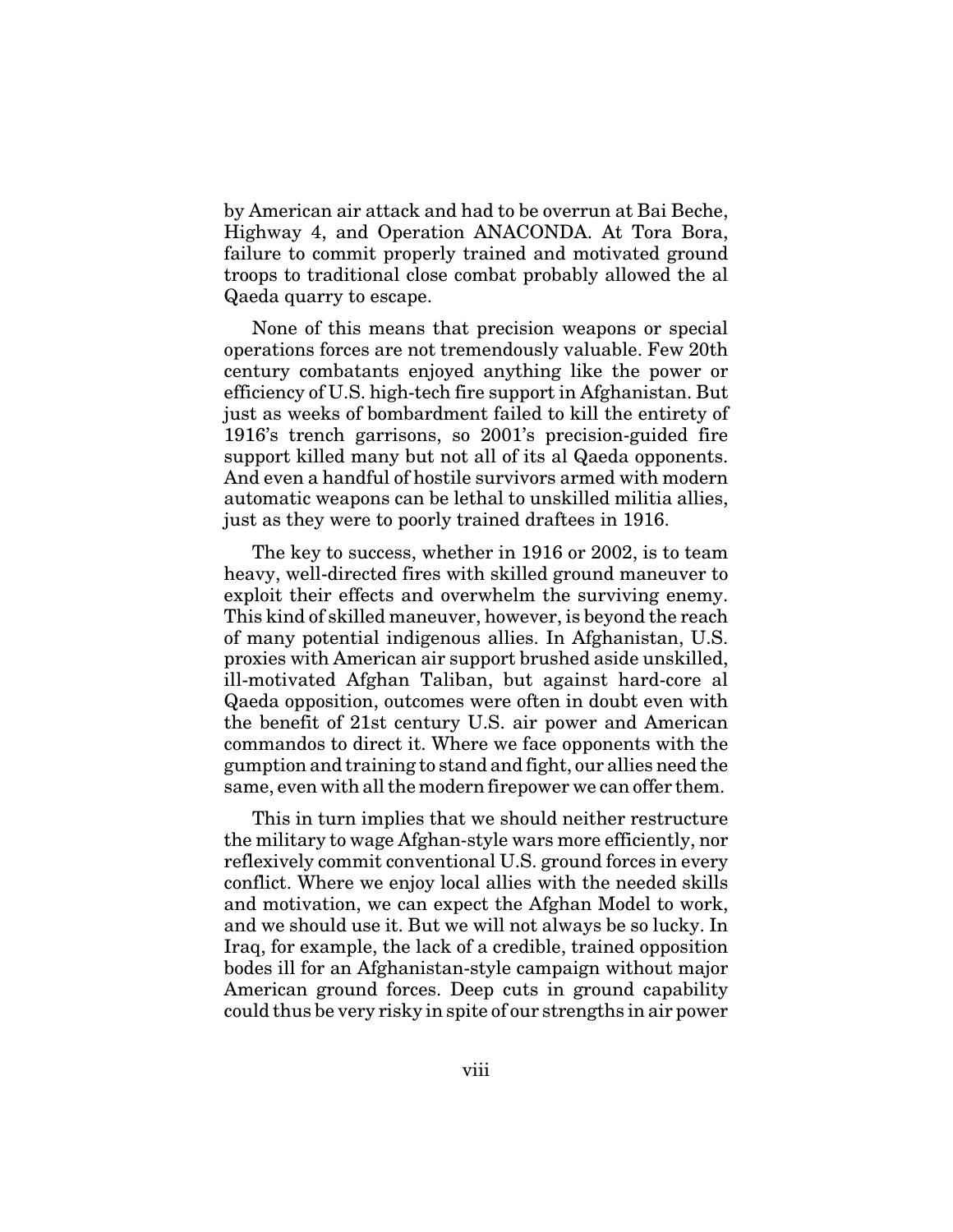by American air attack and had to be overrun at Bai Beche, Highway 4, and Operation ANACONDA. At Tora Bora, failure to commit properly trained and motivated ground troops to traditional close combat probably allowed the al Qaeda quarry to escape.

None of this means that precision weapons or special operations forces are not tremendously valuable. Few 20th century combatants enjoyed anything like the power or efficiency of U.S. high-tech fire support in Afghanistan. But just as weeks of bombardment failed to kill the entirety of 1916's trench garrisons, so 2001's precision-guided fire support killed many but not all of its al Qaeda opponents. And even a handful of hostile survivors armed with modern automatic weapons can be lethal to unskilled militia allies, just as they were to poorly trained draftees in 1916.

The key to success, whether in 1916 or 2002, is to team heavy, well-directed fires with skilled ground maneuver to exploit their effects and overwhelm the surviving enemy. This kind of skilled maneuver, however, is beyond the reach of many potential indigenous allies. In Afghanistan, U.S. proxies with American air support brushed aside unskilled, ill-motivated Afghan Taliban, but against hard-core al Qaeda opposition, outcomes were often in doubt even with the benefit of 21st century U.S. air power and American commandos to direct it. Where we face opponents with the gumption and training to stand and fight, our allies need the same, even with all the modern firepower we can offer them.

This in turn implies that we should neither restructure the military to wage Afghan-style wars more efficiently, nor reflexively commit conventional U.S. ground forces in every conflict. Where we enjoy local allies with the needed skills and motivation, we can expect the Afghan Model to work, and we should use it. But we will not always be so lucky. In Iraq, for example, the lack of a credible, trained opposition bodes ill for an Afghanistan-style campaign without major American ground forces. Deep cuts in ground capability could thus be very risky in spite of our strengths in air power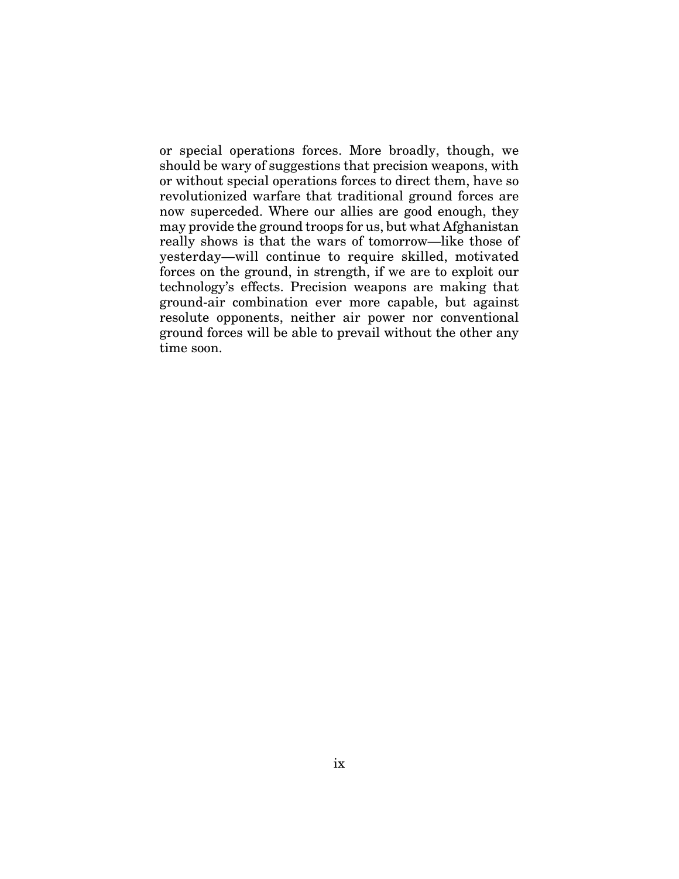or special operations forces. More broadly, though, we should be wary of suggestions that precision weapons, with or without special operations forces to direct them, have so revolutionized warfare that traditional ground forces are now superceded. Where our allies are good enough, they may provide the ground troops for us, but what Afghanistan really shows is that the wars of tomorrow—like those of yesterday—will continue to require skilled, motivated forces on the ground, in strength, if we are to exploit our technology's effects. Precision weapons are making that ground-air combination ever more capable, but against resolute opponents, neither air power nor conventional ground forces will be able to prevail without the other any time soon.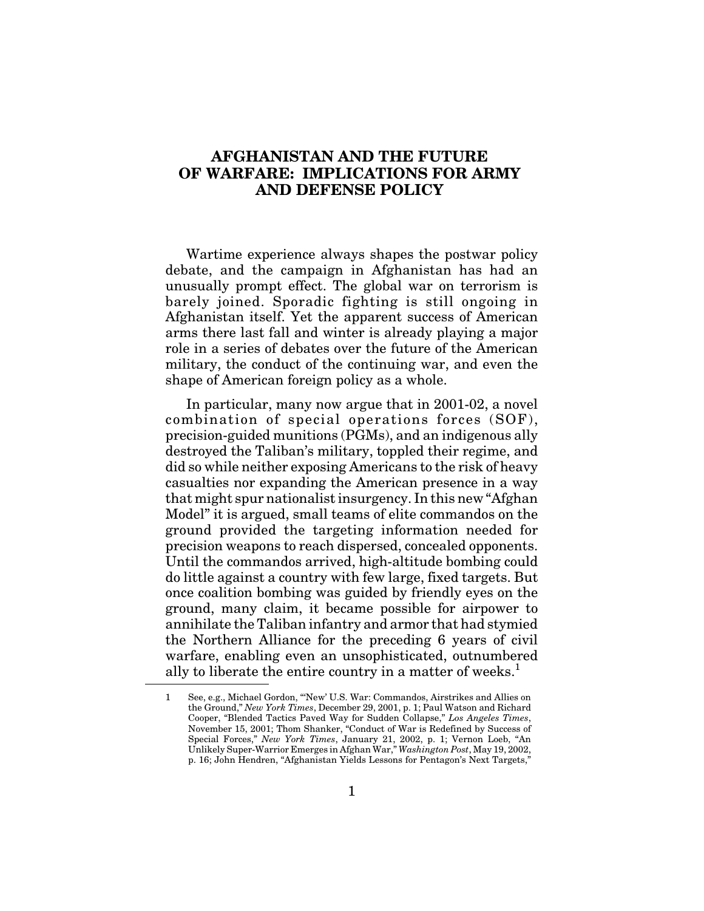# AFGHANISTAN AND THE FUTURE OF WARFARE: IMPLICATIONS FOR ARMY AND DEFENSE POLICY

Wartime experience always shapes the postwar policy debate, and the campaign in Afghanistan has had an unusually prompt effect. The global war on terrorism is barely joined. Sporadic fighting is still ongoing in Afghanistan itself. Yet the apparent success of American arms there last fall and winter is already playing a major role in a series of debates over the future of the American military, the conduct of the continuing war, and even the shape of American foreign policy as a whole.

In particular, many now argue that in 2001-02, a novel combination of special operations forces (SOF), precision-guided munitions (PGMs), and an indigenous ally destroyed the Taliban's military, toppled their regime, and did so while neither exposing Americans to the risk of heavy casualties nor expanding the American presence in a way that might spur nationalist insurgency. In this new "Afghan Model" it is argued, small teams of elite commandos on the ground provided the targeting information needed for precision weapons to reach dispersed, concealed opponents. Until the commandos arrived, high-altitude bombing could do little against a country with few large, fixed targets. But once coalition bombing was guided by friendly eyes on the ground, many claim, it became possible for airpower to annihilate the Taliban infantry and armor that had stymied the Northern Alliance for the preceding 6 years of civil warfare, enabling even an unsophisticated, outnumbered ally to liberate the entire country in a matter of weeks.[1]

---

1 See, e.g., Michael Gordon, "'New' U.S. War: Commandos, Airstrikes and Allies on the Ground," *New York Times*, December 29, 2001, p. 1; Paul Watson and Richard Cooper, "Blended Tactics Paved Way for Sudden Collapse," *Los Angeles Times*, November 15, 2001; Thom Shanker, "Conduct of War is Redefined by Success of Special Forces," *New York Times*, January 21, 2002, p. 1; Vernon Loeb, "An Unlikely Super-Warrior Emerges in Afghan War," *Washington Post*, May 19, 2002, p. 16; John Hendren, "Afghanistan Yields Lessons for Pentagon's Next Targets,"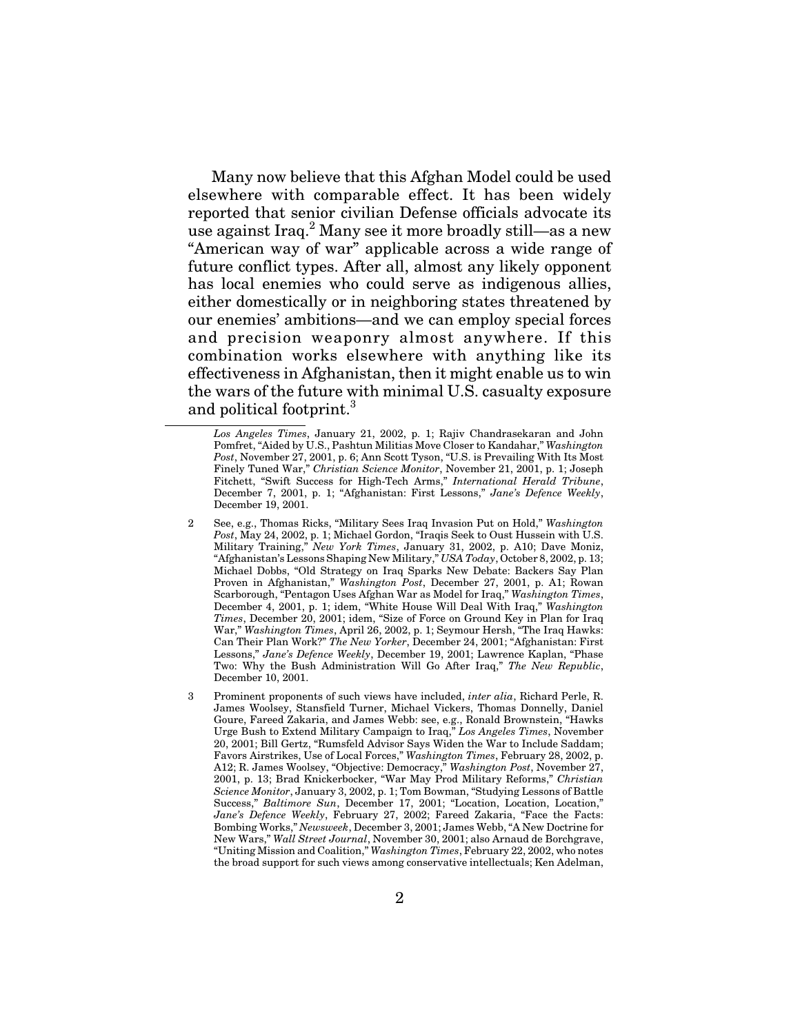Many now believe that this Afghan Model could be used elsewhere with comparable effect. It has been widely reported that senior civilian Defense officials advocate its use against Iraq.[2] Many see it more broadly still—as a new "American way of war" applicable across a wide range of future conflict types. After all, almost any likely opponent has local enemies who could serve as indigenous allies, either domestically or in neighboring states threatened by our enemies' ambitions—and we can employ special forces and precision weaponry almost anywhere. If this combination works elsewhere with anything like its effectiveness in Afghanistan, then it might enable us to win the wars of the future with minimal U.S. casualty exposure and political footprint.[3]

---

*Los Angeles Times*, January 21, 2002, p. 1; Rajiv Chandrasekaran and John Pomfret, "Aided by U.S., Pashtun Militias Move Closer to Kandahar," *Washington Post*, November 27, 2001, p. 6; Ann Scott Tyson, "U.S. is Prevailing With Its Most Finely Tuned War," *Christian Science Monitor*, November 21, 2001, p. 1; Joseph Fitchett, "Swift Success for High-Tech Arms," *International Herald Tribune*, December 7, 2001, p. 1; "Afghanistan: First Lessons," *Jane's Defence Weekly*, December 19, 2001.

2 See, e.g., Thomas Ricks, "Military Sees Iraq Invasion Put on Hold," *Washington Post*, May 24, 2002, p. 1; Michael Gordon, "Iraqis Seek to Oust Hussein with U.S. Military Training," *New York Times*, January 31, 2002, p. A10; Dave Moniz, "Afghanistan's Lessons Shaping New Military," *USA Today*, October 8, 2002, p. 13; Michael Dobbs, "Old Strategy on Iraq Sparks New Debate: Backers Say Plan Proven in Afghanistan," *Washington Post*, December 27, 2001, p. A1; Rowan Scarborough, "Pentagon Uses Afghan War as Model for Iraq," *Washington Times*, December 4, 2001, p. 1; idem, "White House Will Deal With Iraq," *Washington Times*, December 20, 2001; idem, "Size of Force on Ground Key in Plan for Iraq War," *Washington Times*, April 26, 2002, p. 1; Seymour Hersh, "The Iraq Hawks: Can Their Plan Work?" *The New Yorker*, December 24, 2001; "Afghanistan: First Lessons," *Jane's Defence Weekly*, December 19, 2001; Lawrence Kaplan, "Phase Two: Why the Bush Administration Will Go After Iraq," *The New Republic*, December 10, 2001.

3 Prominent proponents of such views have included, *inter alia*, Richard Perle, R. James Woolsey, Stansfield Turner, Michael Vickers, Thomas Donnelly, Daniel Goure, Fareed Zakaria, and James Webb: see, e.g., Ronald Brownstein, "Hawks Urge Bush to Extend Military Campaign to Iraq," *Los Angeles Times*, November 20, 2001; Bill Gertz, "Rumsfeld Advisor Says Widen the War to Include Saddam; Favors Airstrikes, Use of Local Forces," *Washington Times*, February 28, 2002, p. A12; R. James Woolsey, "Objective: Democracy," *Washington Post*, November 27, 2001, p. 13; Brad Knickerbocker, "War May Prod Military Reforms," *Christian Science Monitor*, January 3, 2002, p. 1; Tom Bowman, "Studying Lessons of Battle Success," *Baltimore Sun*, December 17, 2001; "Location, Location, Location," *Jane's Defence Weekly*, February 27, 2002; Fareed Zakaria, "Face the Facts: Bombing Works," *Newsweek*, December 3, 2001; James Webb, "A New Doctrine for New Wars," *Wall Street Journal*, November 30, 2001; also Arnaud de Borchgrave, "Uniting Mission and Coalition," *Washington Times*, February 22, 2002, who notes the broad support for such views among conservative intellectuals; Ken Adelman,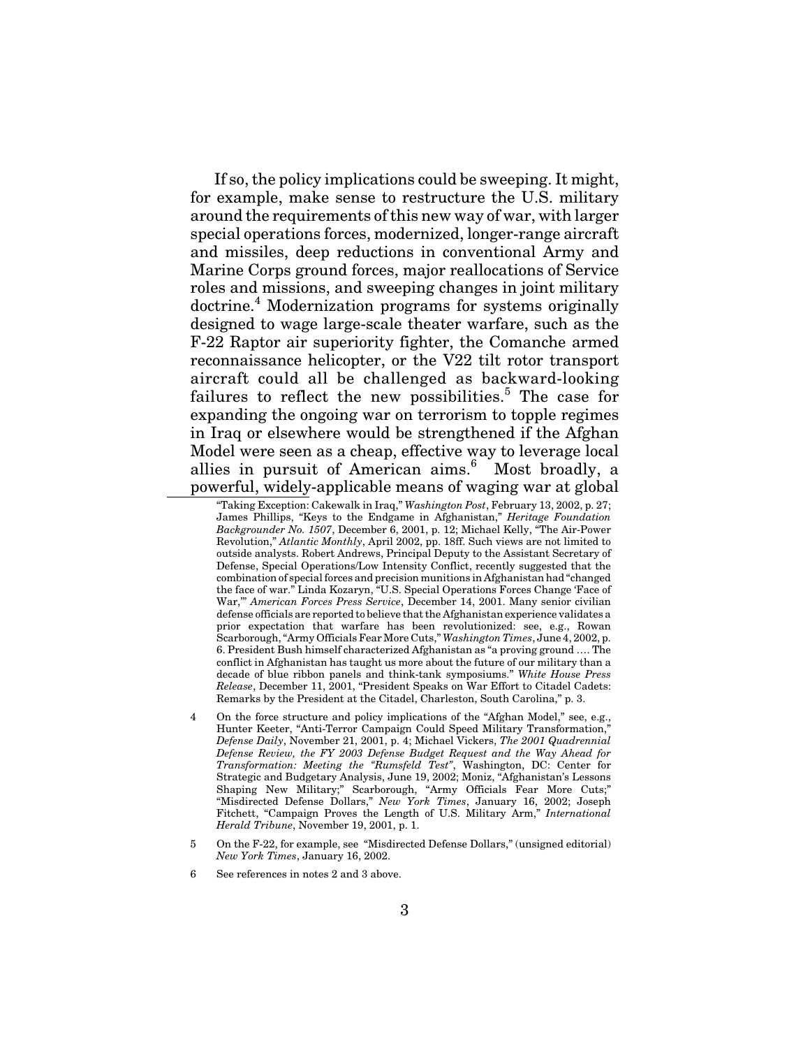If so, the policy implications could be sweeping. It might, for example, make sense to restructure the U.S. military around the requirements of this new way of war, with larger special operations forces, modernized, longer-range aircraft and missiles, deep reductions in conventional Army and Marine Corps ground forces, major reallocations of Service roles and missions, and sweeping changes in joint military doctrine.[4] Modernization programs for systems originally designed to wage large-scale theater warfare, such as the F-22 Raptor air superiority fighter, the Comanche armed reconnaissance helicopter, or the V22 tilt rotor transport aircraft could all be challenged as backward-looking failures to reflect the new possibilities.[5] The case for expanding the ongoing war on terrorism to topple regimes in Iraq or elsewhere would be strengthened if the Afghan Model were seen as a cheap, effective way to leverage local allies in pursuit of American aims.[6] Most broadly, a powerful, widely-applicable means of waging war at global

---

"Taking Exception: Cakewalk in Iraq," *Washington Post*, February 13, 2002, p. 27; James Phillips, "Keys to the Endgame in Afghanistan," *Heritage Foundation Backgrounder No. 1507*, December 6, 2001, p. 12; Michael Kelly, "The Air-Power Revolution," *Atlantic Monthly*, April 2002, pp. 18ff. Such views are not limited to outside analysts. Robert Andrews, Principal Deputy to the Assistant Secretary of Defense, Special Operations/Low Intensity Conflict, recently suggested that the combination of special forces and precision munitions in Afghanistan had "changed the face of war." Linda Kozaryn, "U.S. Special Operations Forces Change 'Face of War,'" *American Forces Press Service*, December 14, 2001. Many senior civilian defense officials are reported to believe that the Afghanistan experience validates a prior expectation that warfare has been revolutionized: see, e.g., Rowan Scarborough, "Army Officials Fear More Cuts," *Washington Times*, June 4, 2002, p. 6. President Bush himself characterized Afghanistan as "a proving ground …. The conflict in Afghanistan has taught us more about the future of our military than a decade of blue ribbon panels and think-tank symposiums." *White House Press Release*, December 11, 2001, "President Speaks on War Effort to Citadel Cadets: Remarks by the President at the Citadel, Charleston, South Carolina," p. 3.

4 On the force structure and policy implications of the "Afghan Model," see, e.g., Hunter Keeter, "Anti-Terror Campaign Could Speed Military Transformation," *Defense Daily*, November 21, 2001, p. 4; Michael Vickers, *The 2001 Quadrennial Defense Review, the FY 2003 Defense Budget Request and the Way Ahead for Transformation: Meeting the "Rumsfeld Test"*, Washington, DC: Center for Strategic and Budgetary Analysis, June 19, 2002; Moniz, "Afghanistan's Lessons Shaping New Military;" Scarborough, "Army Officials Fear More Cuts;" "Misdirected Defense Dollars," *New York Times*, January 16, 2002; Joseph Fitchett, "Campaign Proves the Length of U.S. Military Arm," *International Herald Tribune*, November 19, 2001, p. 1.

5 On the F-22, for example, see "Misdirected Defense Dollars," (unsigned editorial) *New York Times*, January 16, 2002.

6 See references in notes 2 and 3 above.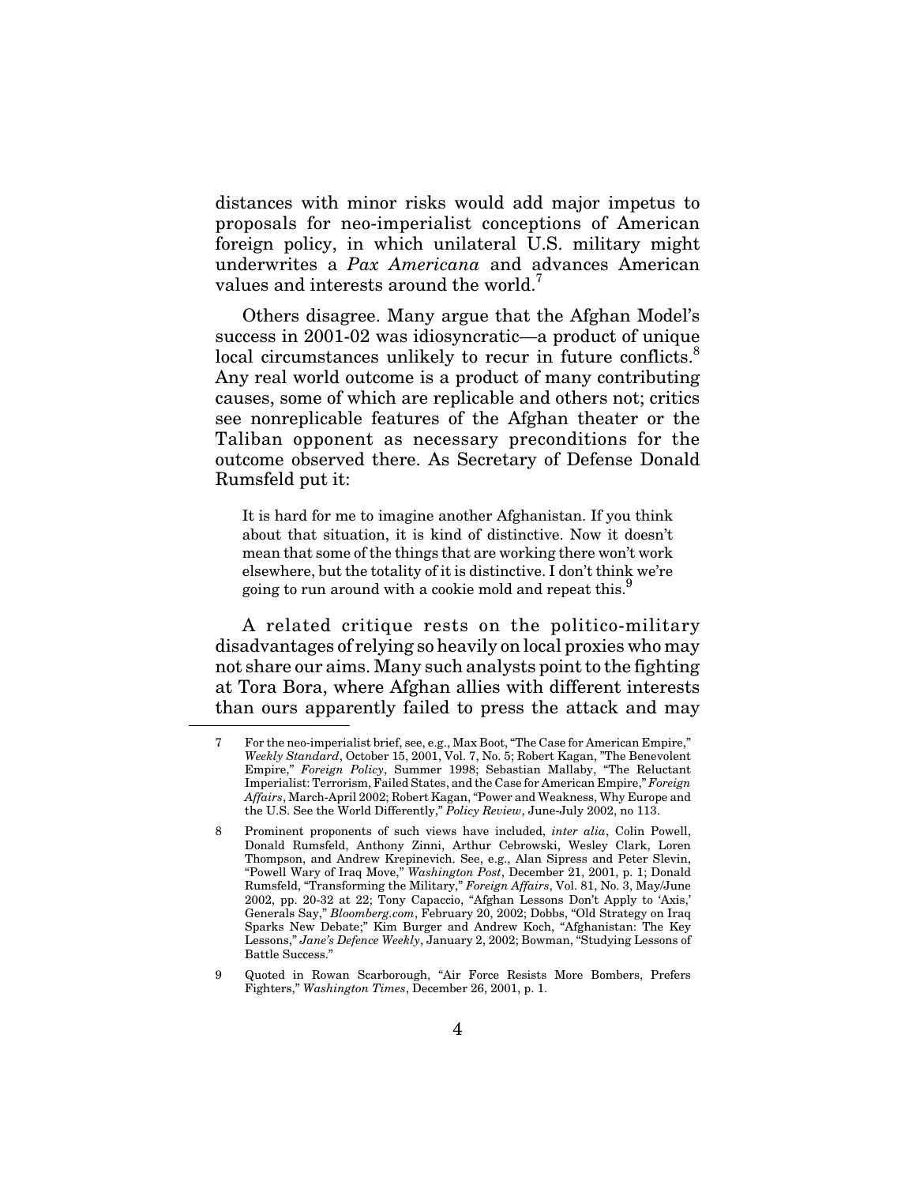distances with minor risks would add major impetus to proposals for neo-imperialist conceptions of American foreign policy, in which unilateral U.S. military might underwrites a *Pax Americana* and advances American values and interests around the world.[7]

Others disagree. Many argue that the Afghan Model's success in 2001-02 was idiosyncratic—a product of unique local circumstances unlikely to recur in future conflicts.[8] Any real world outcome is a product of many contributing causes, some of which are replicable and others not; critics see nonreplicable features of the Afghan theater or the Taliban opponent as necessary preconditions for the outcome observed there. As Secretary of Defense Donald Rumsfeld put it:

> It is hard for me to imagine another Afghanistan. If you think about that situation, it is kind of distinctive. Now it doesn't mean that some of the things that are working there won't work elsewhere, but the totality of it is distinctive. I don't think we're going to run around with a cookie mold and repeat this.[9]

A related critique rests on the politico-military disadvantages of relying so heavily on local proxies who may not share our aims. Many such analysts point to the fighting at Tora Bora, where Afghan allies with different interests than ours apparently failed to press the attack and may

---

7 For the neo-imperialist brief, see, e.g., Max Boot, "The Case for American Empire," *Weekly Standard*, October 15, 2001, Vol. 7, No. 5; Robert Kagan, "The Benevolent Empire," *Foreign Policy*, Summer 1998; Sebastian Mallaby, "The Reluctant Imperialist: Terrorism, Failed States, and the Case for American Empire," *Foreign Affairs*, March-April 2002; Robert Kagan, "Power and Weakness, Why Europe and the U.S. See the World Differently," *Policy Review*, June-July 2002, no 113.

8 Prominent proponents of such views have included, *inter alia*, Colin Powell, Donald Rumsfeld, Anthony Zinni, Arthur Cebrowski, Wesley Clark, Loren Thompson, and Andrew Krepinevich. See, e.g., Alan Sipress and Peter Slevin, "Powell Wary of Iraq Move," *Washington Post*, December 21, 2001, p. 1; Donald Rumsfeld, "Transforming the Military," *Foreign Affairs*, Vol. 81, No. 3, May/June 2002, pp. 20-32 at 22; Tony Capaccio, "Afghan Lessons Don't Apply to 'Axis,' Generals Say," *Bloomberg.com*, February 20, 2002; Dobbs, "Old Strategy on Iraq Sparks New Debate;" Kim Burger and Andrew Koch, "Afghanistan: The Key Lessons," *Jane's Defence Weekly*, January 2, 2002; Bowman, "Studying Lessons of Battle Success."

9 Quoted in Rowan Scarborough, "Air Force Resists More Bombers, Prefers Fighters," *Washington Times*, December 26, 2001, p. 1.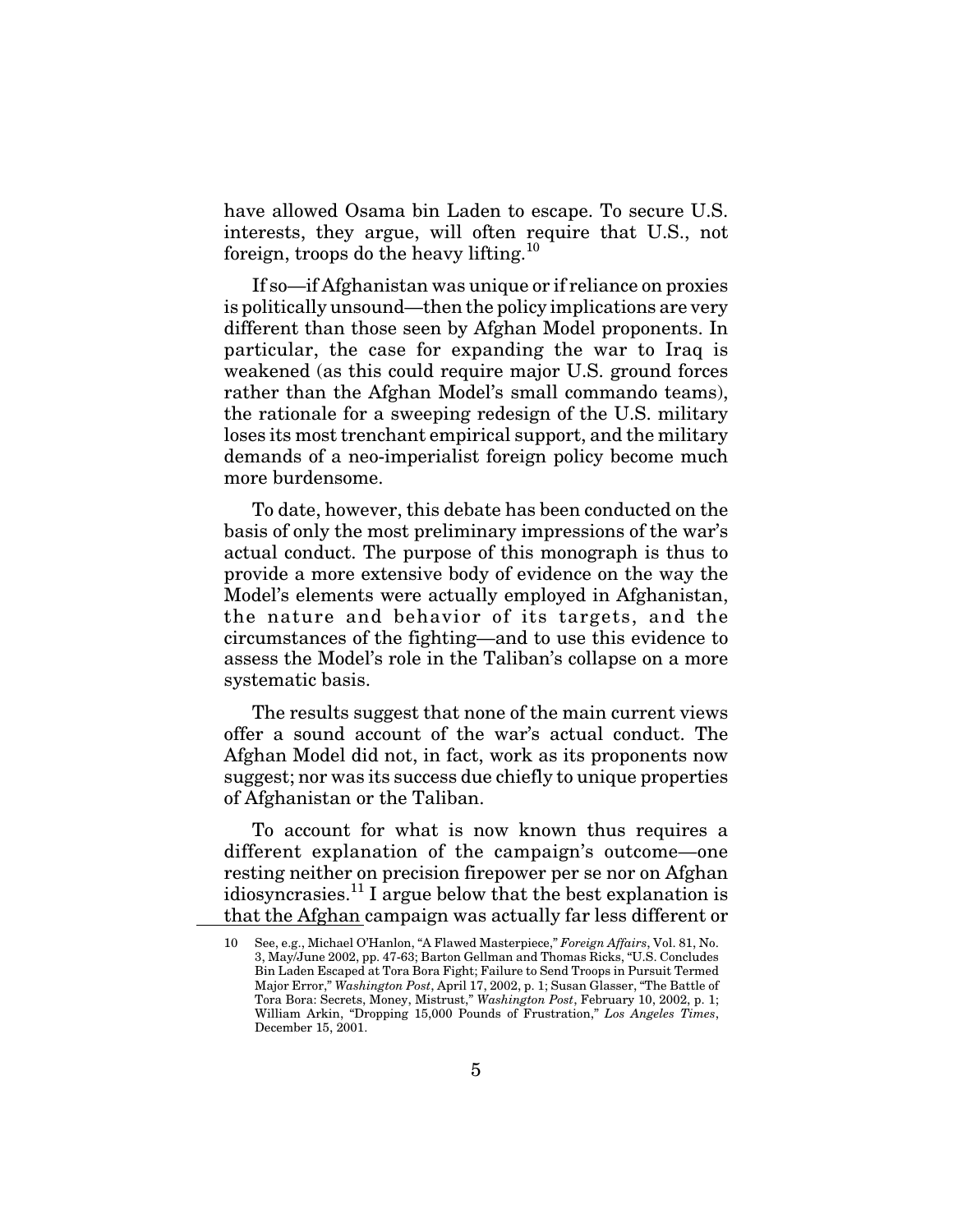have allowed Osama bin Laden to escape. To secure U.S. interests, they argue, will often require that U.S., not foreign, troops do the heavy lifting.[10]

If so—if Afghanistan was unique or if reliance on proxies is politically unsound—then the policy implications are very different than those seen by Afghan Model proponents. In particular, the case for expanding the war to Iraq is weakened (as this could require major U.S. ground forces rather than the Afghan Model's small commando teams), the rationale for a sweeping redesign of the U.S. military loses its most trenchant empirical support, and the military demands of a neo-imperialist foreign policy become much more burdensome.

To date, however, this debate has been conducted on the basis of only the most preliminary impressions of the war's actual conduct. The purpose of this monograph is thus to provide a more extensive body of evidence on the way the Model's elements were actually employed in Afghanistan, the nature and behavior of its targets, and the circumstances of the fighting—and to use this evidence to assess the Model's role in the Taliban's collapse on a more systematic basis.

The results suggest that none of the main current views offer a sound account of the war's actual conduct. The Afghan Model did not, in fact, work as its proponents now suggest; nor was its success due chiefly to unique properties of Afghanistan or the Taliban.

To account for what is now known thus requires a different explanation of the campaign's outcome—one resting neither on precision firepower per se nor on Afghan idiosyncrasies.[11] I argue below that the best explanation is that the Afghan campaign was actually far less different or

10 See, e.g., Michael O'Hanlon, "A Flawed Masterpiece," *Foreign Affairs*, Vol. 81, No. 3, May/June 2002, pp. 47-63; Barton Gellman and Thomas Ricks, "U.S. Concludes Bin Laden Escaped at Tora Bora Fight; Failure to Send Troops in Pursuit Termed Major Error," *Washington Post*, April 17, 2002, p. 1; Susan Glasser, "The Battle of Tora Bora: Secrets, Money, Mistrust," *Washington Post*, February 10, 2002, p. 1; William Arkin, "Dropping 15,000 Pounds of Frustration," *Los Angeles Times*, December 15, 2001.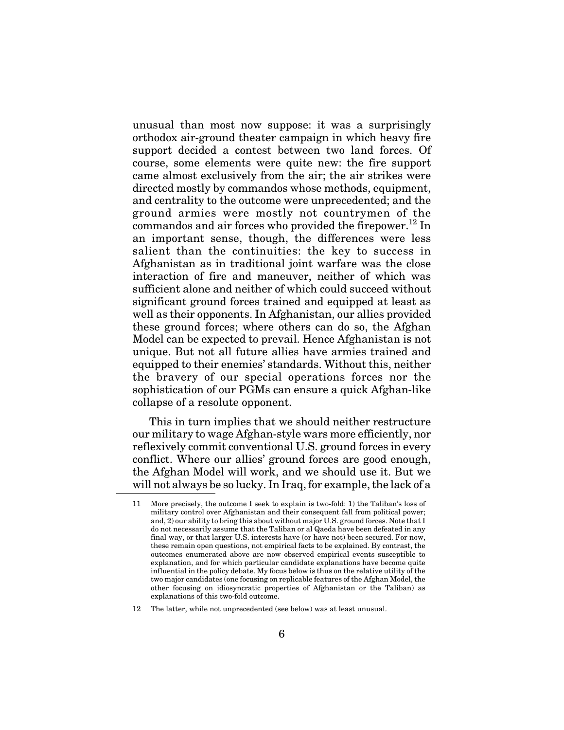unusual than most now suppose: it was a surprisingly orthodox air-ground theater campaign in which heavy fire support decided a contest between two land forces. Of course, some elements were quite new: the fire support came almost exclusively from the air; the air strikes were directed mostly by commandos whose methods, equipment, and centrality to the outcome were unprecedented; and the ground armies were mostly not countrymen of the commandos and air forces who provided the firepower.[12] In an important sense, though, the differences were less salient than the continuities: the key to success in Afghanistan as in traditional joint warfare was the close interaction of fire and maneuver, neither of which was sufficient alone and neither of which could succeed without significant ground forces trained and equipped at least as well as their opponents. In Afghanistan, our allies provided these ground forces; where others can do so, the Afghan Model can be expected to prevail. Hence Afghanistan is not unique. But not all future allies have armies trained and equipped to their enemies' standards. Without this, neither the bravery of our special operations forces nor the sophistication of our PGMs can ensure a quick Afghan-like collapse of a resolute opponent.

This in turn implies that we should neither restructure our military to wage Afghan-style wars more efficiently, nor reflexively commit conventional U.S. ground forces in every conflict. Where our allies' ground forces are good enough, the Afghan Model will work, and we should use it. But we will not always be so lucky. In Iraq, for example, the lack of a

---

11 More precisely, the outcome I seek to explain is two-fold: 1) the Taliban's loss of military control over Afghanistan and their consequent fall from political power; and, 2) our ability to bring this about without major U.S. ground forces. Note that I do not necessarily assume that the Taliban or al Qaeda have been defeated in any final way, or that larger U.S. interests have (or have not) been secured. For now, these remain open questions, not empirical facts to be explained. By contrast, the outcomes enumerated above are now observed empirical events susceptible to explanation, and for which particular candidate explanations have become quite influential in the policy debate. My focus below is thus on the relative utility of the two major candidates (one focusing on replicable features of the Afghan Model, the other focusing on idiosyncratic properties of Afghanistan or the Taliban) as explanations of this two-fold outcome.

12 The latter, while not unprecedented (see below) was at least unusual.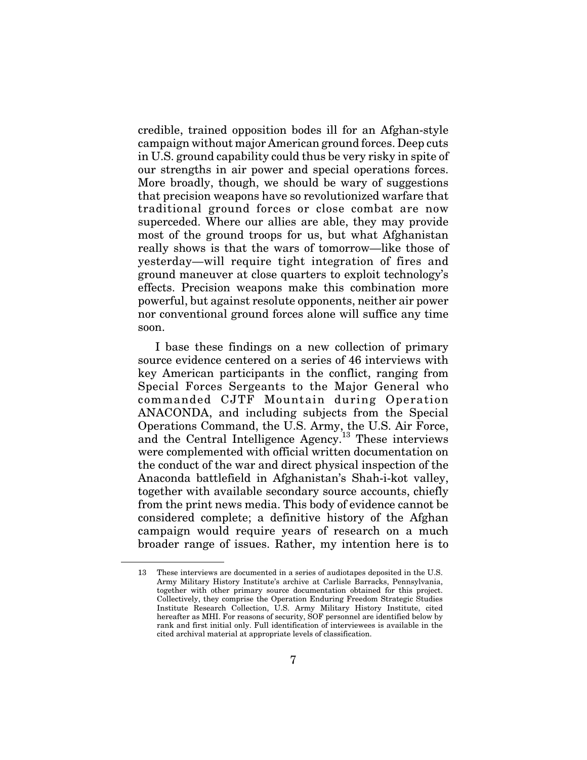credible, trained opposition bodes ill for an Afghan-style campaign without major American ground forces. Deep cuts in U.S. ground capability could thus be very risky in spite of our strengths in air power and special operations forces. More broadly, though, we should be wary of suggestions that precision weapons have so revolutionized warfare that traditional ground forces or close combat are now superceded. Where our allies are able, they may provide most of the ground troops for us, but what Afghanistan really shows is that the wars of tomorrow—like those of yesterday—will require tight integration of fires and ground maneuver at close quarters to exploit technology's effects. Precision weapons make this combination more powerful, but against resolute opponents, neither air power nor conventional ground forces alone will suffice any time soon.

I base these findings on a new collection of primary source evidence centered on a series of 46 interviews with key American participants in the conflict, ranging from Special Forces Sergeants to the Major General who commanded CJTF Mountain during Operation ANACONDA, and including subjects from the Special Operations Command, the U.S. Army, the U.S. Air Force, and the Central Intelligence Agency.[13] These interviews were complemented with official written documentation on the conduct of the war and direct physical inspection of the Anaconda battlefield in Afghanistan's Shah-i-kot valley, together with available secondary source accounts, chiefly from the print news media. This body of evidence cannot be considered complete; a definitive history of the Afghan campaign would require years of research on a much broader range of issues. Rather, my intention here is to

13 These interviews are documented in a series of audiotapes deposited in the U.S. Army Military History Institute's archive at Carlisle Barracks, Pennsylvania, together with other primary source documentation obtained for this project. Collectively, they comprise the Operation Enduring Freedom Strategic Studies Institute Research Collection, U.S. Army Military History Institute, cited hereafter as MHI. For reasons of security, SOF personnel are identified below by rank and first initial only. Full identification of interviewees is available in the cited archival material at appropriate levels of classification.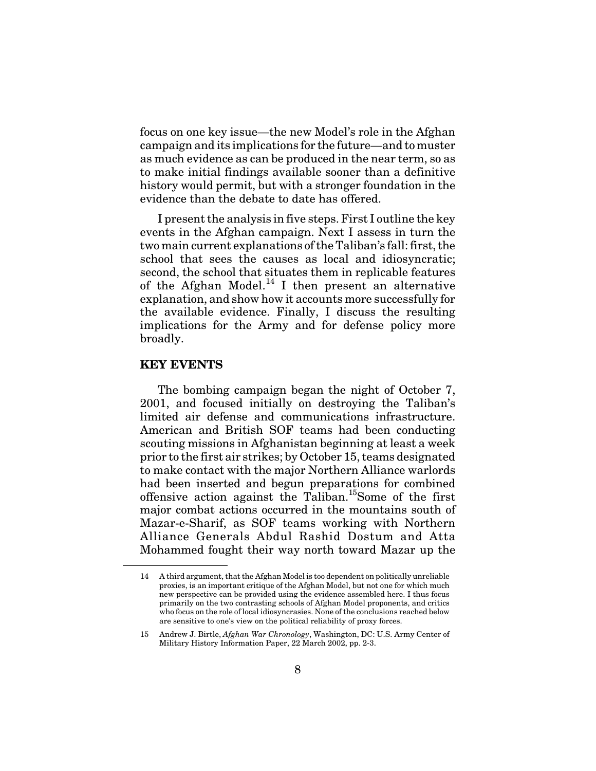focus on one key issue—the new Model's role in the Afghan campaign and its implications for the future—and to muster as much evidence as can be produced in the near term, so as to make initial findings available sooner than a definitive history would permit, but with a stronger foundation in the evidence than the debate to date has offered.

I present the analysis in five steps. First I outline the key events in the Afghan campaign. Next I assess in turn the two main current explanations of the Taliban's fall: first, the school that sees the causes as local and idiosyncratic; second, the school that situates them in replicable features of the Afghan Model.[14] I then present an alternative explanation, and show how it accounts more successfully for the available evidence. Finally, I discuss the resulting implications for the Army and for defense policy more broadly.

## KEY EVENTS

The bombing campaign began the night of October 7, 2001, and focused initially on destroying the Taliban's limited air defense and communications infrastructure. American and British SOF teams had been conducting scouting missions in Afghanistan beginning at least a week prior to the first air strikes; by October 15, teams designated to make contact with the major Northern Alliance warlords had been inserted and begun preparations for combined offensive action against the Taliban.[15] Some of the first major combat actions occurred in the mountains south of Mazar-e-Sharif, as SOF teams working with Northern Alliance Generals Abdul Rashid Dostum and Atta Mohammed fought their way north toward Mazar up the

---

14 A third argument, that the Afghan Model is too dependent on politically unreliable proxies, is an important critique of the Afghan Model, but not one for which much new perspective can be provided using the evidence assembled here. I thus focus primarily on the two contrasting schools of Afghan Model proponents, and critics who focus on the role of local idiosyncrasies. None of the conclusions reached below are sensitive to one's view on the political reliability of proxy forces.

15 Andrew J. Birtle, *Afghan War Chronology*, Washington, DC: U.S. Army Center of Military History Information Paper, 22 March 2002, pp. 2-3.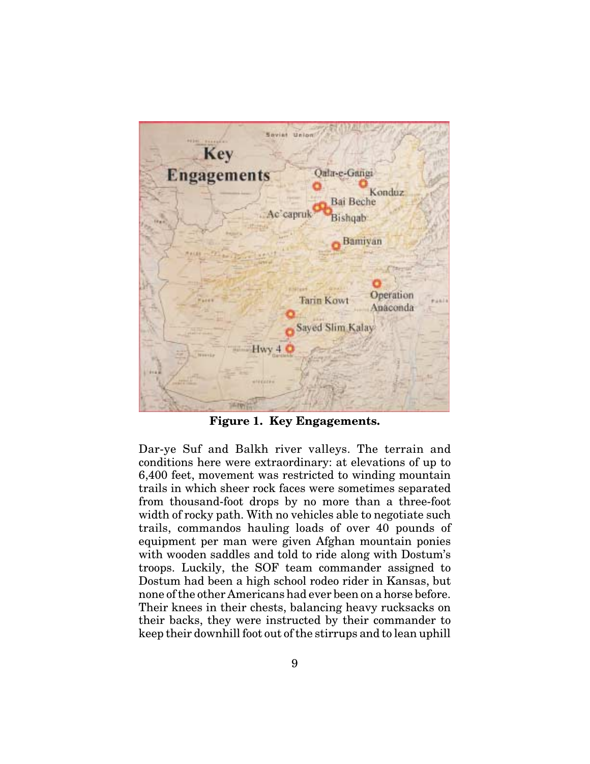**Figure 1. Key Engagements.**

Dar-ye Suf and Balkh river valleys. The terrain and conditions here were extraordinary: at elevations of up to 6,400 feet, movement was restricted to winding mountain trails in which sheer rock faces were sometimes separated from thousand-foot drops by no more than a three-foot width of rocky path. With no vehicles able to negotiate such trails, commandos hauling loads of over 40 pounds of equipment per man were given Afghan mountain ponies with wooden saddles and told to ride along with Dostum's troops. Luckily, the SOF team commander assigned to Dostum had been a high school rodeo rider in Kansas, but none of the other Americans had ever been on a horse before. Their knees in their chests, balancing heavy rucksacks on their backs, they were instructed by their commander to keep their downhill foot out of the stirrups and to lean uphill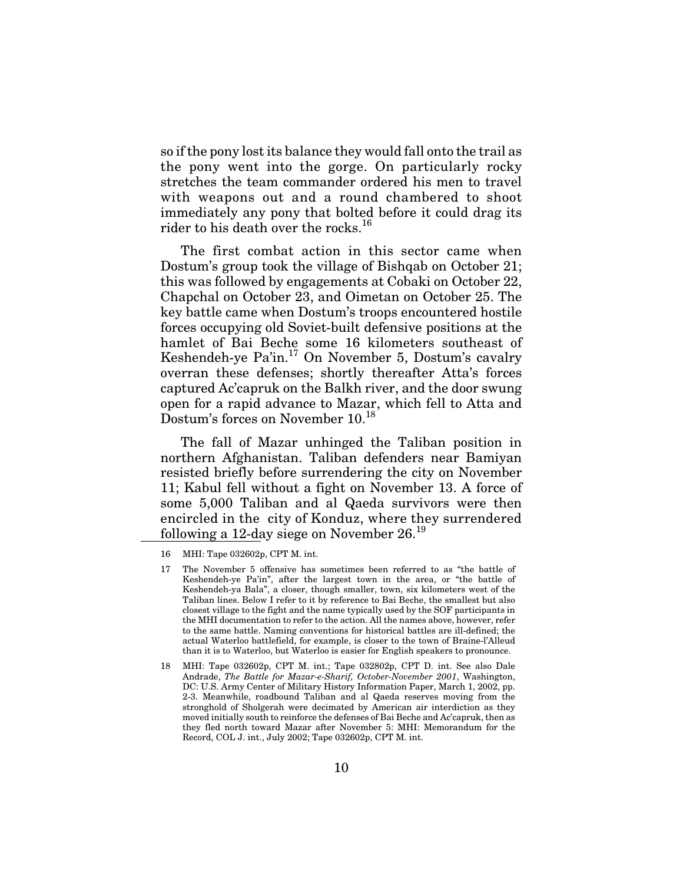so if the pony lost its balance they would fall onto the trail as the pony went into the gorge. On particularly rocky stretches the team commander ordered his men to travel with weapons out and a round chambered to shoot immediately any pony that bolted before it could drag its rider to his death over the rocks.[16]

The first combat action in this sector came when Dostum's group took the village of Bishqab on October 21; this was followed by engagements at Cobaki on October 22, Chapchal on October 23, and Oimetan on October 25. The key battle came when Dostum's troops encountered hostile forces occupying old Soviet-built defensive positions at the hamlet of Bai Beche some 16 kilometers southeast of Keshendeh-ye Pa'in.[17] On November 5, Dostum's cavalry overran these defenses; shortly thereafter Atta's forces captured Ac'capruk on the Balkh river, and the door swung open for a rapid advance to Mazar, which fell to Atta and Dostum's forces on November 10.[18]

The fall of Mazar unhinged the Taliban position in northern Afghanistan. Taliban defenders near Bamiyan resisted briefly before surrendering the city on November 11; Kabul fell without a fight on November 13. A force of some 5,000 Taliban and al Qaeda survivors were then encircled in the city of Konduz, where they surrendered following a 12-day siege on November 26.[19]

---

16 MHI: Tape 032602p, CPT M. int.

17 The November 5 offensive has sometimes been referred to as "the battle of Keshendeh-ye Pa'in", after the largest town in the area, or "the battle of Keshendeh-ya Bala", a closer, though smaller, town, six kilometers west of the Taliban lines. Below I refer to it by reference to Bai Beche, the smallest but also closest village to the fight and the name typically used by the SOF participants in the MHI documentation to refer to the action. All the names above, however, refer to the same battle. Naming conventions for historical battles are ill-defined; the actual Waterloo battlefield, for example, is closer to the town of Braine-l'Alleud than it is to Waterloo, but Waterloo is easier for English speakers to pronounce.

18 MHI: Tape 032602p, CPT M. int.; Tape 032802p, CPT D. int. See also Dale Andrade, *The Battle for Mazar-e-Sharif, October-November 2001*, Washington, DC: U.S. Army Center of Military History Information Paper, March 1, 2002, pp. 2-3. Meanwhile, roadbound Taliban and al Qaeda reserves moving from the stronghold of Sholgerah were decimated by American air interdiction as they moved initially south to reinforce the defenses of Bai Beche and Ac'capruk, then as they fled north toward Mazar after November 5: MHI: Memorandum for the Record, COL J. int., July 2002; Tape 032602p, CPT M. int.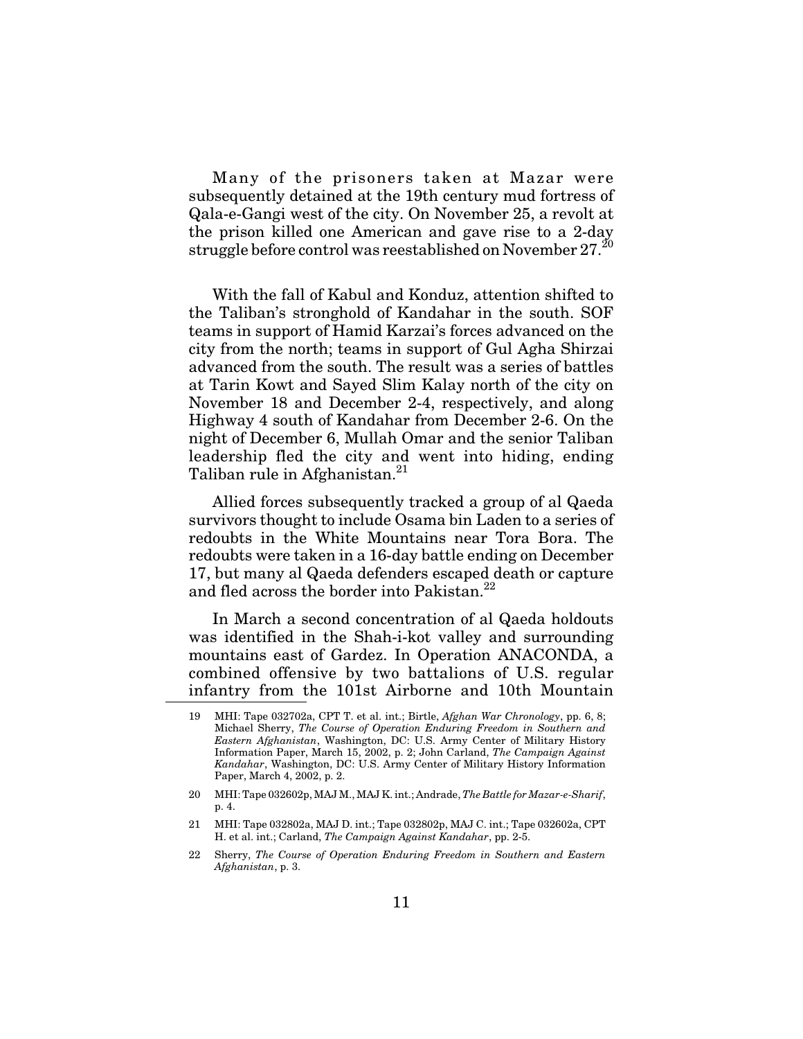Many of the prisoners taken at Mazar were subsequently detained at the 19th century mud fortress of Qala-e-Gangi west of the city. On November 25, a revolt at the prison killed one American and gave rise to a 2-day struggle before control was reestablished on November 27.[20]

With the fall of Kabul and Konduz, attention shifted to the Taliban's stronghold of Kandahar in the south. SOF teams in support of Hamid Karzai's forces advanced on the city from the north; teams in support of Gul Agha Shirzai advanced from the south. The result was a series of battles at Tarin Kowt and Sayed Slim Kalay north of the city on November 18 and December 2-4, respectively, and along Highway 4 south of Kandahar from December 2-6. On the night of December 6, Mullah Omar and the senior Taliban leadership fled the city and went into hiding, ending Taliban rule in Afghanistan.[21]

Allied forces subsequently tracked a group of al Qaeda survivors thought to include Osama bin Laden to a series of redoubts in the White Mountains near Tora Bora. The redoubts were taken in a 16-day battle ending on December 17, but many al Qaeda defenders escaped death or capture and fled across the border into Pakistan.[22]

In March a second concentration of al Qaeda holdouts was identified in the Shah-i-kot valley and surrounding mountains east of Gardez. In Operation ANACONDA, a combined offensive by two battalions of U.S. regular infantry from the 101st Airborne and 10th Mountain

---

19 MHI: Tape 032702a, CPT T. et al. int.; Birtle, *Afghan War Chronology*, pp. 6, 8; Michael Sherry, *The Course of Operation Enduring Freedom in Southern and Eastern Afghanistan*, Washington, DC: U.S. Army Center of Military History Information Paper, March 15, 2002, p. 2; John Carland, *The Campaign Against Kandahar*, Washington, DC: U.S. Army Center of Military History Information Paper, March 4, 2002, p. 2.

20 MHI: Tape 032602p, MAJ M., MAJ K. int.; Andrade, *The Battle for Mazar-e-Sharif*, p. 4.

21 MHI: Tape 032802a, MAJ D. int.; Tape 032802p, MAJ C. int.; Tape 032602a, CPT H. et al. int.; Carland, *The Campaign Against Kandahar*, pp. 2-5.

22 Sherry, *The Course of Operation Enduring Freedom in Southern and Eastern Afghanistan*, p. 3.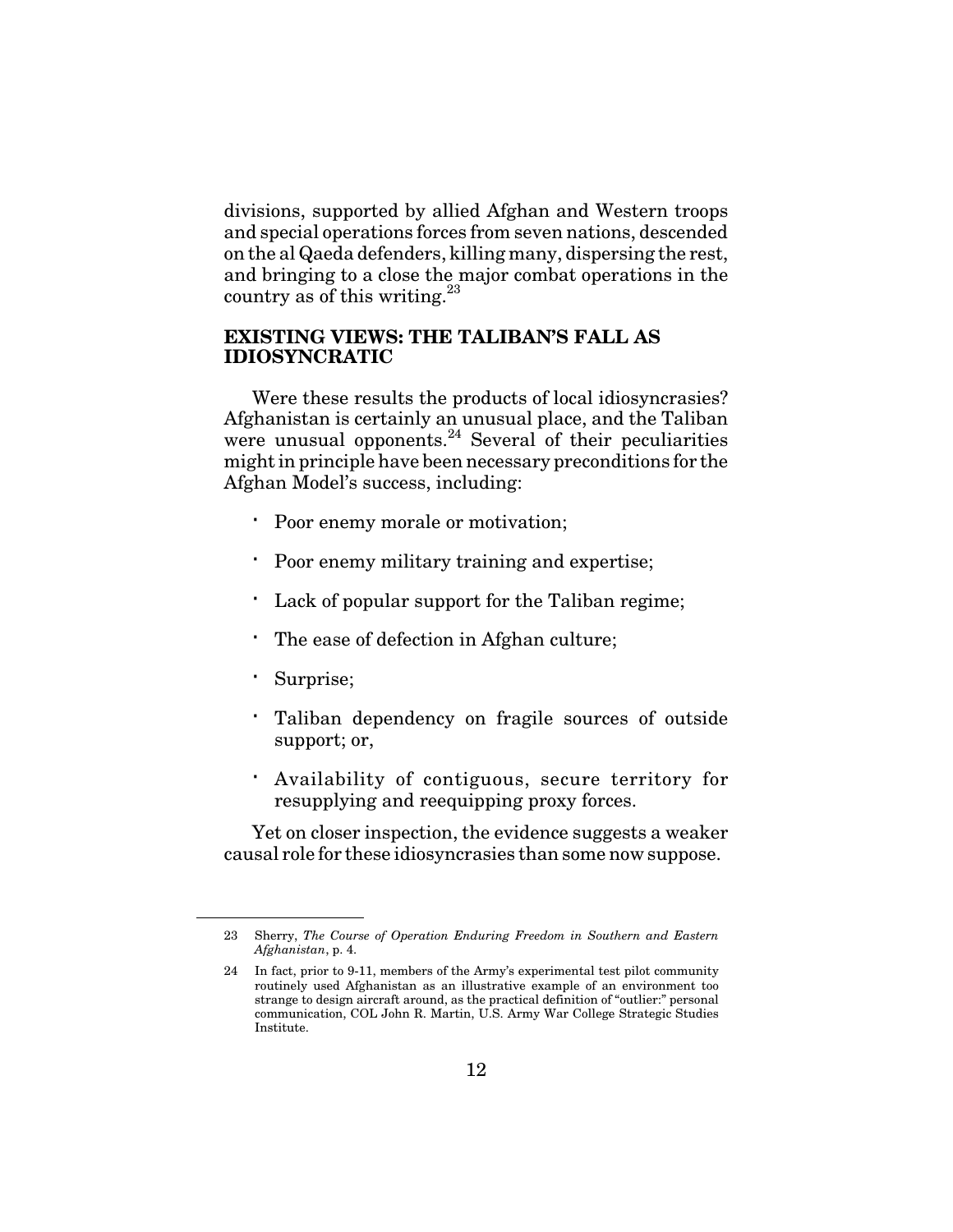divisions, supported by allied Afghan and Western troops and special operations forces from seven nations, descended on the al Qaeda defenders, killing many, dispersing the rest, and bringing to a close the major combat operations in the country as of this writing.[23]

## EXISTING VIEWS: THE TALIBAN'S FALL AS IDIOSYNCRATIC

Were these results the products of local idiosyncrasies? Afghanistan is certainly an unusual place, and the Taliban were unusual opponents.[24] Several of their peculiarities might in principle have been necessary preconditions for the Afghan Model's success, including:

- Poor enemy morale or motivation;
- Poor enemy military training and expertise;
- Lack of popular support for the Taliban regime;
- The ease of defection in Afghan culture;
- Surprise;
- Taliban dependency on fragile sources of outside support; or,
- Availability of contiguous, secure territory for resupplying and reequipping proxy forces.

Yet on closer inspection, the evidence suggests a weaker causal role for these idiosyncrasies than some now suppose.

---

23 Sherry, *The Course of Operation Enduring Freedom in Southern and Eastern Afghanistan*, p. 4.

24 In fact, prior to 9-11, members of the Army's experimental test pilot community routinely used Afghanistan as an illustrative example of an environment too strange to design aircraft around, as the practical definition of "outlier:" personal communication, COL John R. Martin, U.S. Army War College Strategic Studies Institute.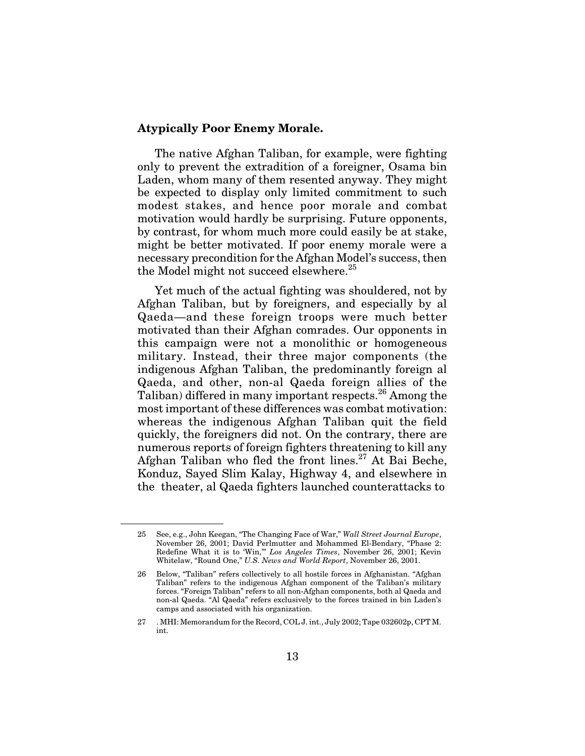**Atypically Poor Enemy Morale.**

The native Afghan Taliban, for example, were fighting only to prevent the extradition of a foreigner, Osama bin Laden, whom many of them resented anyway. They might be expected to display only limited commitment to such modest stakes, and hence poor morale and combat motivation would hardly be surprising. Future opponents, by contrast, for whom much more could easily be at stake, might be better motivated. If poor enemy morale were a necessary precondition for the Afghan Model's success, then the Model might not succeed elsewhere.[25]

Yet much of the actual fighting was shouldered, not by Afghan Taliban, but by foreigners, and especially by al Qaeda—and these foreign troops were much better motivated than their Afghan comrades. Our opponents in this campaign were not a monolithic or homogeneous military. Instead, their three major components (the indigenous Afghan Taliban, the predominantly foreign al Qaeda, and other, non-al Qaeda foreign allies of the Taliban) differed in many important respects.[26] Among the most important of these differences was combat motivation: whereas the indigenous Afghan Taliban quit the field quickly, the foreigners did not. On the contrary, there are numerous reports of foreign fighters threatening to kill any Afghan Taliban who fled the front lines.[27] At Bai Beche, Konduz, Sayed Slim Kalay, Highway 4, and elsewhere in the theater, al Qaeda fighters launched counterattacks to

---

25 See, e.g., John Keegan, "The Changing Face of War," *Wall Street Journal Europe*, November 26, 2001; David Perlmutter and Mohammed El-Bendary, "Phase 2: Redefine What it is to 'Win,'" *Los Angeles Times*, November 26, 2001; Kevin Whitelaw, "Round One," *U.S. News and World Report*, November 26, 2001.

26 Below, "Taliban" refers collectively to all hostile forces in Afghanistan. "Afghan Taliban" refers to the indigenous Afghan component of the Taliban's military forces. "Foreign Taliban" refers to all non-Afghan components, both al Qaeda and non-al Qaeda. "Al Qaeda" refers exclusively to the forces trained in bin Laden's camps and associated with his organization.

27 . MHI: Memorandum for the Record, COL J. int., July 2002; Tape 032602p, CPT M. int.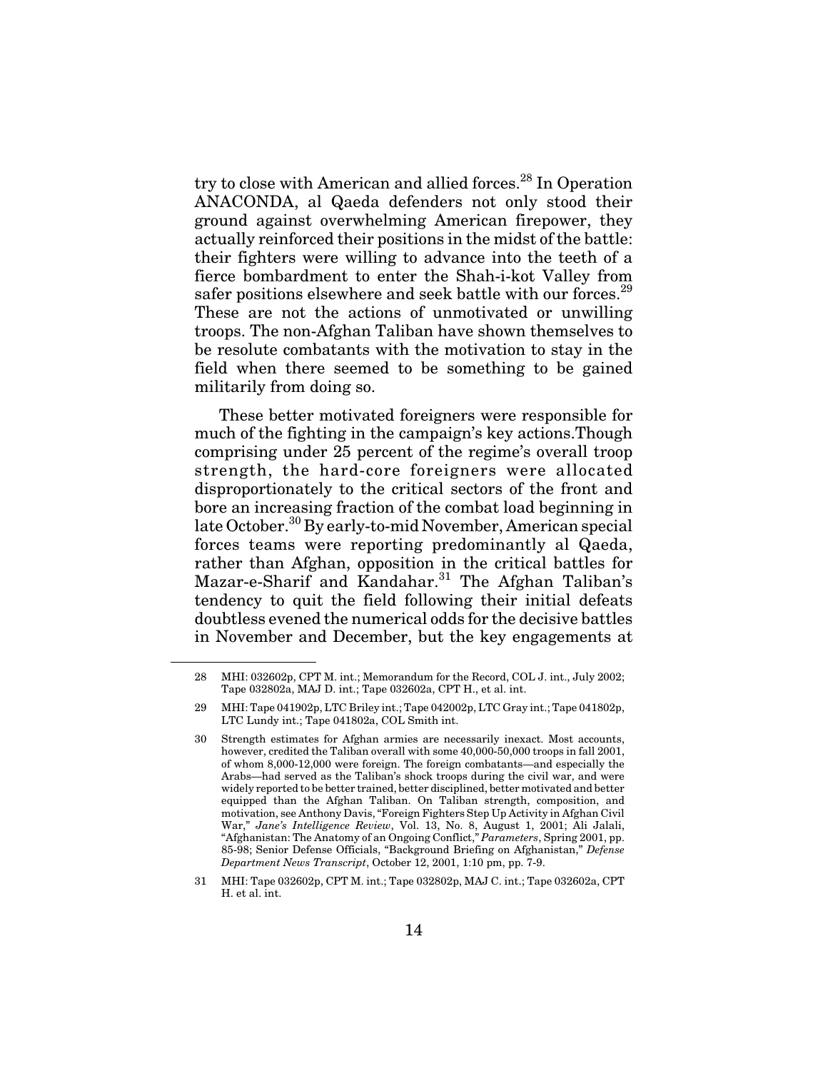try to close with American and allied forces.[28] In Operation ANACONDA, al Qaeda defenders not only stood their ground against overwhelming American firepower, they actually reinforced their positions in the midst of the battle: their fighters were willing to advance into the teeth of a fierce bombardment to enter the Shah-i-kot Valley from safer positions elsewhere and seek battle with our forces.[29] These are not the actions of unmotivated or unwilling troops. The non-Afghan Taliban have shown themselves to be resolute combatants with the motivation to stay in the field when there seemed to be something to be gained militarily from doing so.

These better motivated foreigners were responsible for much of the fighting in the campaign's key actions.Though comprising under 25 percent of the regime's overall troop strength, the hard-core foreigners were allocated disproportionately to the critical sectors of the front and bore an increasing fraction of the combat load beginning in late October.[30] By early-to-mid November, American special forces teams were reporting predominantly al Qaeda, rather than Afghan, opposition in the critical battles for Mazar-e-Sharif and Kandahar.[31] The Afghan Taliban's tendency to quit the field following their initial defeats doubtless evened the numerical odds for the decisive battles in November and December, but the key engagements at

---

28 MHI: 032602p, CPT M. int.; Memorandum for the Record, COL J. int., July 2002; Tape 032802a, MAJ D. int.; Tape 032602a, CPT H., et al. int.

29 MHI: Tape 041902p, LTC Briley int.; Tape 042002p, LTC Gray int.; Tape 041802p, LTC Lundy int.; Tape 041802a, COL Smith int.

30 Strength estimates for Afghan armies are necessarily inexact. Most accounts, however, credited the Taliban overall with some 40,000-50,000 troops in fall 2001, of whom 8,000-12,000 were foreign. The foreign combatants—and especially the Arabs—had served as the Taliban's shock troops during the civil war, and were widely reported to be better trained, better disciplined, better motivated and better equipped than the Afghan Taliban. On Taliban strength, composition, and motivation, see Anthony Davis, "Foreign Fighters Step Up Activity in Afghan Civil War," *Jane's Intelligence Review*, Vol. 13, No. 8, August 1, 2001; Ali Jalali, "Afghanistan: The Anatomy of an Ongoing Conflict," *Parameters*, Spring 2001, pp. 85-98; Senior Defense Officials, "Background Briefing on Afghanistan," *Defense Department News Transcript*, October 12, 2001, 1:10 pm, pp. 7-9.

31 MHI: Tape 032602p, CPT M. int.; Tape 032802p, MAJ C. int.; Tape 032602a, CPT H. et al. int.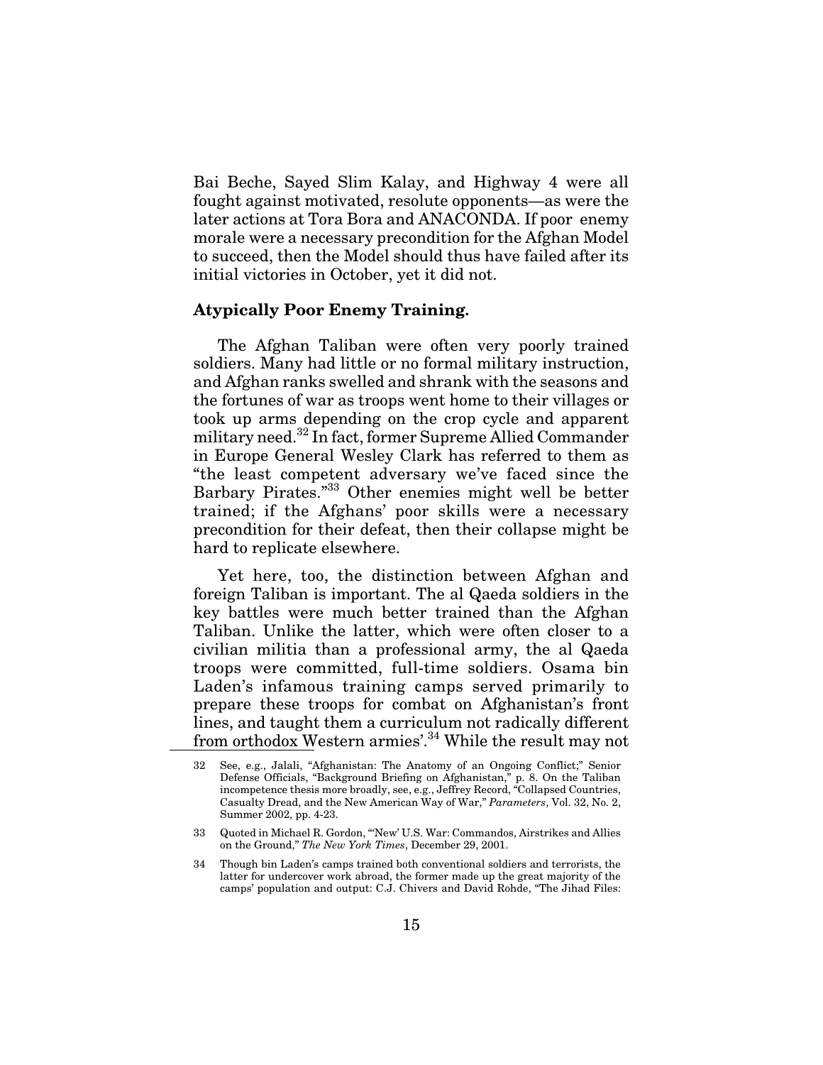Bai Beche, Sayed Slim Kalay, and Highway 4 were all fought against motivated, resolute opponents—as were the later actions at Tora Bora and ANACONDA. If poor enemy morale were a necessary precondition for the Afghan Model to succeed, then the Model should thus have failed after its initial victories in October, yet it did not.

**Atypically Poor Enemy Training.**

The Afghan Taliban were often very poorly trained soldiers. Many had little or no formal military instruction, and Afghan ranks swelled and shrank with the seasons and the fortunes of war as troops went home to their villages or took up arms depending on the crop cycle and apparent military need.[32] In fact, former Supreme Allied Commander in Europe General Wesley Clark has referred to them as "the least competent adversary we've faced since the Barbary Pirates."[33] Other enemies might well be better trained; if the Afghans' poor skills were a necessary precondition for their defeat, then their collapse might be hard to replicate elsewhere.

Yet here, too, the distinction between Afghan and foreign Taliban is important. The al Qaeda soldiers in the key battles were much better trained than the Afghan Taliban. Unlike the latter, which were often closer to a civilian militia than a professional army, the al Qaeda troops were committed, full-time soldiers. Osama bin Laden's infamous training camps served primarily to prepare these troops for combat on Afghanistan's front lines, and taught them a curriculum not radically different from orthodox Western armies'.[34] While the result may not

---

32 See, e.g., Jalali, "Afghanistan: The Anatomy of an Ongoing Conflict;" Senior Defense Officials, "Background Briefing on Afghanistan," p. 8. On the Taliban incompetence thesis more broadly, see, e.g., Jeffrey Record, "Collapsed Countries, Casualty Dread, and the New American Way of War," *Parameters*, Vol. 32, No. 2, Summer 2002, pp. 4-23.

33 Quoted in Michael R. Gordon, "'New' U.S. War: Commandos, Airstrikes and Allies on the Ground," *The New York Times*, December 29, 2001.

34 Though bin Laden's camps trained both conventional soldiers and terrorists, the latter for undercover work abroad, the former made up the great majority of the camps' population and output: C.J. Chivers and David Rohde, "The Jihad Files: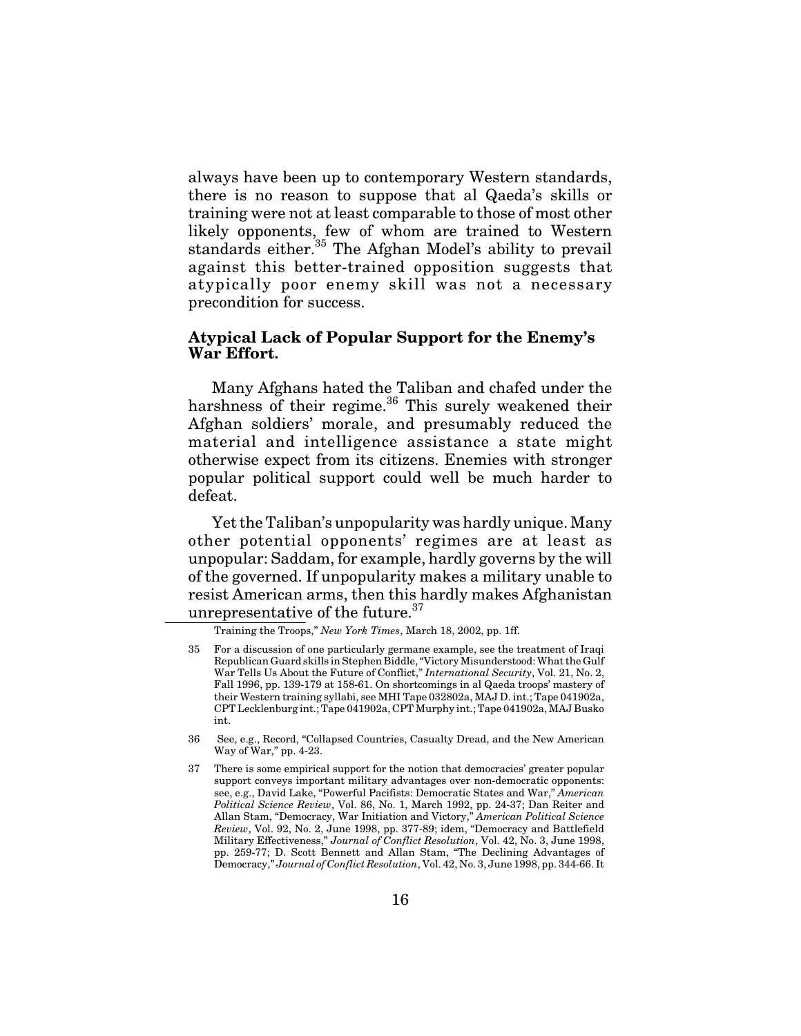always have been up to contemporary Western standards, there is no reason to suppose that al Qaeda's skills or training were not at least comparable to those of most other likely opponents, few of whom are trained to Western standards either.[35] The Afghan Model's ability to prevail against this better-trained opposition suggests that atypically poor enemy skill was not a necessary precondition for success.

**Atypical Lack of Popular Support for the Enemy's War Effort.**

Many Afghans hated the Taliban and chafed under the harshness of their regime.[36] This surely weakened their Afghan soldiers' morale, and presumably reduced the material and intelligence assistance a state might otherwise expect from its citizens. Enemies with stronger popular political support could well be much harder to defeat.

Yet the Taliban's unpopularity was hardly unique. Many other potential opponents' regimes are at least as unpopular: Saddam, for example, hardly governs by the will of the governed. If unpopularity makes a military unable to resist American arms, then this hardly makes Afghanistan unrepresentative of the future.[37]

---

Training the Troops," *New York Times*, March 18, 2002, pp. 1ff.

35 For a discussion of one particularly germane example, see the treatment of Iraqi Republican Guard skills in Stephen Biddle, "Victory Misunderstood: What the Gulf War Tells Us About the Future of Conflict," *International Security*, Vol. 21, No. 2, Fall 1996, pp. 139-179 at 158-61. On shortcomings in al Qaeda troops' mastery of their Western training syllabi, see MHI Tape 032802a, MAJ D. int.; Tape 041902a, CPT Lecklenburg int.; Tape 041902a, CPT Murphy int.; Tape 041902a, MAJ Busko int.

36 See, e.g., Record, "Collapsed Countries, Casualty Dread, and the New American Way of War," pp. 4-23.

37 There is some empirical support for the notion that democracies' greater popular support conveys important military advantages over non-democratic opponents: see, e.g., David Lake, "Powerful Pacifists: Democratic States and War," *American Political Science Review*, Vol. 86, No. 1, March 1992, pp. 24-37; Dan Reiter and Allan Stam, "Democracy, War Initiation and Victory," *American Political Science Review*, Vol. 92, No. 2, June 1998, pp. 377-89; idem, "Democracy and Battlefield Military Effectiveness," *Journal of Conflict Resolution*, Vol. 42, No. 3, June 1998, pp. 259-77; D. Scott Bennett and Allan Stam, "The Declining Advantages of Democracy," *Journal of Conflict Resolution*, Vol. 42, No. 3, June 1998, pp. 344-66. It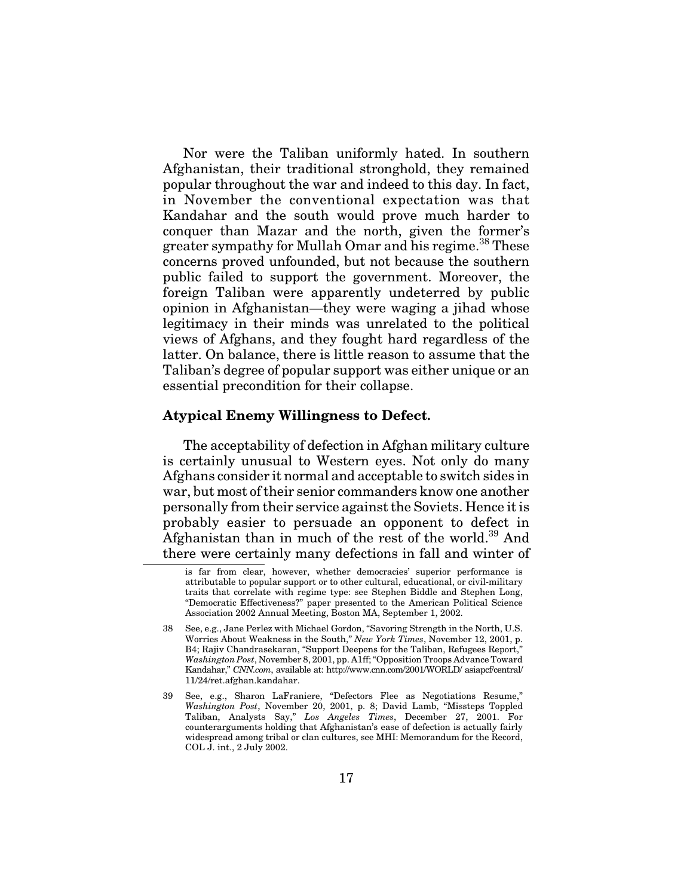Nor were the Taliban uniformly hated. In southern Afghanistan, their traditional stronghold, they remained popular throughout the war and indeed to this day. In fact, in November the conventional expectation was that Kandahar and the south would prove much harder to conquer than Mazar and the north, given the former's greater sympathy for Mullah Omar and his regime.[38] These concerns proved unfounded, but not because the southern public failed to support the government. Moreover, the foreign Taliban were apparently undeterred by public opinion in Afghanistan—they were waging a jihad whose legitimacy in their minds was unrelated to the political views of Afghans, and they fought hard regardless of the latter. On balance, there is little reason to assume that the Taliban's degree of popular support was either unique or an essential precondition for their collapse.

**Atypical Enemy Willingness to Defect.**

The acceptability of defection in Afghan military culture is certainly unusual to Western eyes. Not only do many Afghans consider it normal and acceptable to switch sides in war, but most of their senior commanders know one another personally from their service against the Soviets. Hence it is probably easier to persuade an opponent to defect in Afghanistan than in much of the rest of the world.[39] And there were certainly many defections in fall and winter of

---

is far from clear, however, whether democracies' superior performance is attributable to popular support or to other cultural, educational, or civil-military traits that correlate with regime type: see Stephen Biddle and Stephen Long, "Democratic Effectiveness?" paper presented to the American Political Science Association 2002 Annual Meeting, Boston MA, September 1, 2002.

38 See, e.g., Jane Perlez with Michael Gordon, "Savoring Strength in the North, U.S. Worries About Weakness in the South," *New York Times*, November 12, 2001, p. B4; Rajiv Chandrasekaran, "Support Deepens for the Taliban, Refugees Report," *Washington Post*, November 8, 2001, pp. A1ff; "Opposition Troops Advance Toward Kandahar," *CNN.com*, available at: http://www.cnn.com/2001/WORLD/ asiapcf/central/ 11/24/ret.afghan.kandahar.

39 See, e.g., Sharon LaFraniere, "Defectors Flee as Negotiations Resume," *Washington Post*, November 20, 2001, p. 8; David Lamb, "Missteps Toppled Taliban, Analysts Say," *Los Angeles Times*, December 27, 2001. For counterarguments holding that Afghanistan's ease of defection is actually fairly widespread among tribal or clan cultures, see MHI: Memorandum for the Record, COL J. int., 2 July 2002.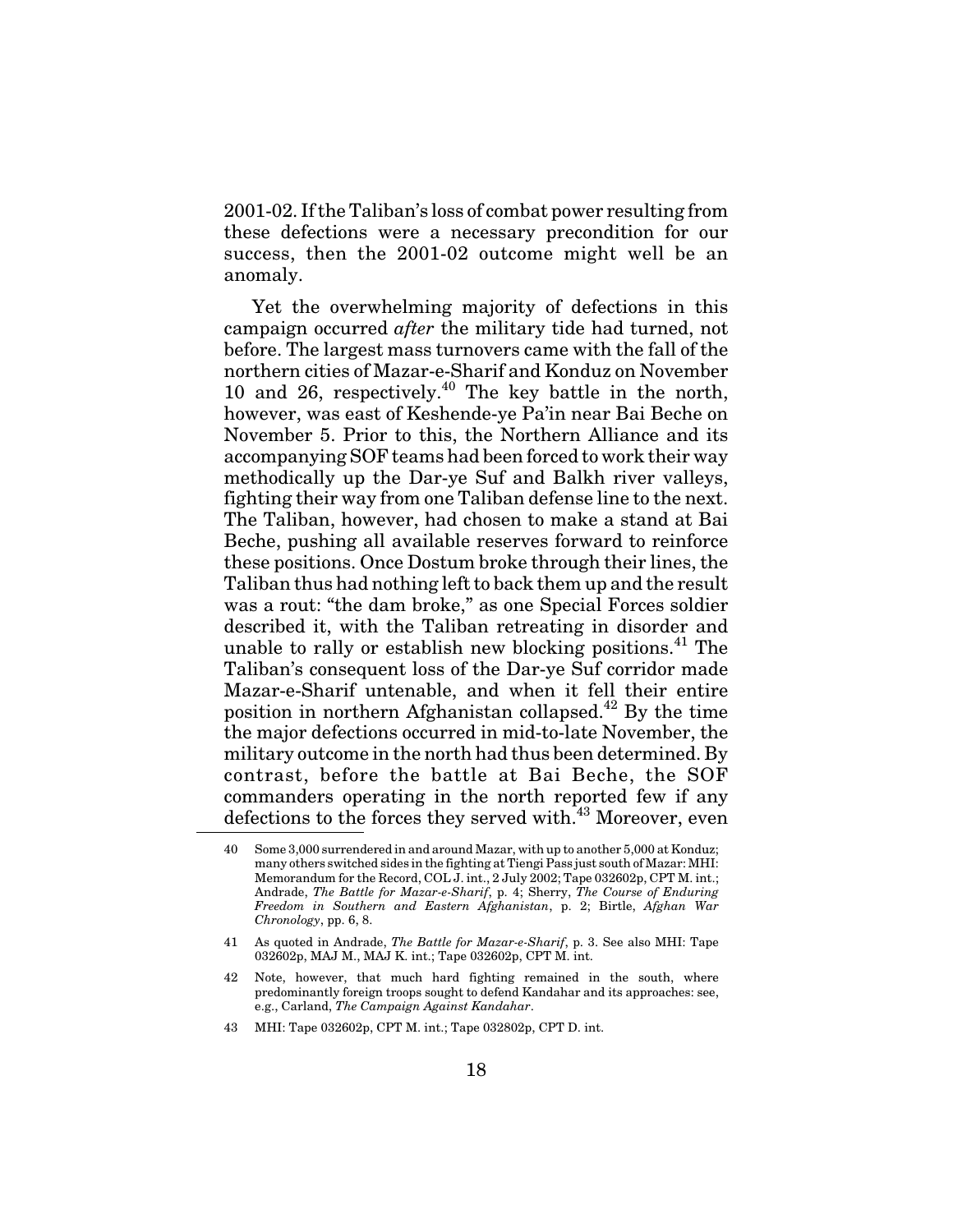2001-02. If the Taliban's loss of combat power resulting from these defections were a necessary precondition for our success, then the 2001-02 outcome might well be an anomaly.

Yet the overwhelming majority of defections in this campaign occurred *after* the military tide had turned, not before. The largest mass turnovers came with the fall of the northern cities of Mazar-e-Sharif and Konduz on November 10 and 26, respectively.[40] The key battle in the north, however, was east of Keshende-ye Pa'in near Bai Beche on November 5. Prior to this, the Northern Alliance and its accompanying SOF teams had been forced to work their way methodically up the Dar-ye Suf and Balkh river valleys, fighting their way from one Taliban defense line to the next. The Taliban, however, had chosen to make a stand at Bai Beche, pushing all available reserves forward to reinforce these positions. Once Dostum broke through their lines, the Taliban thus had nothing left to back them up and the result was a rout: "the dam broke," as one Special Forces soldier described it, with the Taliban retreating in disorder and unable to rally or establish new blocking positions.[41] The Taliban's consequent loss of the Dar-ye Suf corridor made Mazar-e-Sharif untenable, and when it fell their entire position in northern Afghanistan collapsed.[42] By the time the major defections occurred in mid-to-late November, the military outcome in the north had thus been determined. By contrast, before the battle at Bai Beche, the SOF commanders operating in the north reported few if any defections to the forces they served with.[43] Moreover, even

---

40 Some 3,000 surrendered in and around Mazar, with up to another 5,000 at Konduz; many others switched sides in the fighting at Tiengi Pass just south of Mazar: MHI: Memorandum for the Record, COL J. int., 2 July 2002; Tape 032602p, CPT M. int.; Andrade, *The Battle for Mazar-e-Sharif*, p. 4; Sherry, *The Course of Enduring Freedom in Southern and Eastern Afghanistan*, p. 2; Birtle, *Afghan War Chronology*, pp. 6, 8.

41 As quoted in Andrade, *The Battle for Mazar-e-Sharif*, p. 3. See also MHI: Tape 032602p, MAJ M., MAJ K. int.; Tape 032602p, CPT M. int.

42 Note, however, that much hard fighting remained in the south, where predominantly foreign troops sought to defend Kandahar and its approaches: see, e.g., Carland, *The Campaign Against Kandahar*.

43 MHI: Tape 032602p, CPT M. int.; Tape 032802p, CPT D. int.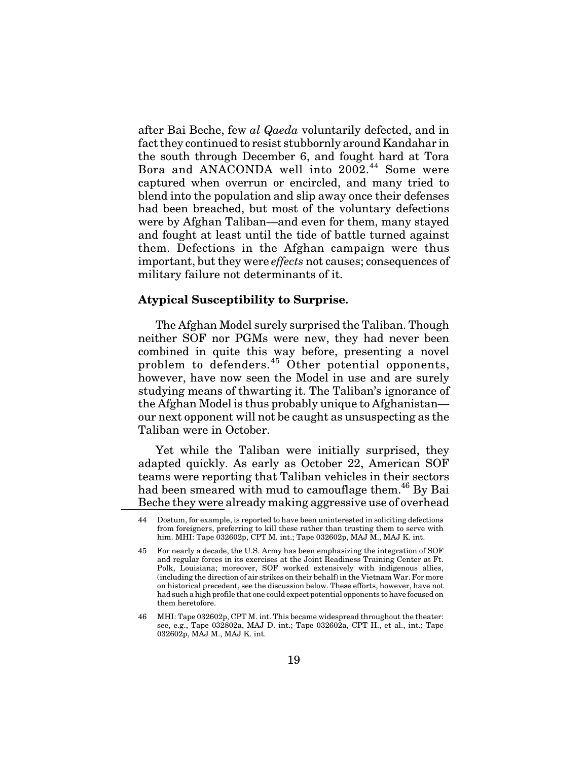after Bai Beche, few *al Qaeda* voluntarily defected, and in fact they continued to resist stubbornly around Kandahar in the south through December 6, and fought hard at Tora Bora and ANACONDA well into 2002.[44] Some were captured when overrun or encircled, and many tried to blend into the population and slip away once their defenses had been breached, but most of the voluntary defections were by Afghan Taliban—and even for them, many stayed and fought at least until the tide of battle turned against them. Defections in the Afghan campaign were thus important, but they were *effects* not causes; consequences of military failure not determinants of it.

**Atypical Susceptibility to Surprise.**

The Afghan Model surely surprised the Taliban. Though neither SOF nor PGMs were new, they had never been combined in quite this way before, presenting a novel problem to defenders.[45] Other potential opponents, however, have now seen the Model in use and are surely studying means of thwarting it. The Taliban's ignorance of the Afghan Model is thus probably unique to Afghanistan—our next opponent will not be caught as unsuspecting as the Taliban were in October.

Yet while the Taliban were initially surprised, they adapted quickly. As early as October 22, American SOF teams were reporting that Taliban vehicles in their sectors had been smeared with mud to camouflage them.[46] By Bai Beche they were already making aggressive use of overhead

---

44 Dostum, for example, is reported to have been uninterested in soliciting defections from foreigners, preferring to kill these rather than trusting them to serve with him. MHI: Tape 032602p, CPT M. int.; Tape 032602p, MAJ M., MAJ K. int.

45 For nearly a decade, the U.S. Army has been emphasizing the integration of SOF and regular forces in its exercises at the Joint Readiness Training Center at Ft. Polk, Louisiana; moreover, SOF worked extensively with indigenous allies, (including the direction of air strikes on their behalf) in the Vietnam War. For more on historical precedent, see the discussion below. These efforts, however, have not had such a high profile that one could expect potential opponents to have focused on them heretofore.

46 MHI: Tape 032602p, CPT M. int. This became widespread throughout the theater: see, e.g., Tape 032802a, MAJ D. int.; Tape 032602a, CPT H., et al., int.; Tape 032602p, MAJ M., MAJ K. int.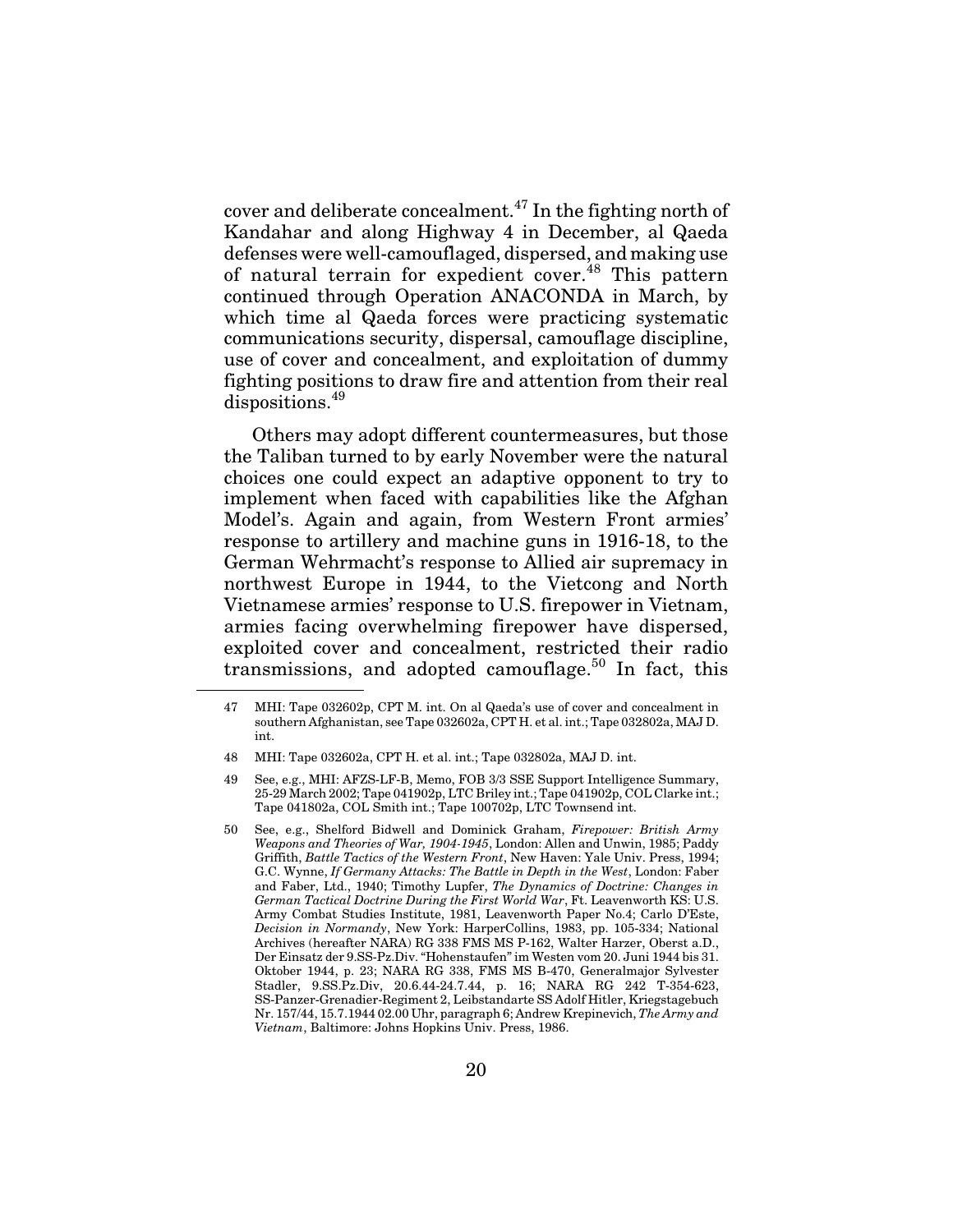cover and deliberate concealment.[47] In the fighting north of Kandahar and along Highway 4 in December, al Qaeda defenses were well-camouflaged, dispersed, and making use of natural terrain for expedient cover.[48] This pattern continued through Operation ANACONDA in March, by which time al Qaeda forces were practicing systematic communications security, dispersal, camouflage discipline, use of cover and concealment, and exploitation of dummy fighting positions to draw fire and attention from their real dispositions.[49]

Others may adopt different countermeasures, but those the Taliban turned to by early November were the natural choices one could expect an adaptive opponent to try to implement when faced with capabilities like the Afghan Model's. Again and again, from Western Front armies' response to artillery and machine guns in 1916-18, to the German Wehrmacht's response to Allied air supremacy in northwest Europe in 1944, to the Vietcong and North Vietnamese armies' response to U.S. firepower in Vietnam, armies facing overwhelming firepower have dispersed, exploited cover and concealment, restricted their radio transmissions, and adopted camouflage.[50] In fact, this

---

47 MHI: Tape 032602p, CPT M. int. On al Qaeda's use of cover and concealment in southern Afghanistan, see Tape 032602a, CPT H. et al. int.; Tape 032802a, MAJ D. int.

48 MHI: Tape 032602a, CPT H. et al. int.; Tape 032802a, MAJ D. int.

49 See, e.g., MHI: AFZS-LF-B, Memo, FOB 3/3 SSE Support Intelligence Summary, 25-29 March 2002; Tape 041902p, LTC Briley int.; Tape 041902p, COL Clarke int.; Tape 041802a, COL Smith int.; Tape 100702p, LTC Townsend int.

50 See, e.g., Shelford Bidwell and Dominick Graham, *Firepower: British Army Weapons and Theories of War, 1904-1945*, London: Allen and Unwin, 1985; Paddy Griffith, *Battle Tactics of the Western Front*, New Haven: Yale Univ. Press, 1994; G.C. Wynne, *If Germany Attacks: The Battle in Depth in the West*, London: Faber and Faber, Ltd., 1940; Timothy Lupfer, *The Dynamics of Doctrine: Changes in German Tactical Doctrine During the First World War*, Ft. Leavenworth KS: U.S. Army Combat Studies Institute, 1981, Leavenworth Paper No.4; Carlo D'Este, *Decision in Normandy*, New York: HarperCollins, 1983, pp. 105-334; National Archives (hereafter NARA) RG 338 FMS MS P-162, Walter Harzer, Oberst a.D., Der Einsatz der 9.SS-Pz.Div. "Hohenstaufen" im Westen vom 20. Juni 1944 bis 31. Oktober 1944, p. 23; NARA RG 338, FMS MS B-470, Generalmajor Sylvester Stadler, 9.SS.Pz.Div, 20.6.44-24.7.44, p. 16; NARA RG 242 T-354-623, SS-Panzer-Grenadier-Regiment 2, Leibstandarte SS Adolf Hitler, Kriegstagebuch Nr. 157/44, 15.7.1944 02.00 Uhr, paragraph 6; Andrew Krepinevich, *The Army and Vietnam*, Baltimore: Johns Hopkins Univ. Press, 1986.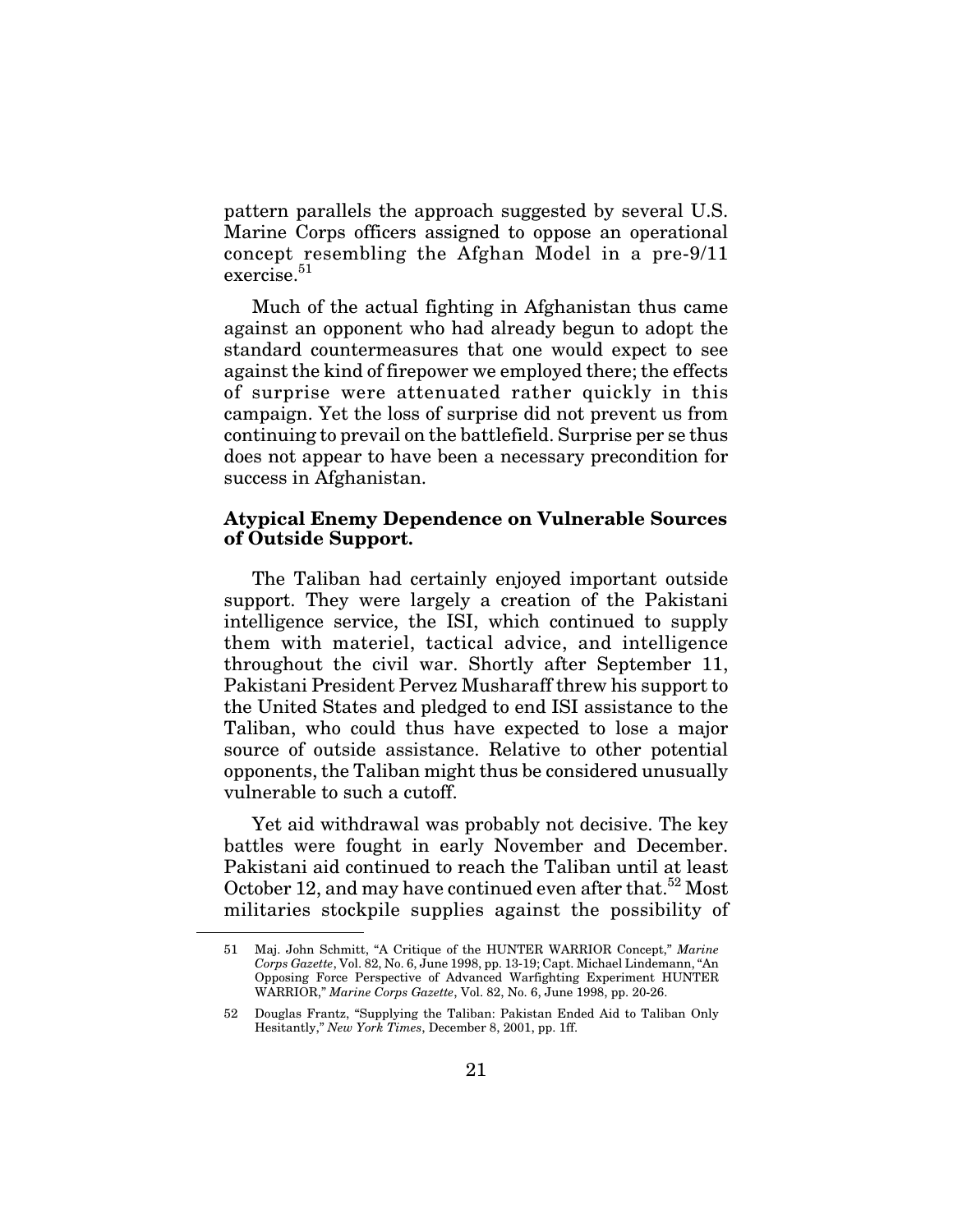pattern parallels the approach suggested by several U.S. Marine Corps officers assigned to oppose an operational concept resembling the Afghan Model in a pre-9/11 exercise.[51]

Much of the actual fighting in Afghanistan thus came against an opponent who had already begun to adopt the standard countermeasures that one would expect to see against the kind of firepower we employed there; the effects of surprise were attenuated rather quickly in this campaign. Yet the loss of surprise did not prevent us from continuing to prevail on the battlefield. Surprise per se thus does not appear to have been a necessary precondition for success in Afghanistan.

**Atypical Enemy Dependence on Vulnerable Sources of Outside Support.**

The Taliban had certainly enjoyed important outside support. They were largely a creation of the Pakistani intelligence service, the ISI, which continued to supply them with materiel, tactical advice, and intelligence throughout the civil war. Shortly after September 11, Pakistani President Pervez Musharaff threw his support to the United States and pledged to end ISI assistance to the Taliban, who could thus have expected to lose a major source of outside assistance. Relative to other potential opponents, the Taliban might thus be considered unusually vulnerable to such a cutoff.

Yet aid withdrawal was probably not decisive. The key battles were fought in early November and December. Pakistani aid continued to reach the Taliban until at least October 12, and may have continued even after that.[52] Most militaries stockpile supplies against the possibility of

---

51 Maj. John Schmitt, "A Critique of the HUNTER WARRIOR Concept," *Marine Corps Gazette*, Vol. 82, No. 6, June 1998, pp. 13-19; Capt. Michael Lindemann, "An Opposing Force Perspective of Advanced Warfighting Experiment HUNTER WARRIOR," *Marine Corps Gazette*, Vol. 82, No. 6, June 1998, pp. 20-26.

52 Douglas Frantz, "Supplying the Taliban: Pakistan Ended Aid to Taliban Only Hesitantly," *New York Times*, December 8, 2001, pp. 1ff.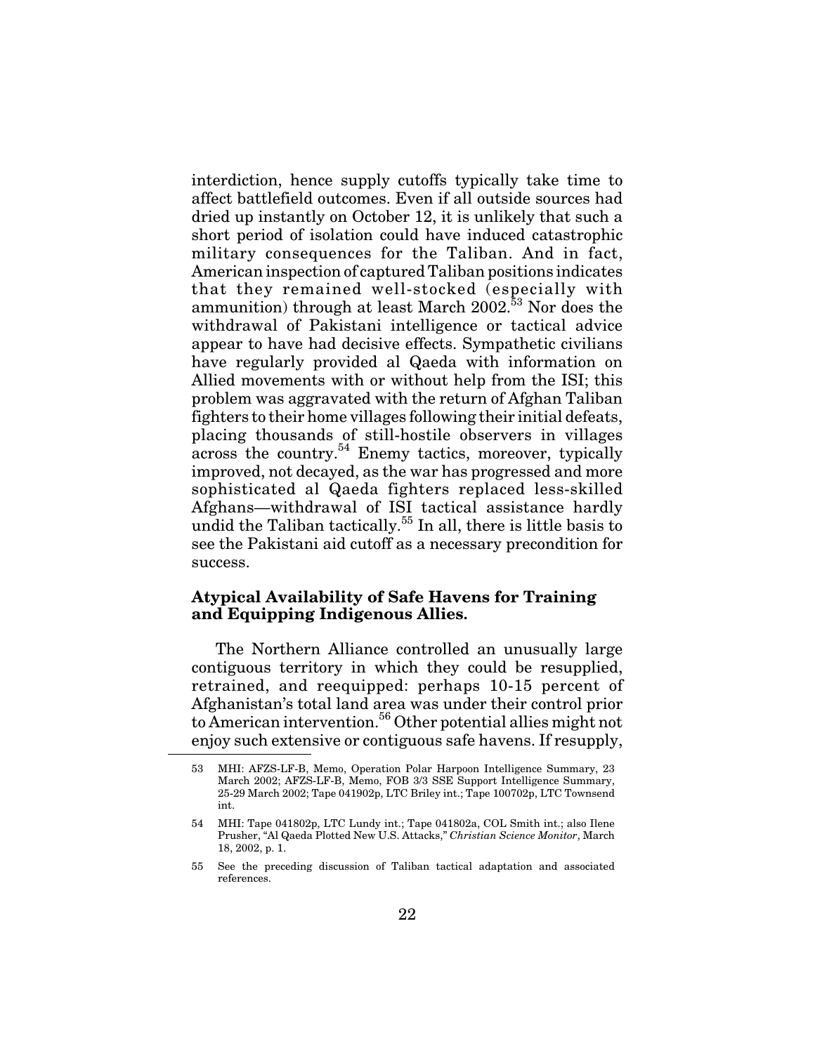interdiction, hence supply cutoffs typically take time to affect battlefield outcomes. Even if all outside sources had dried up instantly on October 12, it is unlikely that such a short period of isolation could have induced catastrophic military consequences for the Taliban. And in fact, American inspection of captured Taliban positions indicates that they remained well-stocked (especially with ammunition) through at least March 2002.[53] Nor does the withdrawal of Pakistani intelligence or tactical advice appear to have had decisive effects. Sympathetic civilians have regularly provided al Qaeda with information on Allied movements with or without help from the ISI; this problem was aggravated with the return of Afghan Taliban fighters to their home villages following their initial defeats, placing thousands of still-hostile observers in villages across the country.[54] Enemy tactics, moreover, typically improved, not decayed, as the war has progressed and more sophisticated al Qaeda fighters replaced less-skilled Afghans—withdrawal of ISI tactical assistance hardly undid the Taliban tactically.[55] In all, there is little basis to see the Pakistani aid cutoff as a necessary precondition for success.

**Atypical Availability of Safe Havens for Training and Equipping Indigenous Allies.**

The Northern Alliance controlled an unusually large contiguous territory in which they could be resupplied, retrained, and reequipped: perhaps 10-15 percent of Afghanistan's total land area was under their control prior to American intervention.[56] Other potential allies might not enjoy such extensive or contiguous safe havens. If resupply,

---

53 MHI: AFZS-LF-B, Memo, Operation Polar Harpoon Intelligence Summary, 23 March 2002; AFZS-LF-B, Memo, FOB 3/3 SSE Support Intelligence Summary, 25-29 March 2002; Tape 041902p, LTC Briley int.; Tape 100702p, LTC Townsend int.

54 MHI: Tape 041802p, LTC Lundy int.; Tape 041802a, COL Smith int.; also Ilene Prusher, "Al Qaeda Plotted New U.S. Attacks," *Christian Science Monitor*, March 18, 2002, p. 1.

55 See the preceding discussion of Taliban tactical adaptation and associated references.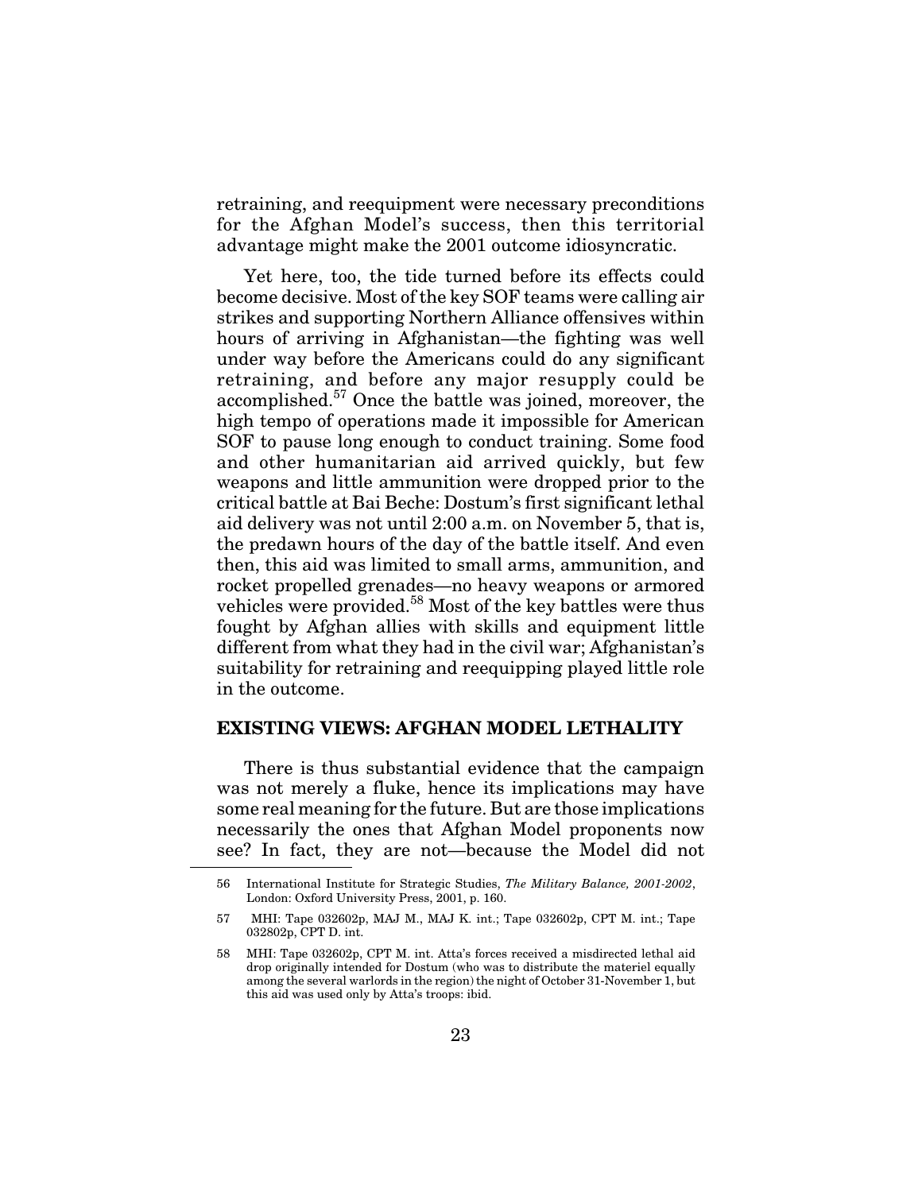retraining, and reequipment were necessary preconditions for the Afghan Model's success, then this territorial advantage might make the 2001 outcome idiosyncratic.

Yet here, too, the tide turned before its effects could become decisive. Most of the key SOF teams were calling air strikes and supporting Northern Alliance offensives within hours of arriving in Afghanistan—the fighting was well under way before the Americans could do any significant retraining, and before any major resupply could be accomplished.[57] Once the battle was joined, moreover, the high tempo of operations made it impossible for American SOF to pause long enough to conduct training. Some food and other humanitarian aid arrived quickly, but few weapons and little ammunition were dropped prior to the critical battle at Bai Beche: Dostum's first significant lethal aid delivery was not until 2:00 a.m. on November 5, that is, the predawn hours of the day of the battle itself. And even then, this aid was limited to small arms, ammunition, and rocket propelled grenades—no heavy weapons or armored vehicles were provided.[58] Most of the key battles were thus fought by Afghan allies with skills and equipment little different from what they had in the civil war; Afghanistan's suitability for retraining and reequipping played little role in the outcome.

## EXISTING VIEWS: AFGHAN MODEL LETHALITY

There is thus substantial evidence that the campaign was not merely a fluke, hence its implications may have some real meaning for the future. But are those implications necessarily the ones that Afghan Model proponents now see? In fact, they are not—because the Model did not

---

56 International Institute for Strategic Studies, *The Military Balance, 2001-2002*, London: Oxford University Press, 2001, p. 160.

57 MHI: Tape 032602p, MAJ M., MAJ K. int.; Tape 032602p, CPT M. int.; Tape 032802p, CPT D. int.

58 MHI: Tape 032602p, CPT M. int. Atta's forces received a misdirected lethal aid drop originally intended for Dostum (who was to distribute the materiel equally among the several warlords in the region) the night of October 31-November 1, but this aid was used only by Atta's troops: ibid.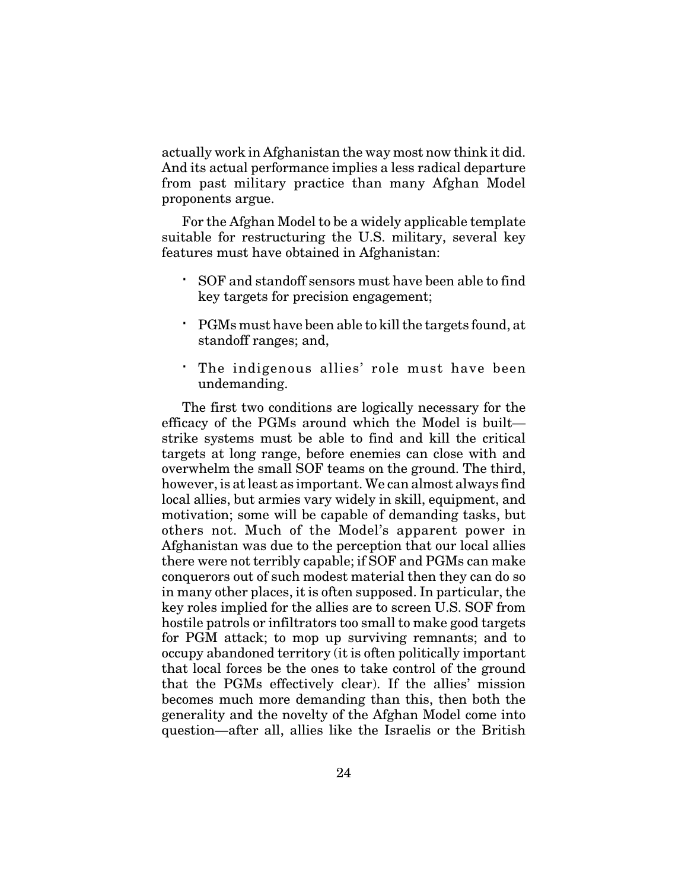actually work in Afghanistan the way most now think it did. And its actual performance implies a less radical departure from past military practice than many Afghan Model proponents argue.

For the Afghan Model to be a widely applicable template suitable for restructuring the U.S. military, several key features must have obtained in Afghanistan:

- SOF and standoff sensors must have been able to find key targets for precision engagement;
- PGMs must have been able to kill the targets found, at standoff ranges; and,
- The indigenous allies' role must have been undemanding.

The first two conditions are logically necessary for the efficacy of the PGMs around which the Model is built—strike systems must be able to find and kill the critical targets at long range, before enemies can close with and overwhelm the small SOF teams on the ground. The third, however, is at least as important. We can almost always find local allies, but armies vary widely in skill, equipment, and motivation; some will be capable of demanding tasks, but others not. Much of the Model's apparent power in Afghanistan was due to the perception that our local allies there were not terribly capable; if SOF and PGMs can make conquerors out of such modest material then they can do so in many other places, it is often supposed. In particular, the key roles implied for the allies are to screen U.S. SOF from hostile patrols or infiltrators too small to make good targets for PGM attack; to mop up surviving remnants; and to occupy abandoned territory (it is often politically important that local forces be the ones to take control of the ground that the PGMs effectively clear). If the allies' mission becomes much more demanding than this, then both the generality and the novelty of the Afghan Model come into question—after all, allies like the Israelis or the British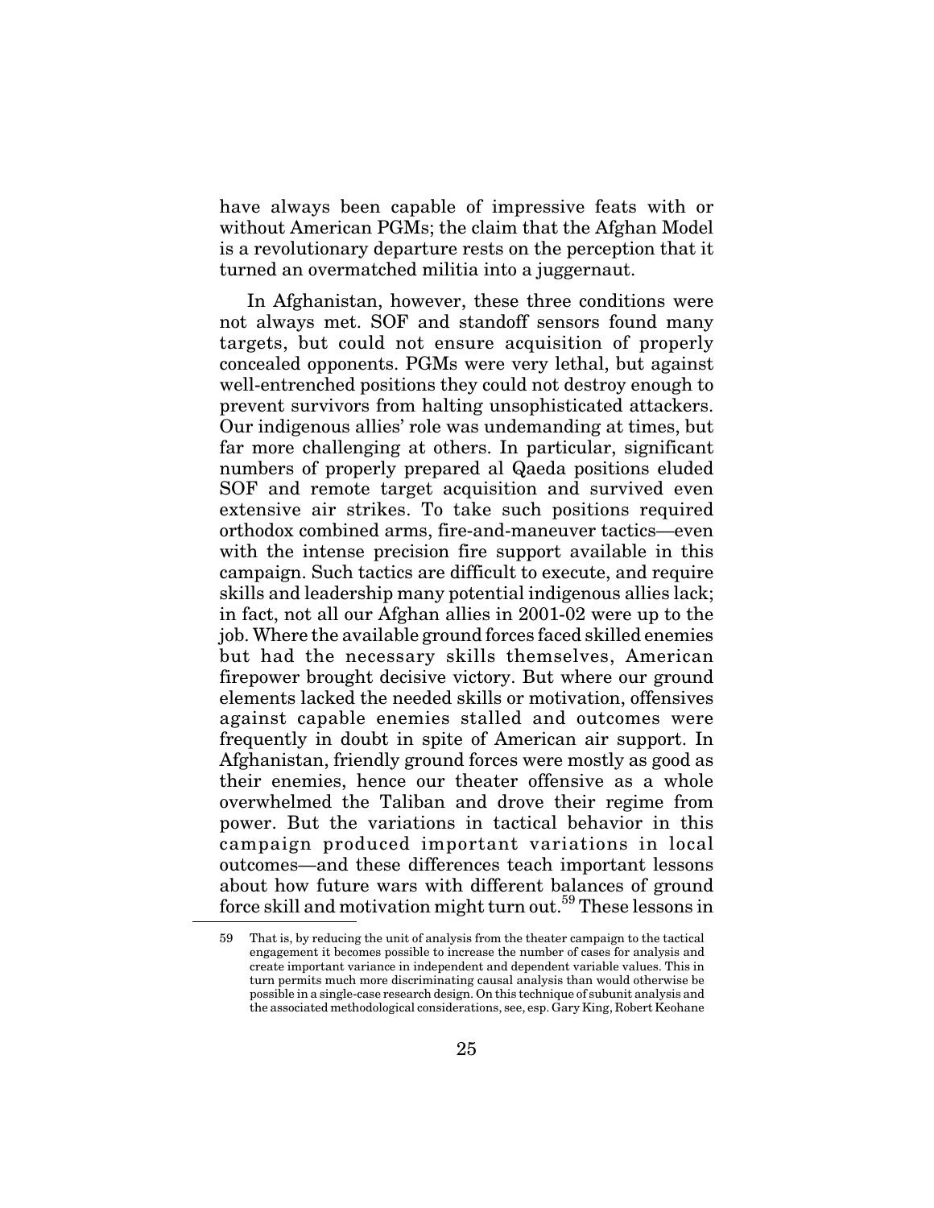have always been capable of impressive feats with or without American PGMs; the claim that the Afghan Model is a revolutionary departure rests on the perception that it turned an overmatched militia into a juggernaut.

In Afghanistan, however, these three conditions were not always met. SOF and standoff sensors found many targets, but could not ensure acquisition of properly concealed opponents. PGMs were very lethal, but against well-entrenched positions they could not destroy enough to prevent survivors from halting unsophisticated attackers. Our indigenous allies' role was undemanding at times, but far more challenging at others. In particular, significant numbers of properly prepared al Qaeda positions eluded SOF and remote target acquisition and survived even extensive air strikes. To take such positions required orthodox combined arms, fire-and-maneuver tactics—even with the intense precision fire support available in this campaign. Such tactics are difficult to execute, and require skills and leadership many potential indigenous allies lack; in fact, not all our Afghan allies in 2001-02 were up to the job. Where the available ground forces faced skilled enemies but had the necessary skills themselves, American firepower brought decisive victory. But where our ground elements lacked the needed skills or motivation, offensives against capable enemies stalled and outcomes were frequently in doubt in spite of American air support. In Afghanistan, friendly ground forces were mostly as good as their enemies, hence our theater offensive as a whole overwhelmed the Taliban and drove their regime from power. But the variations in tactical behavior in this campaign produced important variations in local outcomes—and these differences teach important lessons about how future wars with different balances of ground force skill and motivation might turn out.[59] These lessons in

---

59 That is, by reducing the unit of analysis from the theater campaign to the tactical engagement it becomes possible to increase the number of cases for analysis and create important variance in independent and dependent variable values. This in turn permits much more discriminating causal analysis than would otherwise be possible in a single-case research design. On this technique of subunit analysis and the associated methodological considerations, see, esp. Gary King, Robert Keohane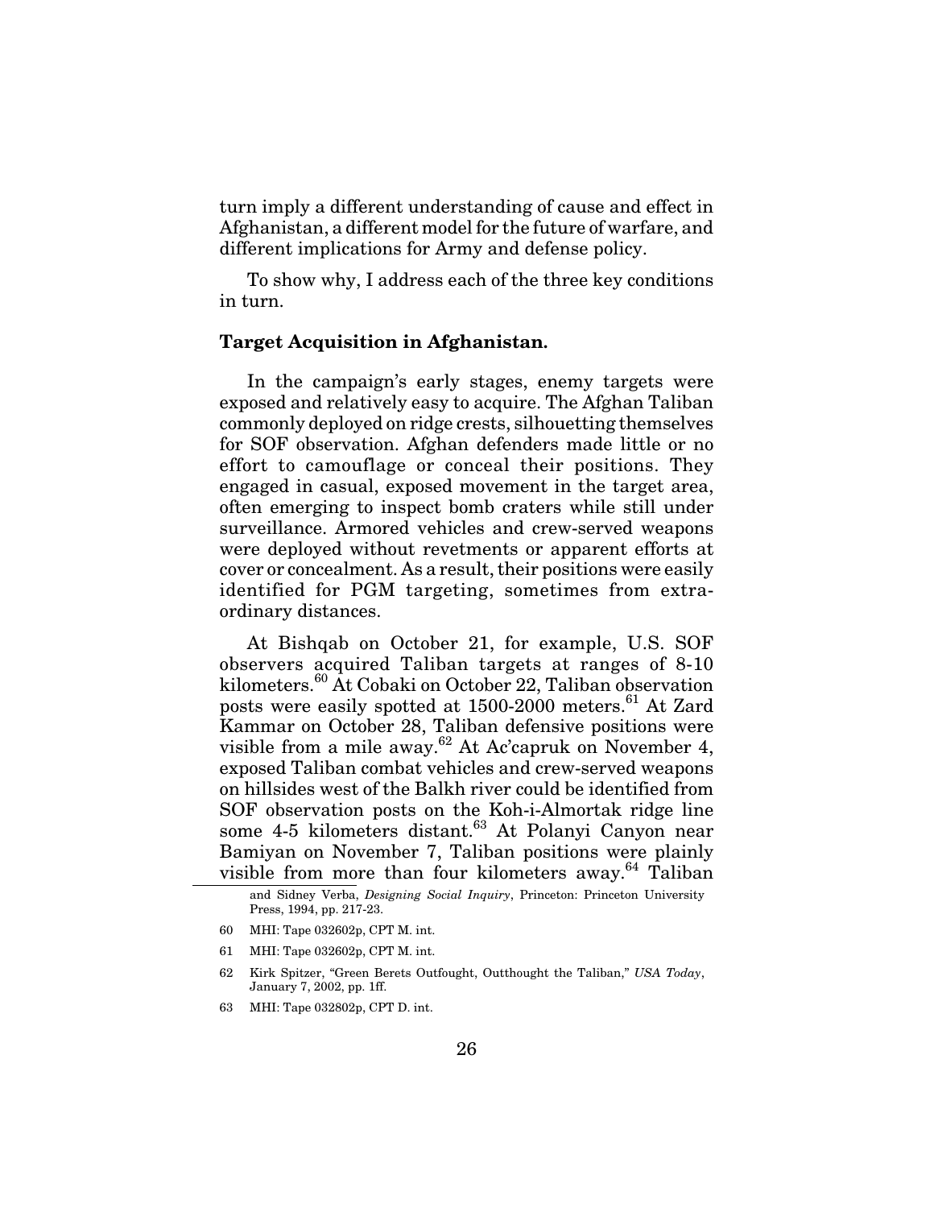turn imply a different understanding of cause and effect in Afghanistan, a different model for the future of warfare, and different implications for Army and defense policy.

To show why, I address each of the three key conditions in turn.

**Target Acquisition in Afghanistan.**

In the campaign's early stages, enemy targets were exposed and relatively easy to acquire. The Afghan Taliban commonly deployed on ridge crests, silhouetting themselves for SOF observation. Afghan defenders made little or no effort to camouflage or conceal their positions. They engaged in casual, exposed movement in the target area, often emerging to inspect bomb craters while still under surveillance. Armored vehicles and crew-served weapons were deployed without revetments or apparent efforts at cover or concealment. As a result, their positions were easily identified for PGM targeting, sometimes from extraordinary distances.

At Bishqab on October 21, for example, U.S. SOF observers acquired Taliban targets at ranges of 8-10 kilometers.[60] At Cobaki on October 22, Taliban observation posts were easily spotted at 1500-2000 meters.[61] At Zard Kammar on October 28, Taliban defensive positions were visible from a mile away.[62] At Ac'capruk on November 4, exposed Taliban combat vehicles and crew-served weapons on hillsides west of the Balkh river could be identified from SOF observation posts on the Koh-i-Almortak ridge line some 4-5 kilometers distant.[63] At Polanyi Canyon near Bamiyan on November 7, Taliban positions were plainly visible from more than four kilometers away.[64] Taliban

---

and Sidney Verba, *Designing Social Inquiry*, Princeton: Princeton University Press, 1994, pp. 217-23.

60 MHI: Tape 032602p, CPT M. int.

61 MHI: Tape 032602p, CPT M. int.

62 Kirk Spitzer, "Green Berets Outfought, Outthought the Taliban," *USA Today*, January 7, 2002, pp. 1ff.

63 MHI: Tape 032802p, CPT D. int.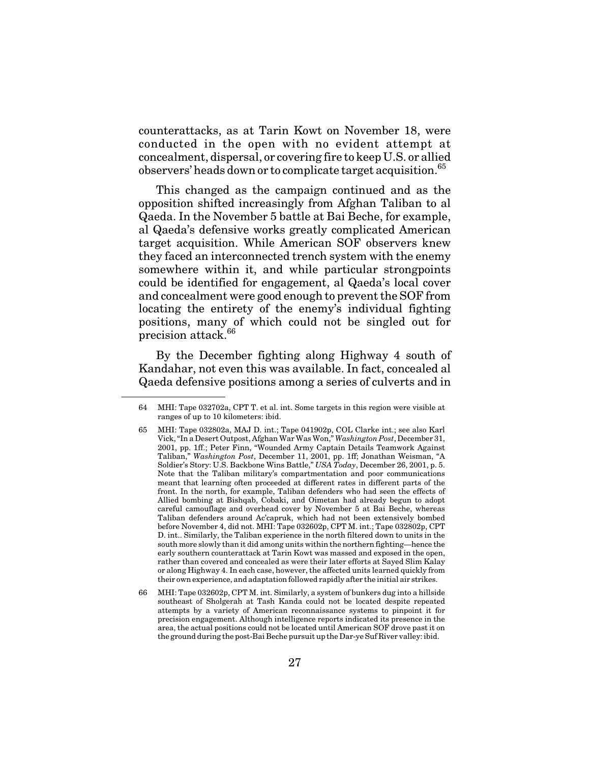counterattacks, as at Tarin Kowt on November 18, were conducted in the open with no evident attempt at concealment, dispersal, or covering fire to keep U.S. or allied observers' heads down or to complicate target acquisition.[65]

This changed as the campaign continued and as the opposition shifted increasingly from Afghan Taliban to al Qaeda. In the November 5 battle at Bai Beche, for example, al Qaeda's defensive works greatly complicated American target acquisition. While American SOF observers knew they faced an interconnected trench system with the enemy somewhere within it, and while particular strongpoints could be identified for engagement, al Qaeda's local cover and concealment were good enough to prevent the SOF from locating the entirety of the enemy's individual fighting positions, many of which could not be singled out for precision attack.[66]

By the December fighting along Highway 4 south of Kandahar, not even this was available. In fact, concealed al Qaeda defensive positions among a series of culverts and in

---

64 MHI: Tape 032702a, CPT T. et al. int. Some targets in this region were visible at ranges of up to 10 kilometers: ibid.

65 MHI: Tape 032802a, MAJ D. int.; Tape 041902p, COL Clarke int.; see also Karl Vick, "In a Desert Outpost, Afghan War Was Won," *Washington Post*, December 31, 2001, pp. 1ff.; Peter Finn, "Wounded Army Captain Details Teamwork Against Taliban," *Washington Post*, December 11, 2001, pp. 1ff; Jonathan Weisman, "A Soldier's Story: U.S. Backbone Wins Battle," *USA Today*, December 26, 2001, p. 5. Note that the Taliban military's compartmentation and poor communications meant that learning often proceeded at different rates in different parts of the front. In the north, for example, Taliban defenders who had seen the effects of Allied bombing at Bishqab, Cobaki, and Oimetan had already begun to adopt careful camouflage and overhead cover by November 5 at Bai Beche, whereas Taliban defenders around Ac'capruk, which had not been extensively bombed before November 4, did not. MHI: Tape 032602p, CPT M. int.; Tape 032802p, CPT D. int.. Similarly, the Taliban experience in the north filtered down to units in the south more slowly than it did among units within the northern fighting—hence the early southern counterattack at Tarin Kowt was massed and exposed in the open, rather than covered and concealed as were their later efforts at Sayed Slim Kalay or along Highway 4. In each case, however, the affected units learned quickly from their own experience, and adaptation followed rapidly after the initial air strikes.

66 MHI: Tape 032602p, CPT M. int. Similarly, a system of bunkers dug into a hillside southeast of Sholgerah at Tash Kanda could not be located despite repeated attempts by a variety of American reconnaissance systems to pinpoint it for precision engagement. Although intelligence reports indicated its presence in the area, the actual positions could not be located until American SOF drove past it on the ground during the post-Bai Beche pursuit up the Dar-ye Suf River valley: ibid.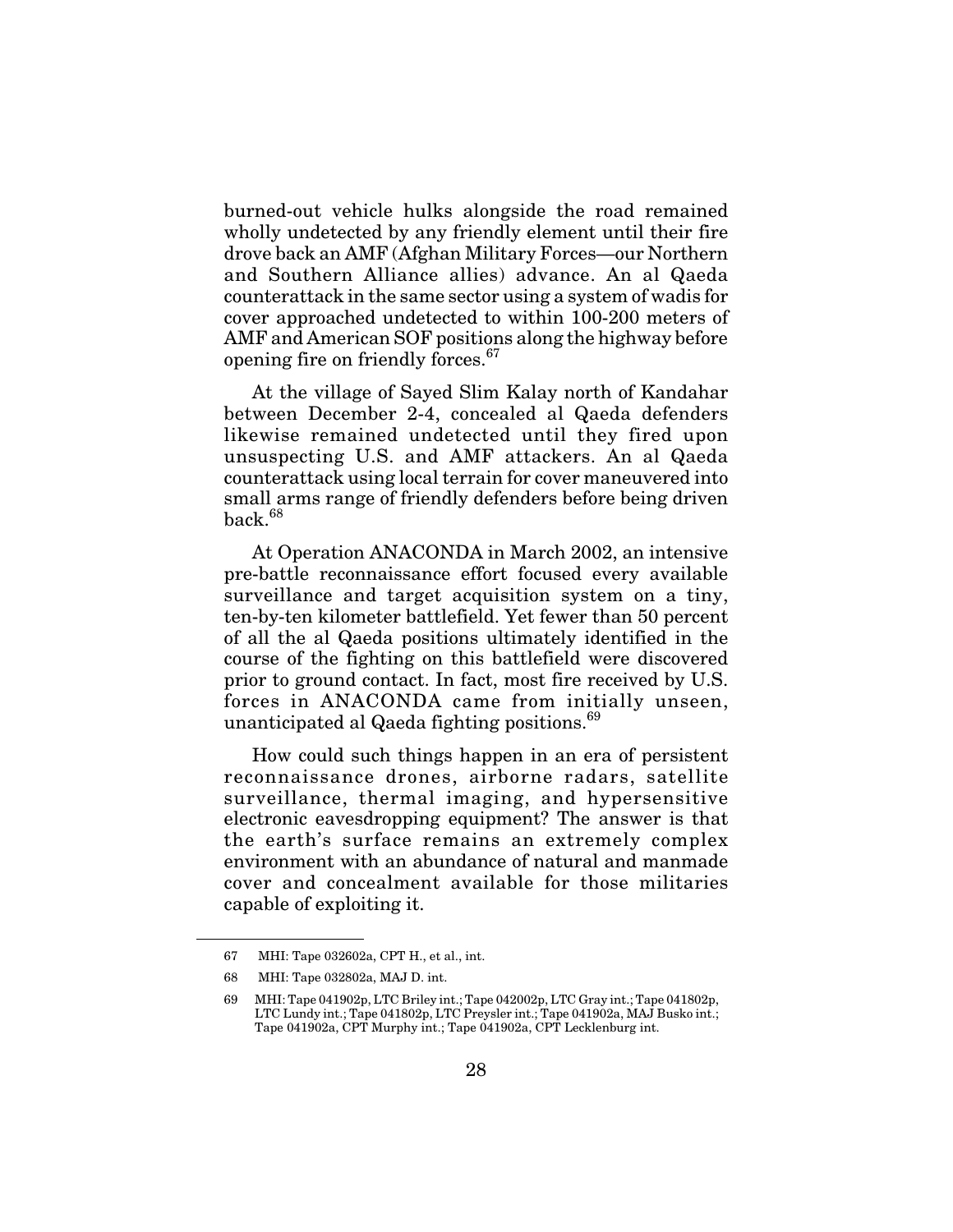burned-out vehicle hulks alongside the road remained wholly undetected by any friendly element until their fire drove back an AMF (Afghan Military Forces—our Northern and Southern Alliance allies) advance. An al Qaeda counterattack in the same sector using a system of wadis for cover approached undetected to within 100-200 meters of AMF and American SOF positions along the highway before opening fire on friendly forces.[67]

At the village of Sayed Slim Kalay north of Kandahar between December 2-4, concealed al Qaeda defenders likewise remained undetected until they fired upon unsuspecting U.S. and AMF attackers. An al Qaeda counterattack using local terrain for cover maneuvered into small arms range of friendly defenders before being driven back.[68]

At Operation ANACONDA in March 2002, an intensive pre-battle reconnaissance effort focused every available surveillance and target acquisition system on a tiny, ten-by-ten kilometer battlefield. Yet fewer than 50 percent of all the al Qaeda positions ultimately identified in the course of the fighting on this battlefield were discovered prior to ground contact. In fact, most fire received by U.S. forces in ANACONDA came from initially unseen, unanticipated al Qaeda fighting positions.[69]

How could such things happen in an era of persistent reconnaissance drones, airborne radars, satellite surveillance, thermal imaging, and hypersensitive electronic eavesdropping equipment? The answer is that the earth's surface remains an extremely complex environment with an abundance of natural and manmade cover and concealment available for those militaries capable of exploiting it.

---

67 MHI: Tape 032602a, CPT H., et al., int.

68 MHI: Tape 032802a, MAJ D. int.

69 MHI: Tape 041902p, LTC Briley int.; Tape 042002p, LTC Gray int.; Tape 041802p, LTC Lundy int.; Tape 041802p, LTC Preysler int.; Tape 041902a, MAJ Busko int.; Tape 041902a, CPT Murphy int.; Tape 041902a, CPT Lecklenburg int.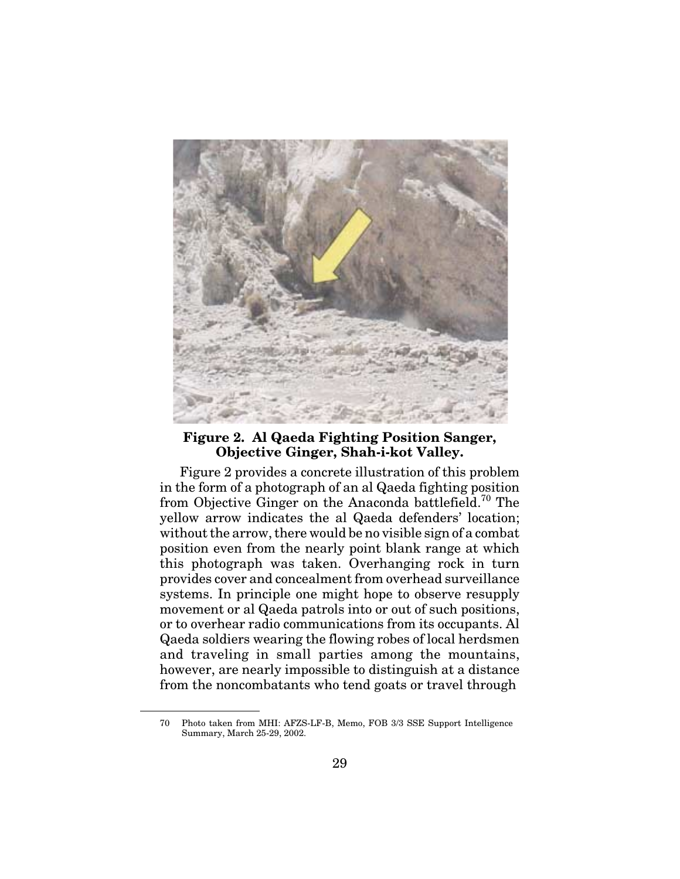**Figure 2. Al Qaeda Fighting Position Sanger, Objective Ginger, Shah-i-kot Valley.**

Figure 2 provides a concrete illustration of this problem in the form of a photograph of an al Qaeda fighting position from Objective Ginger on the Anaconda battlefield.[70] The yellow arrow indicates the al Qaeda defenders' location; without the arrow, there would be no visible sign of a combat position even from the nearly point blank range at which this photograph was taken. Overhanging rock in turn provides cover and concealment from overhead surveillance systems. In principle one might hope to observe resupply movement or al Qaeda patrols into or out of such positions, or to overhear radio communications from its occupants. Al Qaeda soldiers wearing the flowing robes of local herdsmen and traveling in small parties among the mountains, however, are nearly impossible to distinguish at a distance from the noncombatants who tend goats or travel through

---

70 Photo taken from MHI: AFZS-LF-B, Memo, FOB 3/3 SSE Support Intelligence Summary, March 25-29, 2002.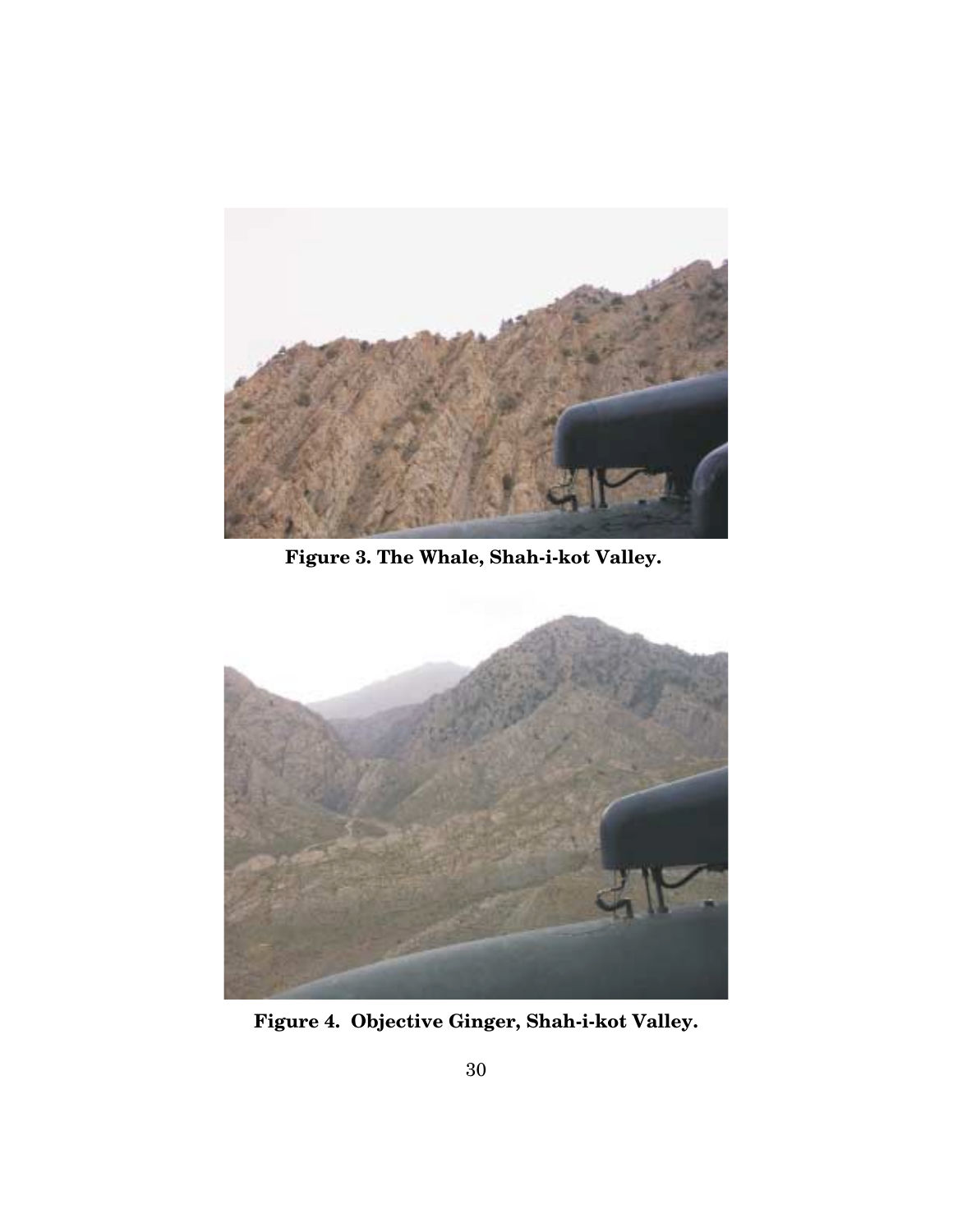**Figure 3. The Whale, Shah-i-kot Valley.**

**Figure 4. Objective Ginger, Shah-i-kot Valley.**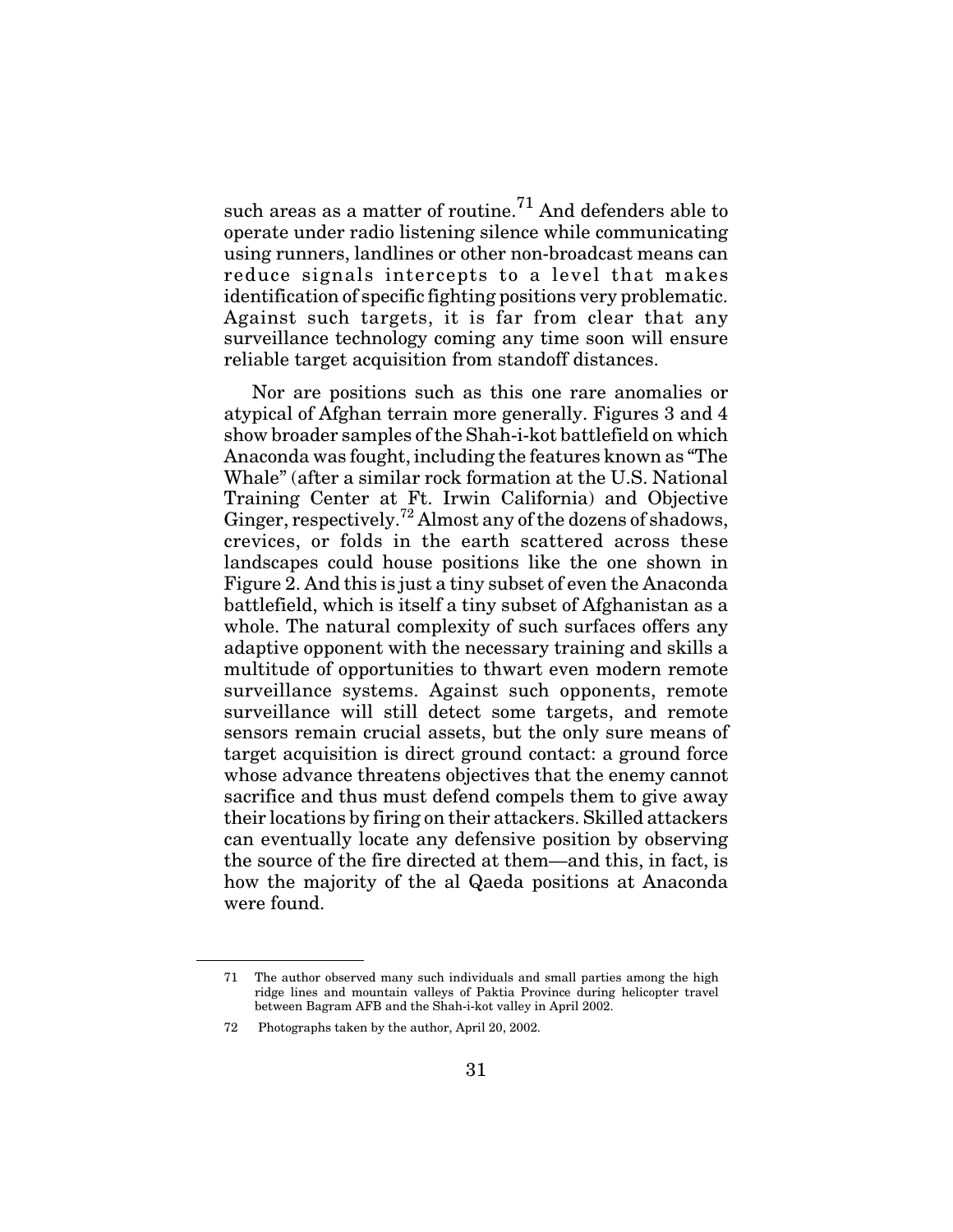such areas as a matter of routine.[71] And defenders able to operate under radio listening silence while communicating using runners, landlines or other non-broadcast means can reduce signals intercepts to a level that makes identification of specific fighting positions very problematic. Against such targets, it is far from clear that any surveillance technology coming any time soon will ensure reliable target acquisition from standoff distances.

Nor are positions such as this one rare anomalies or atypical of Afghan terrain more generally. Figures 3 and 4 show broader samples of the Shah-i-kot battlefield on which Anaconda was fought, including the features known as "The Whale" (after a similar rock formation at the U.S. National Training Center at Ft. Irwin California) and Objective Ginger, respectively.[72] Almost any of the dozens of shadows, crevices, or folds in the earth scattered across these landscapes could house positions like the one shown in Figure 2. And this is just a tiny subset of even the Anaconda battlefield, which is itself a tiny subset of Afghanistan as a whole. The natural complexity of such surfaces offers any adaptive opponent with the necessary training and skills a multitude of opportunities to thwart even modern remote surveillance systems. Against such opponents, remote surveillance will still detect some targets, and remote sensors remain crucial assets, but the only sure means of target acquisition is direct ground contact: a ground force whose advance threatens objectives that the enemy cannot sacrifice and thus must defend compels them to give away their locations by firing on their attackers. Skilled attackers can eventually locate any defensive position by observing the source of the fire directed at them—and this, in fact, is how the majority of the al Qaeda positions at Anaconda were found.

---

71 The author observed many such individuals and small parties among the high ridge lines and mountain valleys of Paktia Province during helicopter travel between Bagram AFB and the Shah-i-kot valley in April 2002.

72 Photographs taken by the author, April 20, 2002.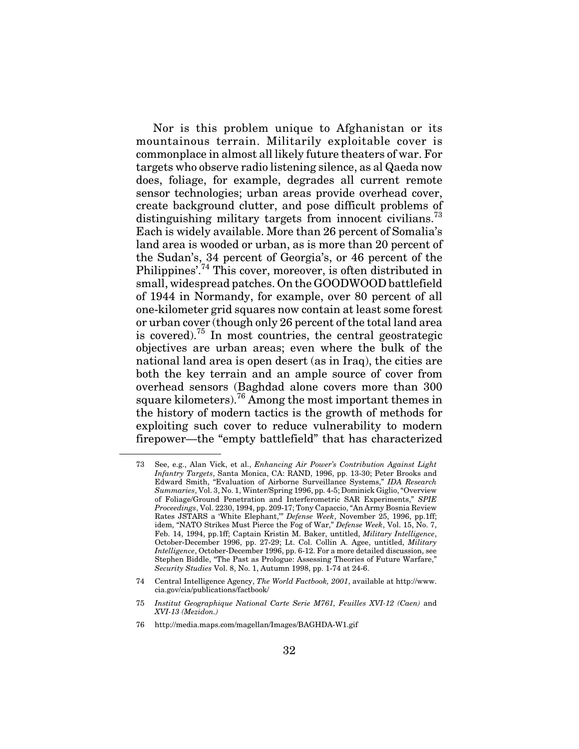Nor is this problem unique to Afghanistan or its mountainous terrain. Militarily exploitable cover is commonplace in almost all likely future theaters of war. For targets who observe radio listening silence, as al Qaeda now does, foliage, for example, degrades all current remote sensor technologies; urban areas provide overhead cover, create background clutter, and pose difficult problems of distinguishing military targets from innocent civilians.[73] Each is widely available. More than 26 percent of Somalia's land area is wooded or urban, as is more than 20 percent of the Sudan's, 34 percent of Georgia's, or 46 percent of the Philippines'.[74] This cover, moreover, is often distributed in small, widespread patches. On the GOODWOOD battlefield of 1944 in Normandy, for example, over 80 percent of all one-kilometer grid squares now contain at least some forest or urban cover (though only 26 percent of the total land area is covered).[75] In most countries, the central geostrategic objectives are urban areas; even where the bulk of the national land area is open desert (as in Iraq), the cities are both the key terrain and an ample source of cover from overhead sensors (Baghdad alone covers more than 300 square kilometers).[76] Among the most important themes in the history of modern tactics is the growth of methods for exploiting such cover to reduce vulnerability to modern firepower—the "empty battlefield" that has characterized

---

73 See, e.g., Alan Vick, et al., *Enhancing Air Power's Contribution Against Light Infantry Targets*, Santa Monica, CA: RAND, 1996, pp. 13-30; Peter Brooks and Edward Smith, "Evaluation of Airborne Surveillance Systems," *IDA Research Summaries*, Vol. 3, No. 1, Winter/Spring 1996, pp. 4-5; Dominick Giglio, "Overview of Foliage/Ground Penetration and Interferometric SAR Experiments," *SPIE Proceedings*, Vol. 2230, 1994, pp. 209-17; Tony Capaccio, "An Army Bosnia Review Rates JSTARS a 'White Elephant,'" *Defense Week*, November 25, 1996, pp.1ff; idem, "NATO Strikes Must Pierce the Fog of War," *Defense Week*, Vol. 15, No. 7, Feb. 14, 1994, pp.1ff; Captain Kristin M. Baker, untitled, *Military Intelligence*, October-December 1996, pp. 27-29; Lt. Col. Collin A. Agee, untitled, *Military Intelligence*, October-December 1996, pp. 6-12. For a more detailed discussion, see Stephen Biddle, "The Past as Prologue: Assessing Theories of Future Warfare," *Security Studies* Vol. 8, No. 1, Autumn 1998, pp. 1-74 at 24-6.

74 Central Intelligence Agency, *The World Factbook, 2001*, available at http://www.cia.gov/cia/publications/factbook/

75 *Institut Geographique National Carte Serie M761, Feuilles XVI-12 (Caen)* and *XVI-13 (Mezidon.)*

76 http://media.maps.com/magellan/Images/BAGHDA-W1.gif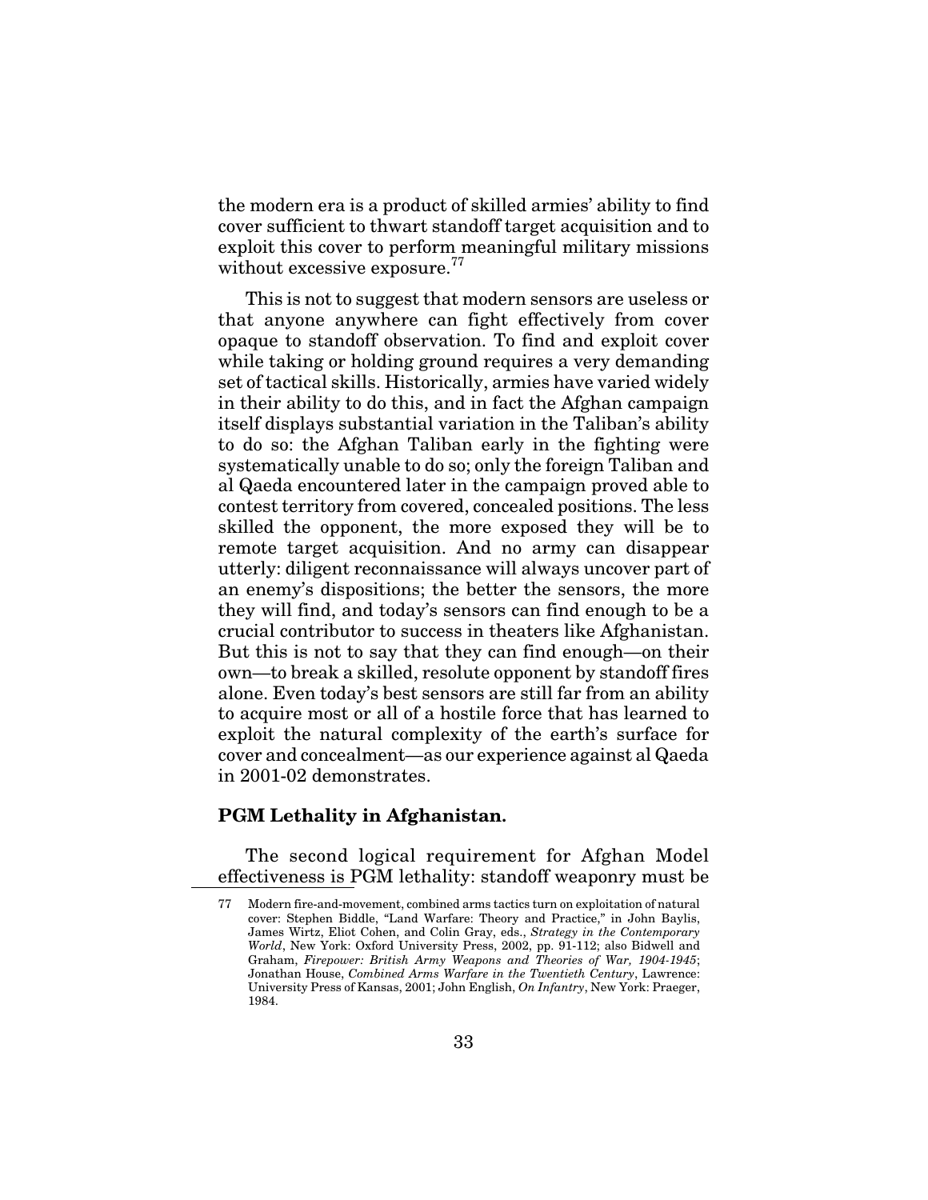the modern era is a product of skilled armies' ability to find cover sufficient to thwart standoff target acquisition and to exploit this cover to perform meaningful military missions without excessive exposure.[77]

This is not to suggest that modern sensors are useless or that anyone anywhere can fight effectively from cover opaque to standoff observation. To find and exploit cover while taking or holding ground requires a very demanding set of tactical skills. Historically, armies have varied widely in their ability to do this, and in fact the Afghan campaign itself displays substantial variation in the Taliban's ability to do so: the Afghan Taliban early in the fighting were systematically unable to do so; only the foreign Taliban and al Qaeda encountered later in the campaign proved able to contest territory from covered, concealed positions. The less skilled the opponent, the more exposed they will be to remote target acquisition. And no army can disappear utterly: diligent reconnaissance will always uncover part of an enemy's dispositions; the better the sensors, the more they will find, and today's sensors can find enough to be a crucial contributor to success in theaters like Afghanistan. But this is not to say that they can find enough—on their own—to break a skilled, resolute opponent by standoff fires alone. Even today's best sensors are still far from an ability to acquire most or all of a hostile force that has learned to exploit the natural complexity of the earth's surface for cover and concealment—as our experience against al Qaeda in 2001-02 demonstrates.

**PGM Lethality in Afghanistan.**

The second logical requirement for Afghan Model effectiveness is PGM lethality: standoff weaponry must be

77 Modern fire-and-movement, combined arms tactics turn on exploitation of natural cover: Stephen Biddle, "Land Warfare: Theory and Practice," in John Baylis, James Wirtz, Eliot Cohen, and Colin Gray, eds., *Strategy in the Contemporary World*, New York: Oxford University Press, 2002, pp. 91-112; also Bidwell and Graham, *Firepower: British Army Weapons and Theories of War, 1904-1945*; Jonathan House, *Combined Arms Warfare in the Twentieth Century*, Lawrence: University Press of Kansas, 2001; John English, *On Infantry*, New York: Praeger, 1984.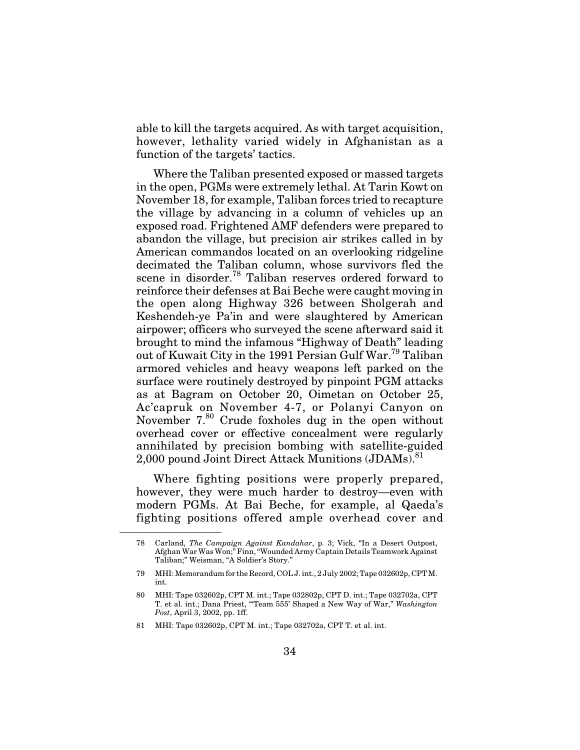able to kill the targets acquired. As with target acquisition, however, lethality varied widely in Afghanistan as a function of the targets' tactics.

Where the Taliban presented exposed or massed targets in the open, PGMs were extremely lethal. At Tarin Kowt on November 18, for example, Taliban forces tried to recapture the village by advancing in a column of vehicles up an exposed road. Frightened AMF defenders were prepared to abandon the village, but precision air strikes called in by American commandos located on an overlooking ridgeline decimated the Taliban column, whose survivors fled the scene in disorder.[78] Taliban reserves ordered forward to reinforce their defenses at Bai Beche were caught moving in the open along Highway 326 between Sholgerah and Keshendeh-ye Pa'in and were slaughtered by American airpower; officers who surveyed the scene afterward said it brought to mind the infamous "Highway of Death" leading out of Kuwait City in the 1991 Persian Gulf War.[79] Taliban armored vehicles and heavy weapons left parked on the surface were routinely destroyed by pinpoint PGM attacks as at Bagram on October 20, Oimetan on October 25, Ac'capruk on November 4-7, or Polanyi Canyon on November 7.[80] Crude foxholes dug in the open without overhead cover or effective concealment were regularly annihilated by precision bombing with satellite-guided 2,000 pound Joint Direct Attack Munitions (JDAMs).[81]

Where fighting positions were properly prepared, however, they were much harder to destroy—even with modern PGMs. At Bai Beche, for example, al Qaeda's fighting positions offered ample overhead cover and

---

78 Carland, *The Campaign Against Kandahar*, p. 3; Vick, "In a Desert Outpost, Afghan War Was Won;" Finn, "Wounded Army Captain Details Teamwork Against Taliban;" Weisman, "A Soldier's Story."

79 MHI: Memorandum for the Record, COL J. int., 2 July 2002; Tape 032602p, CPT M. int.

80 MHI: Tape 032602p, CPT M. int.; Tape 032802p, CPT D. int.; Tape 032702a, CPT T. et al. int.; Dana Priest, "'Team 555' Shaped a New Way of War," *Washington Post*, April 3, 2002, pp. 1ff.

81 MHI: Tape 032602p, CPT M. int.; Tape 032702a, CPT T. et al. int.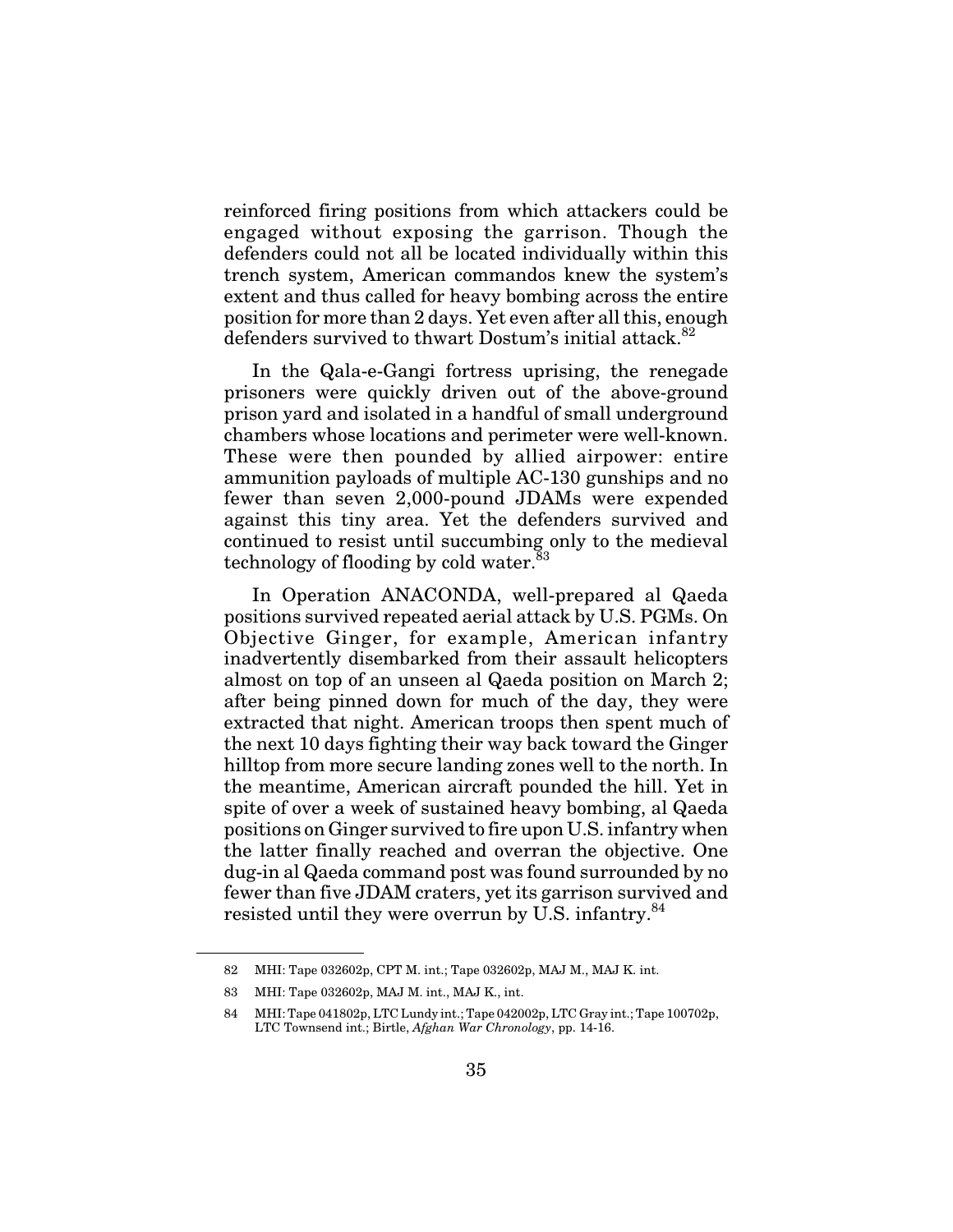reinforced firing positions from which attackers could be engaged without exposing the garrison. Though the defenders could not all be located individually within this trench system, American commandos knew the system's extent and thus called for heavy bombing across the entire position for more than 2 days. Yet even after all this, enough defenders survived to thwart Dostum's initial attack.[82]

In the Qala-e-Gangi fortress uprising, the renegade prisoners were quickly driven out of the above-ground prison yard and isolated in a handful of small underground chambers whose locations and perimeter were well-known. These were then pounded by allied airpower: entire ammunition payloads of multiple AC-130 gunships and no fewer than seven 2,000-pound JDAMs were expended against this tiny area. Yet the defenders survived and continued to resist until succumbing only to the medieval technology of flooding by cold water.[83]

In Operation ANACONDA, well-prepared al Qaeda positions survived repeated aerial attack by U.S. PGMs. On Objective Ginger, for example, American infantry inadvertently disembarked from their assault helicopters almost on top of an unseen al Qaeda position on March 2; after being pinned down for much of the day, they were extracted that night. American troops then spent much of the next 10 days fighting their way back toward the Ginger hilltop from more secure landing zones well to the north. In the meantime, American aircraft pounded the hill. Yet in spite of over a week of sustained heavy bombing, al Qaeda positions on Ginger survived to fire upon U.S. infantry when the latter finally reached and overran the objective. One dug-in al Qaeda command post was found surrounded by no fewer than five JDAM craters, yet its garrison survived and resisted until they were overrun by U.S. infantry.[84]

---

82 MHI: Tape 032602p, CPT M. int.; Tape 032602p, MAJ M., MAJ K. int.

83 MHI: Tape 032602p, MAJ M. int., MAJ K., int.

84 MHI: Tape 041802p, LTC Lundy int.; Tape 042002p, LTC Gray int.; Tape 100702p, LTC Townsend int.; Birtle, *Afghan War Chronology*, pp. 14-16.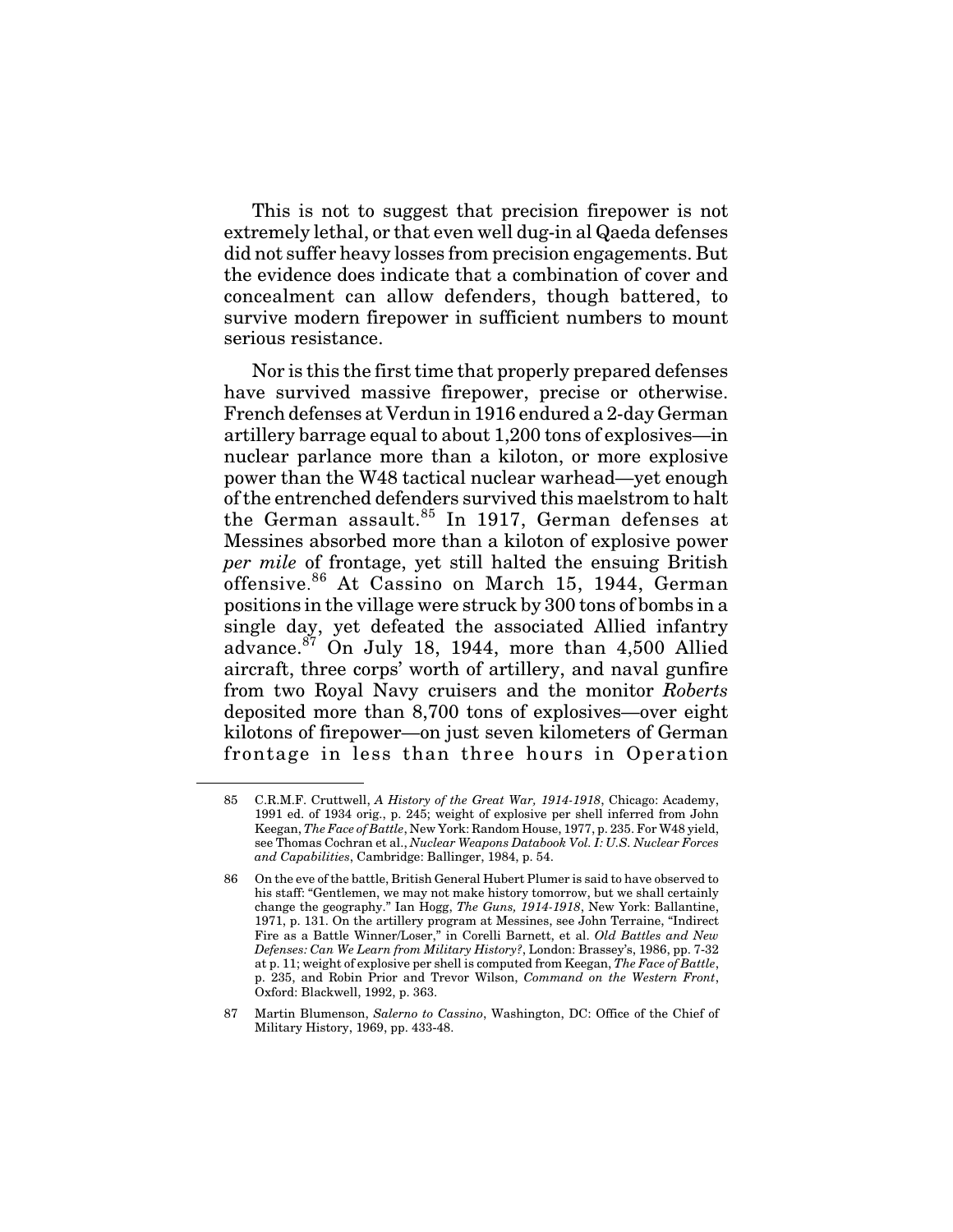This is not to suggest that precision firepower is not extremely lethal, or that even well dug-in al Qaeda defenses did not suffer heavy losses from precision engagements. But the evidence does indicate that a combination of cover and concealment can allow defenders, though battered, to survive modern firepower in sufficient numbers to mount serious resistance.

Nor is this the first time that properly prepared defenses have survived massive firepower, precise or otherwise. French defenses at Verdun in 1916 endured a 2-day German artillery barrage equal to about 1,200 tons of explosives—in nuclear parlance more than a kiloton, or more explosive power than the W48 tactical nuclear warhead—yet enough of the entrenched defenders survived this maelstrom to halt the German assault.[85] In 1917, German defenses at Messines absorbed more than a kiloton of explosive power *per mile* of frontage, yet still halted the ensuing British offensive.[86] At Cassino on March 15, 1944, German positions in the village were struck by 300 tons of bombs in a single day, yet defeated the associated Allied infantry advance.[87] On July 18, 1944, more than 4,500 Allied aircraft, three corps' worth of artillery, and naval gunfire from two Royal Navy cruisers and the monitor *Roberts* deposited more than 8,700 tons of explosives—over eight kilotons of firepower—on just seven kilometers of German frontage in less than three hours in Operation

---

85 C.R.M.F. Cruttwell, *A History of the Great War, 1914-1918*, Chicago: Academy, 1991 ed. of 1934 orig., p. 245; weight of explosive per shell inferred from John Keegan, *The Face of Battle*, New York: Random House, 1977, p. 235. For W48 yield, see Thomas Cochran et al., *Nuclear Weapons Databook Vol. I: U.S. Nuclear Forces and Capabilities*, Cambridge: Ballinger, 1984, p. 54.

86 On the eve of the battle, British General Hubert Plumer is said to have observed to his staff: "Gentlemen, we may not make history tomorrow, but we shall certainly change the geography." Ian Hogg, *The Guns, 1914-1918*, New York: Ballantine, 1971, p. 131. On the artillery program at Messines, see John Terraine, "Indirect Fire as a Battle Winner/Loser," in Corelli Barnett, et al. *Old Battles and New Defenses: Can We Learn from Military History?*, London: Brassey's, 1986, pp. 7-32 at p. 11; weight of explosive per shell is computed from Keegan, *The Face of Battle*, p. 235, and Robin Prior and Trevor Wilson, *Command on the Western Front*, Oxford: Blackwell, 1992, p. 363.

87 Martin Blumenson, *Salerno to Cassino*, Washington, DC: Office of the Chief of Military History, 1969, pp. 433-48.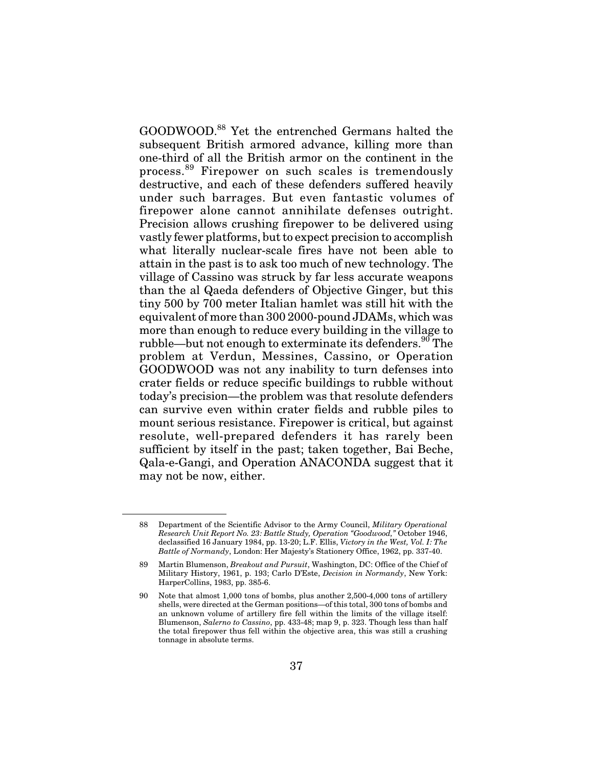GOODWOOD.[88] Yet the entrenched Germans halted the subsequent British armored advance, killing more than one-third of all the British armor on the continent in the process.[89] Firepower on such scales is tremendously destructive, and each of these defenders suffered heavily under such barrages. But even fantastic volumes of firepower alone cannot annihilate defenses outright. Precision allows crushing firepower to be delivered using vastly fewer platforms, but to expect precision to accomplish what literally nuclear-scale fires have not been able to attain in the past is to ask too much of new technology. The village of Cassino was struck by far less accurate weapons than the al Qaeda defenders of Objective Ginger, but this tiny 500 by 700 meter Italian hamlet was still hit with the equivalent of more than 300 2000-pound JDAMs, which was more than enough to reduce every building in the village to rubble—but not enough to exterminate its defenders.[90] The problem at Verdun, Messines, Cassino, or Operation GOODWOOD was not any inability to turn defenses into crater fields or reduce specific buildings to rubble without today's precision—the problem was that resolute defenders can survive even within crater fields and rubble piles to mount serious resistance. Firepower is critical, but against resolute, well-prepared defenders it has rarely been sufficient by itself in the past; taken together, Bai Beche, Qala-e-Gangi, and Operation ANACONDA suggest that it may not be now, either.

---

88 Department of the Scientific Advisor to the Army Council, *Military Operational Research Unit Report No. 23: Battle Study, Operation "Goodwood,"* October 1946, declassified 16 January 1984, pp. 13-20; L.F. Ellis, *Victory in the West, Vol. I: The Battle of Normandy*, London: Her Majesty's Stationery Office, 1962, pp. 337-40.

89 Martin Blumenson, *Breakout and Pursuit*, Washington, DC: Office of the Chief of Military History, 1961, p. 193; Carlo D'Este, *Decision in Normandy*, New York: HarperCollins, 1983, pp. 385-6.

90 Note that almost 1,000 tons of bombs, plus another 2,500-4,000 tons of artillery shells, were directed at the German positions—of this total, 300 tons of bombs and an unknown volume of artillery fire fell within the limits of the village itself: Blumenson, *Salerno to Cassino*, pp. 433-48; map 9, p. 323. Though less than half the total firepower thus fell within the objective area, this was still a crushing tonnage in absolute terms.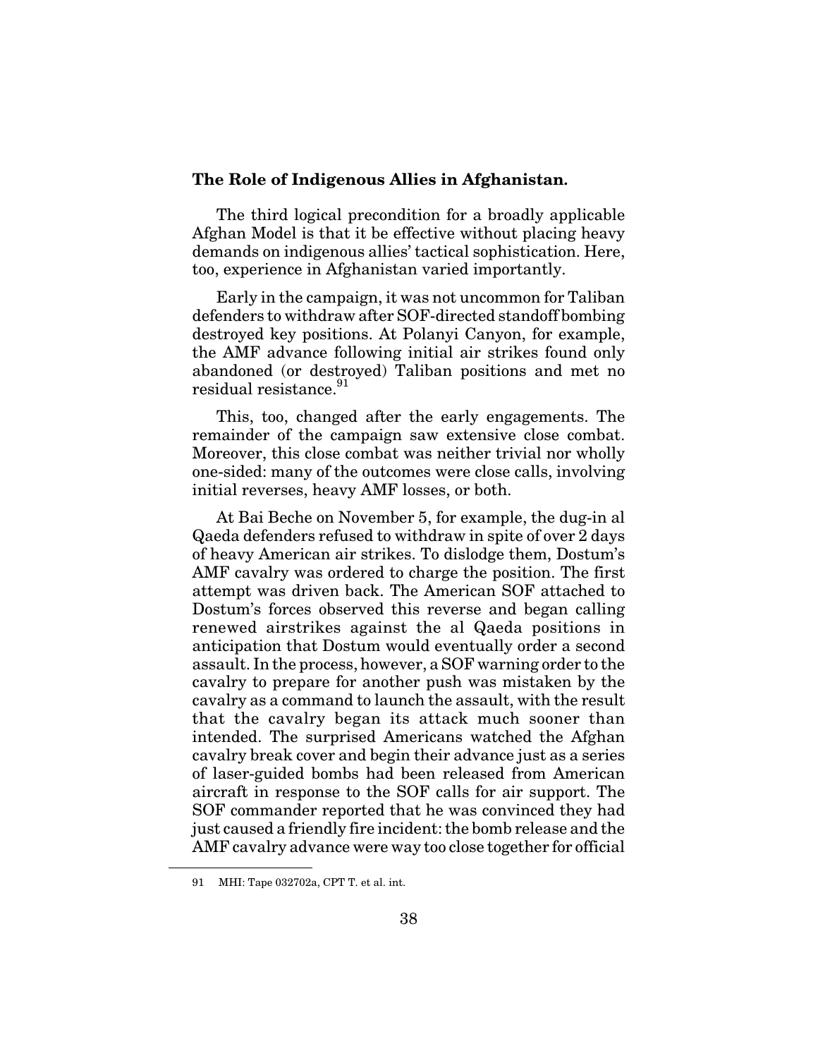**The Role of Indigenous Allies in Afghanistan.**

The third logical precondition for a broadly applicable Afghan Model is that it be effective without placing heavy demands on indigenous allies' tactical sophistication. Here, too, experience in Afghanistan varied importantly.

Early in the campaign, it was not uncommon for Taliban defenders to withdraw after SOF-directed standoff bombing destroyed key positions. At Polanyi Canyon, for example, the AMF advance following initial air strikes found only abandoned (or destroyed) Taliban positions and met no residual resistance.[91]

This, too, changed after the early engagements. The remainder of the campaign saw extensive close combat. Moreover, this close combat was neither trivial nor wholly one-sided: many of the outcomes were close calls, involving initial reverses, heavy AMF losses, or both.

At Bai Beche on November 5, for example, the dug-in al Qaeda defenders refused to withdraw in spite of over 2 days of heavy American air strikes. To dislodge them, Dostum's AMF cavalry was ordered to charge the position. The first attempt was driven back. The American SOF attached to Dostum's forces observed this reverse and began calling renewed airstrikes against the al Qaeda positions in anticipation that Dostum would eventually order a second assault. In the process, however, a SOF warning order to the cavalry to prepare for another push was mistaken by the cavalry as a command to launch the assault, with the result that the cavalry began its attack much sooner than intended. The surprised Americans watched the Afghan cavalry break cover and begin their advance just as a series of laser-guided bombs had been released from American aircraft in response to the SOF calls for air support. The SOF commander reported that he was convinced they had just caused a friendly fire incident: the bomb release and the AMF cavalry advance were way too close together for official

---

91 MHI: Tape 032702a, CPT T. et al. int.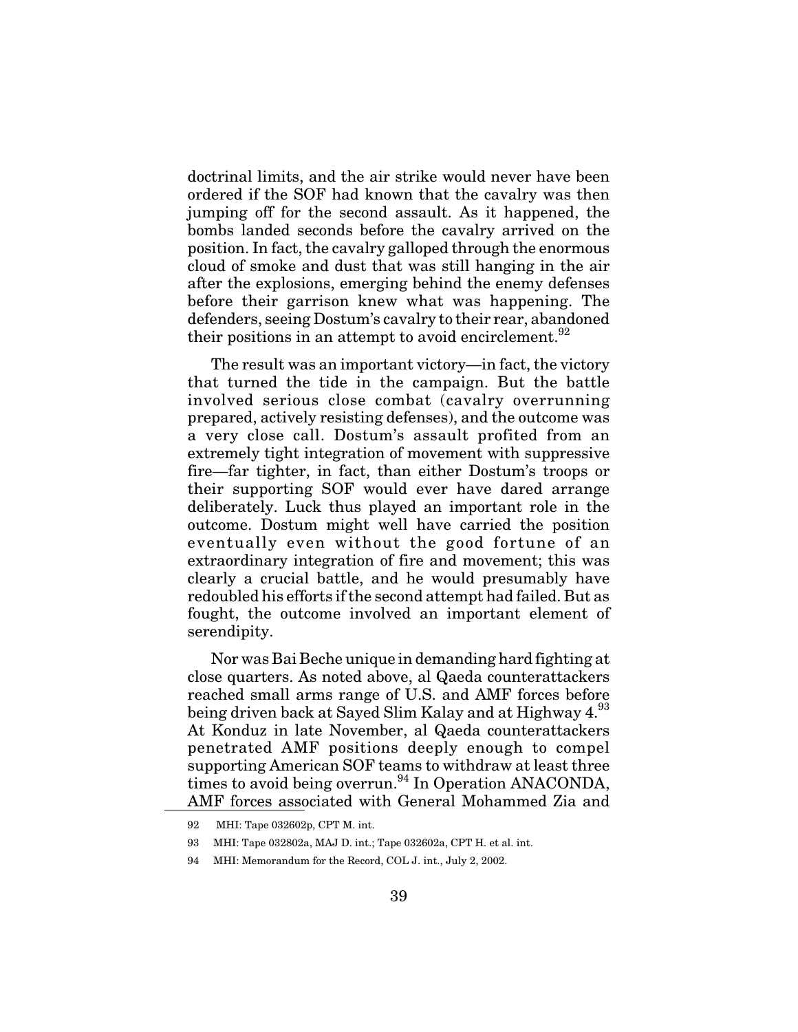doctrinal limits, and the air strike would never have been ordered if the SOF had known that the cavalry was then jumping off for the second assault. As it happened, the bombs landed seconds before the cavalry arrived on the position. In fact, the cavalry galloped through the enormous cloud of smoke and dust that was still hanging in the air after the explosions, emerging behind the enemy defenses before their garrison knew what was happening. The defenders, seeing Dostum's cavalry to their rear, abandoned their positions in an attempt to avoid encirclement.[92]

The result was an important victory—in fact, the victory that turned the tide in the campaign. But the battle involved serious close combat (cavalry overrunning prepared, actively resisting defenses), and the outcome was a very close call. Dostum's assault profited from an extremely tight integration of movement with suppressive fire—far tighter, in fact, than either Dostum's troops or their supporting SOF would ever have dared arrange deliberately. Luck thus played an important role in the outcome. Dostum might well have carried the position eventually even without the good fortune of an extraordinary integration of fire and movement; this was clearly a crucial battle, and he would presumably have redoubled his efforts if the second attempt had failed. But as fought, the outcome involved an important element of serendipity.

Nor was Bai Beche unique in demanding hard fighting at close quarters. As noted above, al Qaeda counterattackers reached small arms range of U.S. and AMF forces before being driven back at Sayed Slim Kalay and at Highway 4.[93] At Konduz in late November, al Qaeda counterattackers penetrated AMF positions deeply enough to compel supporting American SOF teams to withdraw at least three times to avoid being overrun.[94] In Operation ANACONDA, AMF forces associated with General Mohammed Zia and

---

92 MHI: Tape 032602p, CPT M. int.

93 MHI: Tape 032802a, MAJ D. int.; Tape 032602a, CPT H. et al. int.

94 MHI: Memorandum for the Record, COL J. int., July 2, 2002.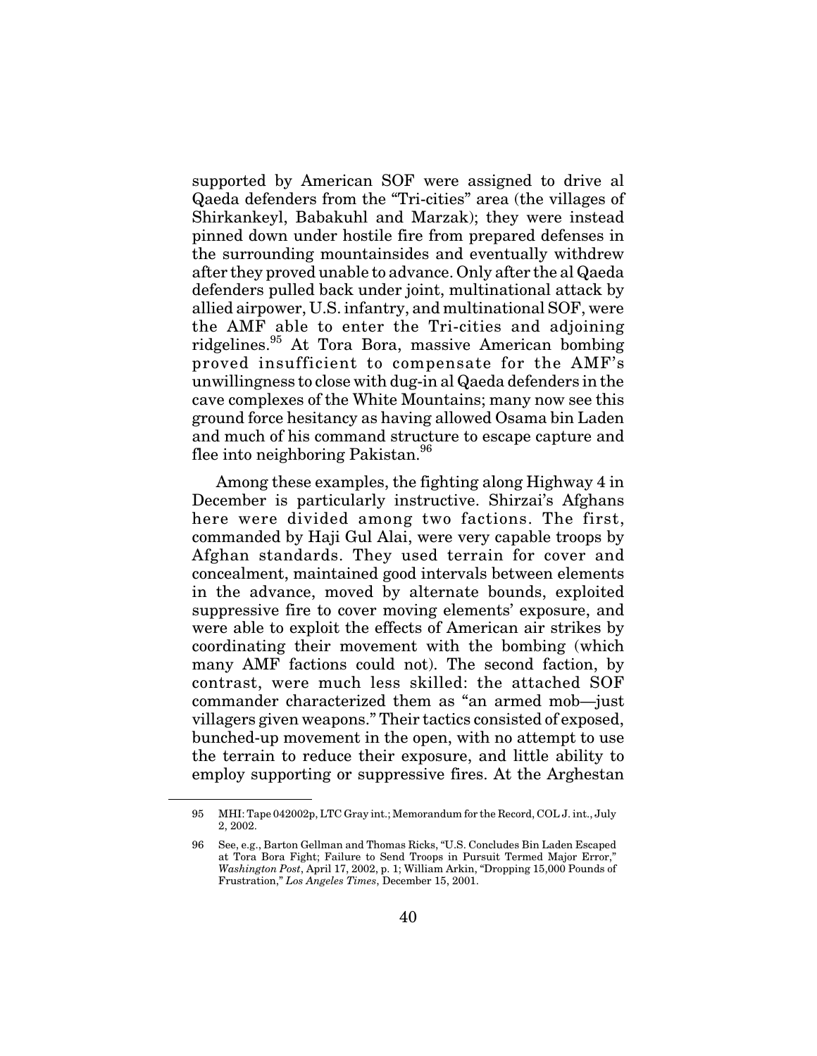supported by American SOF were assigned to drive al Qaeda defenders from the "Tri-cities" area (the villages of Shirkankeyl, Babakuhl and Marzak); they were instead pinned down under hostile fire from prepared defenses in the surrounding mountainsides and eventually withdrew after they proved unable to advance. Only after the al Qaeda defenders pulled back under joint, multinational attack by allied airpower, U.S. infantry, and multinational SOF, were the AMF able to enter the Tri-cities and adjoining ridgelines.[95] At Tora Bora, massive American bombing proved insufficient to compensate for the AMF's unwillingness to close with dug-in al Qaeda defenders in the cave complexes of the White Mountains; many now see this ground force hesitancy as having allowed Osama bin Laden and much of his command structure to escape capture and flee into neighboring Pakistan.[96]

Among these examples, the fighting along Highway 4 in December is particularly instructive. Shirzai's Afghans here were divided among two factions. The first, commanded by Haji Gul Alai, were very capable troops by Afghan standards. They used terrain for cover and concealment, maintained good intervals between elements in the advance, moved by alternate bounds, exploited suppressive fire to cover moving elements' exposure, and were able to exploit the effects of American air strikes by coordinating their movement with the bombing (which many AMF factions could not). The second faction, by contrast, were much less skilled: the attached SOF commander characterized them as "an armed mob—just villagers given weapons." Their tactics consisted of exposed, bunched-up movement in the open, with no attempt to use the terrain to reduce their exposure, and little ability to employ supporting or suppressive fires. At the Arghestan

---

95 MHI: Tape 042002p, LTC Gray int.; Memorandum for the Record, COL J. int., July 2, 2002.

96 See, e.g., Barton Gellman and Thomas Ricks, "U.S. Concludes Bin Laden Escaped at Tora Bora Fight; Failure to Send Troops in Pursuit Termed Major Error," *Washington Post*, April 17, 2002, p. 1; William Arkin, "Dropping 15,000 Pounds of Frustration," *Los Angeles Times*, December 15, 2001.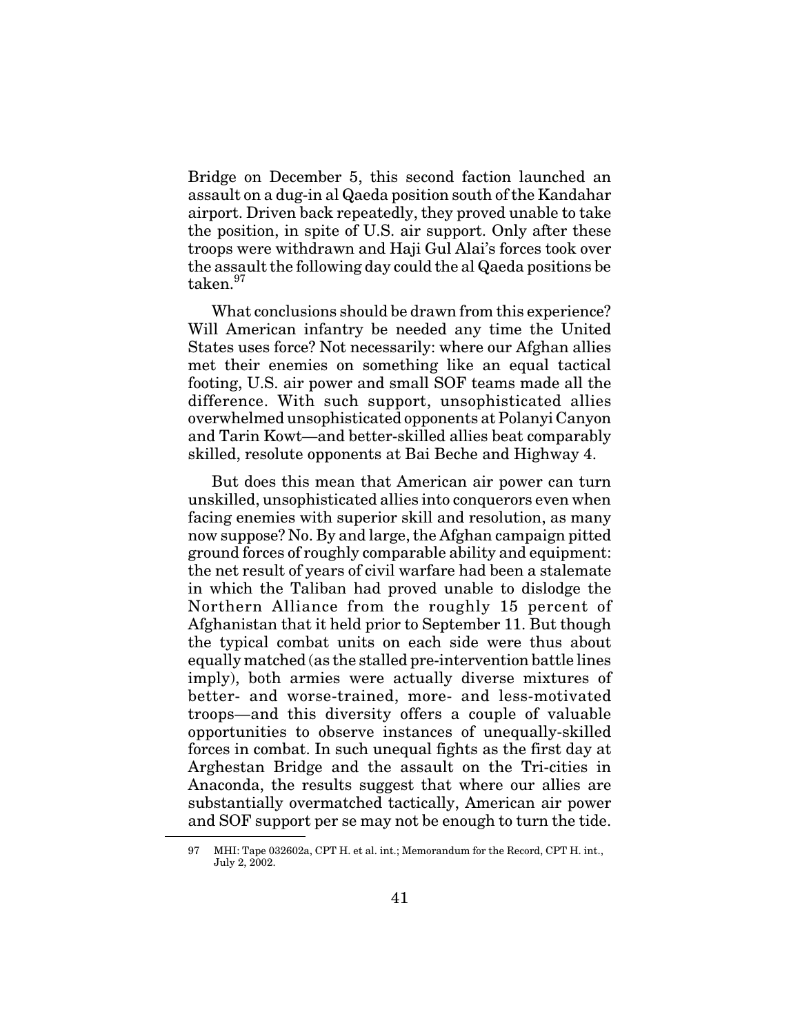Bridge on December 5, this second faction launched an assault on a dug-in al Qaeda position south of the Kandahar airport. Driven back repeatedly, they proved unable to take the position, in spite of U.S. air support. Only after these troops were withdrawn and Haji Gul Alai's forces took over the assault the following day could the al Qaeda positions be taken.[97]

What conclusions should be drawn from this experience? Will American infantry be needed any time the United States uses force? Not necessarily: where our Afghan allies met their enemies on something like an equal tactical footing, U.S. air power and small SOF teams made all the difference. With such support, unsophisticated allies overwhelmed unsophisticated opponents at Polanyi Canyon and Tarin Kowt—and better-skilled allies beat comparably skilled, resolute opponents at Bai Beche and Highway 4.

But does this mean that American air power can turn unskilled, unsophisticated allies into conquerors even when facing enemies with superior skill and resolution, as many now suppose? No. By and large, the Afghan campaign pitted ground forces of roughly comparable ability and equipment: the net result of years of civil warfare had been a stalemate in which the Taliban had proved unable to dislodge the Northern Alliance from the roughly 15 percent of Afghanistan that it held prior to September 11. But though the typical combat units on each side were thus about equally matched (as the stalled pre-intervention battle lines imply), both armies were actually diverse mixtures of better- and worse-trained, more- and less-motivated troops—and this diversity offers a couple of valuable opportunities to observe instances of unequally-skilled forces in combat. In such unequal fights as the first day at Arghestan Bridge and the assault on the Tri-cities in Anaconda, the results suggest that where our allies are substantially overmatched tactically, American air power and SOF support per se may not be enough to turn the tide.

---

97 MHI: Tape 032602a, CPT H. et al. int.; Memorandum for the Record, CPT H. int., July 2, 2002.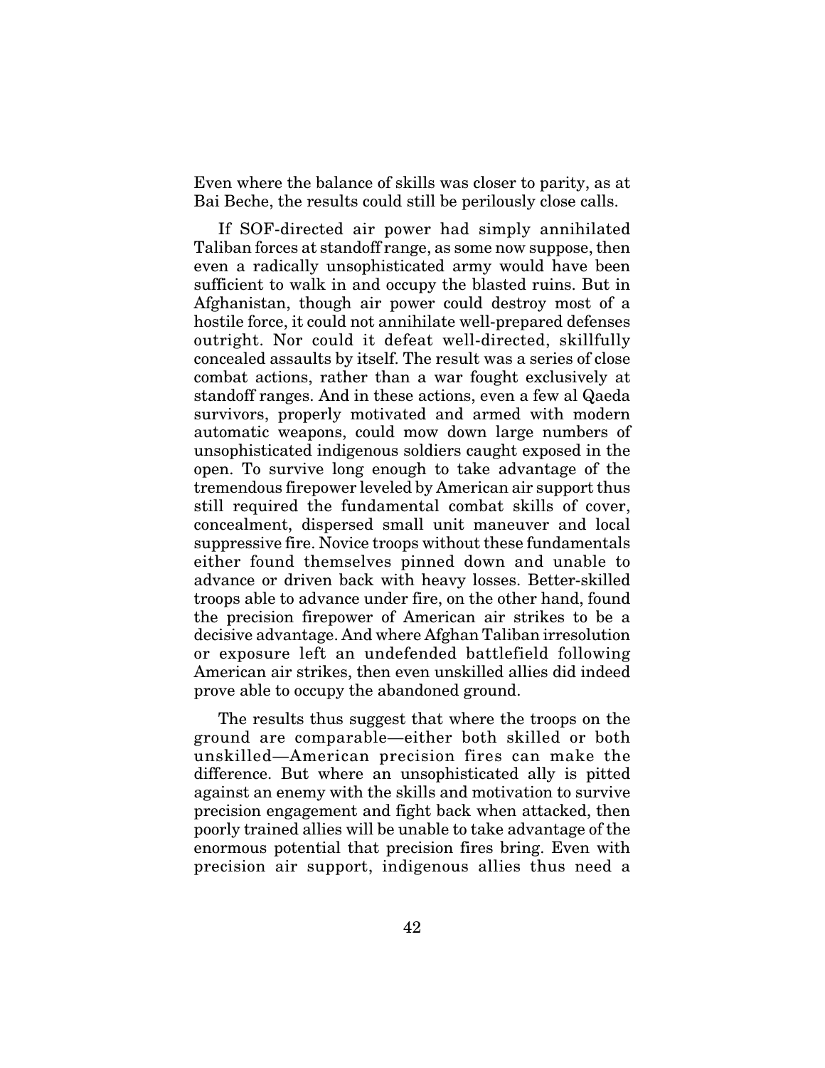Even where the balance of skills was closer to parity, as at Bai Beche, the results could still be perilously close calls.

If SOF-directed air power had simply annihilated Taliban forces at standoff range, as some now suppose, then even a radically unsophisticated army would have been sufficient to walk in and occupy the blasted ruins. But in Afghanistan, though air power could destroy most of a hostile force, it could not annihilate well-prepared defenses outright. Nor could it defeat well-directed, skillfully concealed assaults by itself. The result was a series of close combat actions, rather than a war fought exclusively at standoff ranges. And in these actions, even a few al Qaeda survivors, properly motivated and armed with modern automatic weapons, could mow down large numbers of unsophisticated indigenous soldiers caught exposed in the open. To survive long enough to take advantage of the tremendous firepower leveled by American air support thus still required the fundamental combat skills of cover, concealment, dispersed small unit maneuver and local suppressive fire. Novice troops without these fundamentals either found themselves pinned down and unable to advance or driven back with heavy losses. Better-skilled troops able to advance under fire, on the other hand, found the precision firepower of American air strikes to be a decisive advantage. And where Afghan Taliban irresolution or exposure left an undefended battlefield following American air strikes, then even unskilled allies did indeed prove able to occupy the abandoned ground.

The results thus suggest that where the troops on the ground are comparable—either both skilled or both unskilled—American precision fires can make the difference. But where an unsophisticated ally is pitted against an enemy with the skills and motivation to survive precision engagement and fight back when attacked, then poorly trained allies will be unable to take advantage of the enormous potential that precision fires bring. Even with precision air support, indigenous allies thus need a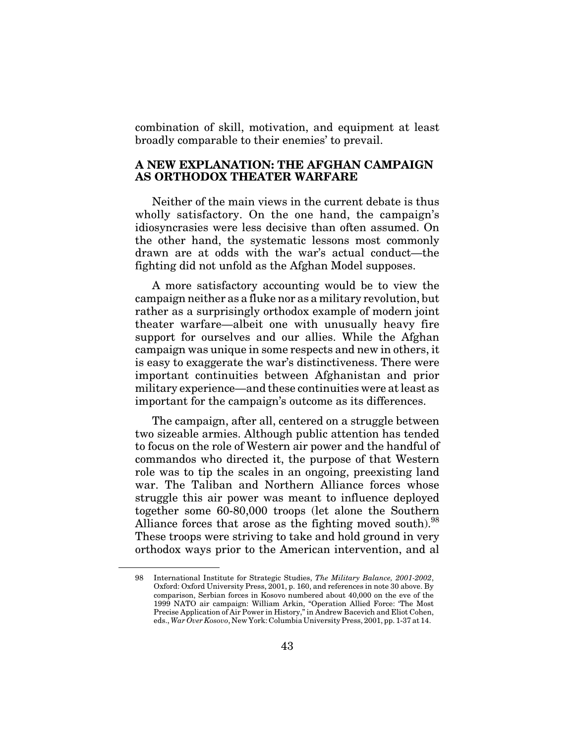combination of skill, motivation, and equipment at least broadly comparable to their enemies' to prevail.

## A NEW EXPLANATION: THE AFGHAN CAMPAIGN AS ORTHODOX THEATER WARFARE

Neither of the main views in the current debate is thus wholly satisfactory. On the one hand, the campaign's idiosyncrasies were less decisive than often assumed. On the other hand, the systematic lessons most commonly drawn are at odds with the war's actual conduct—the fighting did not unfold as the Afghan Model supposes.

A more satisfactory accounting would be to view the campaign neither as a fluke nor as a military revolution, but rather as a surprisingly orthodox example of modern joint theater warfare—albeit one with unusually heavy fire support for ourselves and our allies. While the Afghan campaign was unique in some respects and new in others, it is easy to exaggerate the war's distinctiveness. There were important continuities between Afghanistan and prior military experience—and these continuities were at least as important for the campaign's outcome as its differences.

The campaign, after all, centered on a struggle between two sizeable armies. Although public attention has tended to focus on the role of Western air power and the handful of commandos who directed it, the purpose of that Western role was to tip the scales in an ongoing, preexisting land war. The Taliban and Northern Alliance forces whose struggle this air power was meant to influence deployed together some 60-80,000 troops (let alone the Southern Alliance forces that arose as the fighting moved south).[98] These troops were striving to take and hold ground in very orthodox ways prior to the American intervention, and al

---

98 International Institute for Strategic Studies, *The Military Balance, 2001-2002*, Oxford: Oxford University Press, 2001, p. 160, and references in note 30 above. By comparison, Serbian forces in Kosovo numbered about 40,000 on the eve of the 1999 NATO air campaign: William Arkin, "Operation Allied Force: 'The Most Precise Application of Air Power in History,'" in Andrew Bacevich and Eliot Cohen, eds., *War Over Kosovo*, New York: Columbia University Press, 2001, pp. 1-37 at 14.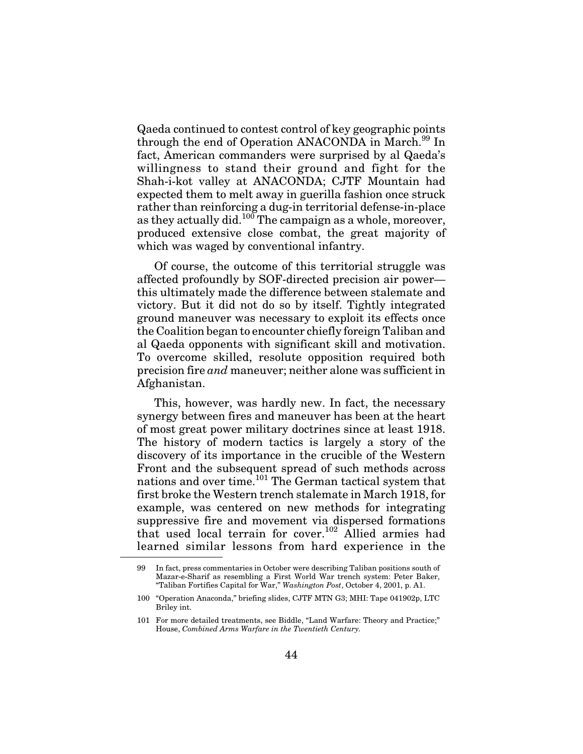Qaeda continued to contest control of key geographic points through the end of Operation ANACONDA in March.[99] In fact, American commanders were surprised by al Qaeda's willingness to stand their ground and fight for the Shah-i-kot valley at ANACONDA; CJTF Mountain had expected them to melt away in guerilla fashion once struck rather than reinforcing a dug-in territorial defense-in-place as they actually did.[100] The campaign as a whole, moreover, produced extensive close combat, the great majority of which was waged by conventional infantry.

Of course, the outcome of this territorial struggle was affected profoundly by SOF-directed precision air power—this ultimately made the difference between stalemate and victory. But it did not do so by itself. Tightly integrated ground maneuver was necessary to exploit its effects once the Coalition began to encounter chiefly foreign Taliban and al Qaeda opponents with significant skill and motivation. To overcome skilled, resolute opposition required both precision fire *and* maneuver; neither alone was sufficient in Afghanistan.

This, however, was hardly new. In fact, the necessary synergy between fires and maneuver has been at the heart of most great power military doctrines since at least 1918. The history of modern tactics is largely a story of the discovery of its importance in the crucible of the Western Front and the subsequent spread of such methods across nations and over time.[101] The German tactical system that first broke the Western trench stalemate in March 1918, for example, was centered on new methods for integrating suppressive fire and movement via dispersed formations that used local terrain for cover.[102] Allied armies had learned similar lessons from hard experience in the

---

99 In fact, press commentaries in October were describing Taliban positions south of Mazar-e-Sharif as resembling a First World War trench system: Peter Baker, "Taliban Fortifies Capital for War," *Washington Post*, October 4, 2001, p. A1.

100 "Operation Anaconda," briefing slides, CJTF MTN G3; MHI: Tape 041902p, LTC Briley int.

101 For more detailed treatments, see Biddle, "Land Warfare: Theory and Practice;" House, *Combined Arms Warfare in the Twentieth Century.*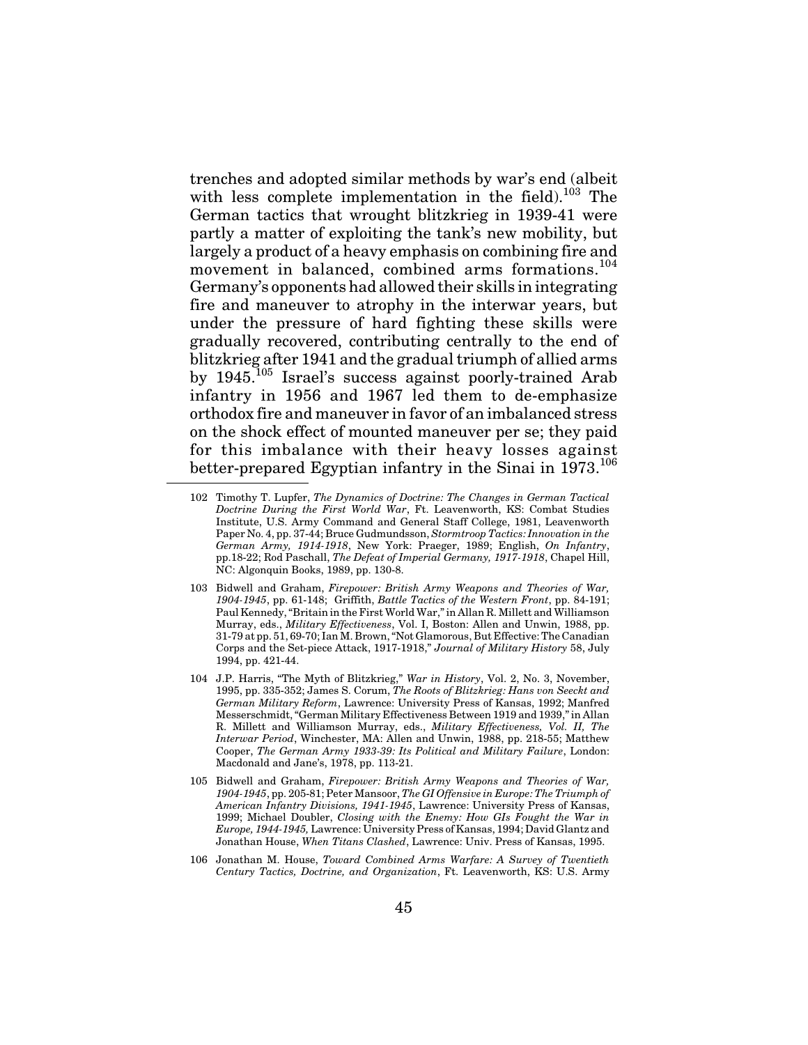trenches and adopted similar methods by war's end (albeit with less complete implementation in the field).[103] The German tactics that wrought blitzkrieg in 1939-41 were partly a matter of exploiting the tank's new mobility, but largely a product of a heavy emphasis on combining fire and movement in balanced, combined arms formations.[104] Germany's opponents had allowed their skills in integrating fire and maneuver to atrophy in the interwar years, but under the pressure of hard fighting these skills were gradually recovered, contributing centrally to the end of blitzkrieg after 1941 and the gradual triumph of allied arms by 1945.[105] Israel's success against poorly-trained Arab infantry in 1956 and 1967 led them to de-emphasize orthodox fire and maneuver in favor of an imbalanced stress on the shock effect of mounted maneuver per se; they paid for this imbalance with their heavy losses against better-prepared Egyptian infantry in the Sinai in 1973.[106]

---

102 Timothy T. Lupfer, *The Dynamics of Doctrine: The Changes in German Tactical Doctrine During the First World War*, Ft. Leavenworth, KS: Combat Studies Institute, U.S. Army Command and General Staff College, 1981, Leavenworth Paper No. 4, pp. 37-44; Bruce Gudmundsson, *Stormtroop Tactics: Innovation in the German Army, 1914-1918*, New York: Praeger, 1989; English, *On Infantry*, pp.18-22; Rod Paschall, *The Defeat of Imperial Germany, 1917-1918*, Chapel Hill, NC: Algonquin Books, 1989, pp. 130-8.

103 Bidwell and Graham, *Firepower: British Army Weapons and Theories of War, 1904-1945*, pp. 61-148; Griffith, *Battle Tactics of the Western Front*, pp. 84-191; Paul Kennedy, "Britain in the First World War," in Allan R. Millett and Williamson Murray, eds., *Military Effectiveness*, Vol. I, Boston: Allen and Unwin, 1988, pp. 31-79 at pp. 51, 69-70; Ian M. Brown, "Not Glamorous, But Effective: The Canadian Corps and the Set-piece Attack, 1917-1918," *Journal of Military History* 58, July 1994, pp. 421-44.

104 J.P. Harris, "The Myth of Blitzkrieg," *War in History*, Vol. 2, No. 3, November, 1995, pp. 335-352; James S. Corum, *The Roots of Blitzkrieg: Hans von Seeckt and German Military Reform*, Lawrence: University Press of Kansas, 1992; Manfred Messerschmidt, "German Military Effectiveness Between 1919 and 1939," in Allan R. Millett and Williamson Murray, eds., *Military Effectiveness, Vol. II, The Interwar Period*, Winchester, MA: Allen and Unwin, 1988, pp. 218-55; Matthew Cooper, *The German Army 1933-39: Its Political and Military Failure*, London: Macdonald and Jane's, 1978, pp. 113-21.

105 Bidwell and Graham, *Firepower: British Army Weapons and Theories of War, 1904-1945*, pp. 205-81; Peter Mansoor, *The GI Offensive in Europe: The Triumph of American Infantry Divisions, 1941-1945*, Lawrence: University Press of Kansas, 1999; Michael Doubler, *Closing with the Enemy: How GIs Fought the War in Europe, 1944-1945,* Lawrence: University Press of Kansas, 1994; David Glantz and Jonathan House, *When Titans Clashed*, Lawrence: Univ. Press of Kansas, 1995.

106 Jonathan M. House, *Toward Combined Arms Warfare: A Survey of Twentieth Century Tactics, Doctrine, and Organization*, Ft. Leavenworth, KS: U.S. Army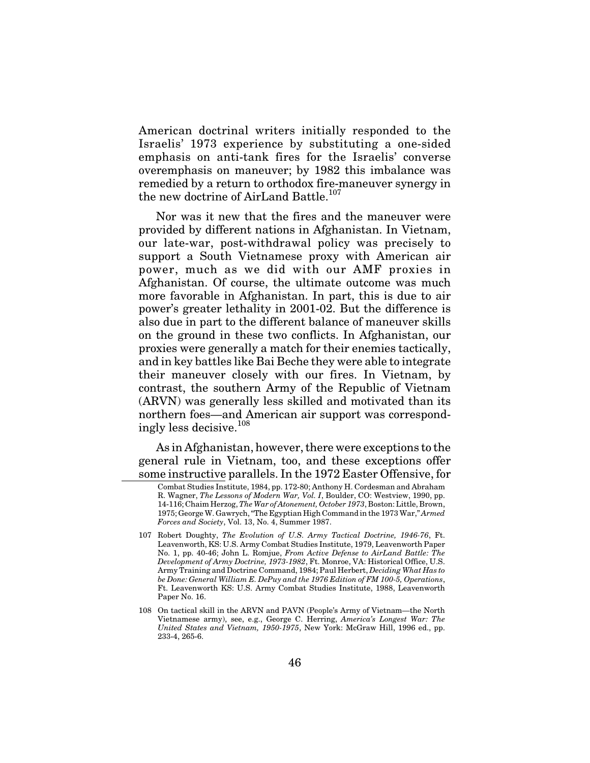American doctrinal writers initially responded to the Israelis' 1973 experience by substituting a one-sided emphasis on anti-tank fires for the Israelis' converse overemphasis on maneuver; by 1982 this imbalance was remedied by a return to orthodox fire-maneuver synergy in the new doctrine of AirLand Battle.[107]

Nor was it new that the fires and the maneuver were provided by different nations in Afghanistan. In Vietnam, our late-war, post-withdrawal policy was precisely to support a South Vietnamese proxy with American air power, much as we did with our AMF proxies in Afghanistan. Of course, the ultimate outcome was much more favorable in Afghanistan. In part, this is due to air power's greater lethality in 2001-02. But the difference is also due in part to the different balance of maneuver skills on the ground in these two conflicts. In Afghanistan, our proxies were generally a match for their enemies tactically, and in key battles like Bai Beche they were able to integrate their maneuver closely with our fires. In Vietnam, by contrast, the southern Army of the Republic of Vietnam (ARVN) was generally less skilled and motivated than its northern foes—and American air support was correspondingly less decisive.[108]

As in Afghanistan, however, there were exceptions to the general rule in Vietnam, too, and these exceptions offer some instructive parallels. In the 1972 Easter Offensive, for

---

Combat Studies Institute, 1984, pp. 172-80; Anthony H. Cordesman and Abraham R. Wagner, *The Lessons of Modern War, Vol. I*, Boulder, CO: Westview, 1990, pp. 14-116; Chaim Herzog, *The War of Atonement, October 1973*, Boston: Little, Brown, 1975; George W. Gawrych, "The Egyptian High Command in the 1973 War," *Armed Forces and Society*, Vol. 13, No. 4, Summer 1987.

107 Robert Doughty, *The Evolution of U.S. Army Tactical Doctrine, 1946-76*, Ft. Leavenworth, KS: U.S. Army Combat Studies Institute, 1979, Leavenworth Paper No. 1, pp. 40-46; John L. Romjue, *From Active Defense to AirLand Battle: The Development of Army Doctrine, 1973-1982*, Ft. Monroe, VA: Historical Office, U.S. Army Training and Doctrine Command, 1984; Paul Herbert, *Deciding What Has to be Done: General William E. DePuy and the 1976 Edition of FM 100-5, Operations*, Ft. Leavenworth KS: U.S. Army Combat Studies Institute, 1988, Leavenworth Paper No. 16.

108 On tactical skill in the ARVN and PAVN (People's Army of Vietnam—the North Vietnamese army), see, e.g., George C. Herring, *America's Longest War: The United States and Vietnam, 1950-1975*, New York: McGraw Hill, 1996 ed., pp. 233-4, 265-6.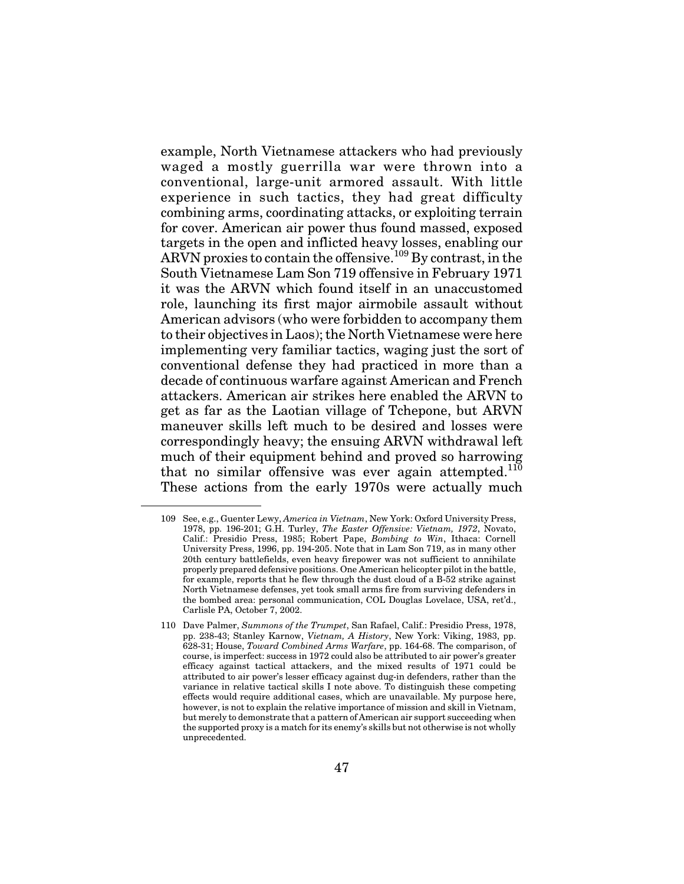example, North Vietnamese attackers who had previously waged a mostly guerrilla war were thrown into a conventional, large-unit armored assault. With little experience in such tactics, they had great difficulty combining arms, coordinating attacks, or exploiting terrain for cover. American air power thus found massed, exposed targets in the open and inflicted heavy losses, enabling our ARVN proxies to contain the offensive.[109] By contrast, in the South Vietnamese Lam Son 719 offensive in February 1971 it was the ARVN which found itself in an unaccustomed role, launching its first major airmobile assault without American advisors (who were forbidden to accompany them to their objectives in Laos); the North Vietnamese were here implementing very familiar tactics, waging just the sort of conventional defense they had practiced in more than a decade of continuous warfare against American and French attackers. American air strikes here enabled the ARVN to get as far as the Laotian village of Tchepone, but ARVN maneuver skills left much to be desired and losses were correspondingly heavy; the ensuing ARVN withdrawal left much of their equipment behind and proved so harrowing that no similar offensive was ever again attempted.[110] These actions from the early 1970s were actually much

---

109 See, e.g., Guenter Lewy, *America in Vietnam*, New York: Oxford University Press, 1978, pp. 196-201; G.H. Turley, *The Easter Offensive: Vietnam, 1972*, Novato, Calif.: Presidio Press, 1985; Robert Pape, *Bombing to Win*, Ithaca: Cornell University Press, 1996, pp. 194-205. Note that in Lam Son 719, as in many other 20th century battlefields, even heavy firepower was not sufficient to annihilate properly prepared defensive positions. One American helicopter pilot in the battle, for example, reports that he flew through the dust cloud of a B-52 strike against North Vietnamese defenses, yet took small arms fire from surviving defenders in the bombed area: personal communication, COL Douglas Lovelace, USA, ret'd., Carlisle PA, October 7, 2002.

110 Dave Palmer, *Summons of the Trumpet*, San Rafael, Calif.: Presidio Press, 1978, pp. 238-43; Stanley Karnow, *Vietnam, A History*, New York: Viking, 1983, pp. 628-31; House, *Toward Combined Arms Warfare*, pp. 164-68. The comparison, of course, is imperfect: success in 1972 could also be attributed to air power's greater efficacy against tactical attackers, and the mixed results of 1971 could be attributed to air power's lesser efficacy against dug-in defenders, rather than the variance in relative tactical skills I note above. To distinguish these competing effects would require additional cases, which are unavailable. My purpose here, however, is not to explain the relative importance of mission and skill in Vietnam, but merely to demonstrate that a pattern of American air support succeeding when the supported proxy is a match for its enemy's skills but not otherwise is not wholly unprecedented.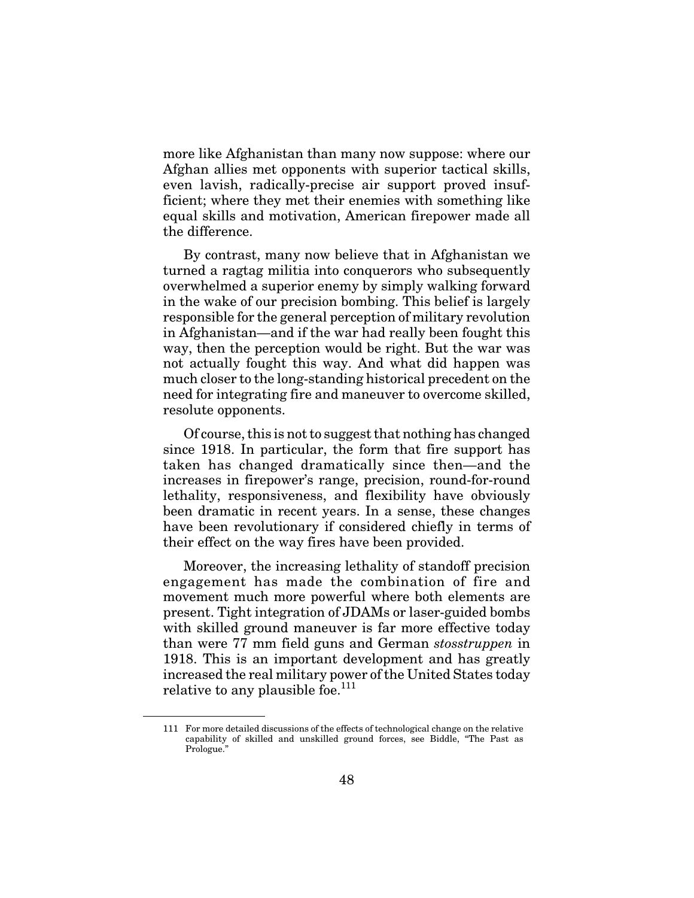more like Afghanistan than many now suppose: where our Afghan allies met opponents with superior tactical skills, even lavish, radically-precise air support proved insufficient; where they met their enemies with something like equal skills and motivation, American firepower made all the difference.

By contrast, many now believe that in Afghanistan we turned a ragtag militia into conquerors who subsequently overwhelmed a superior enemy by simply walking forward in the wake of our precision bombing. This belief is largely responsible for the general perception of military revolution in Afghanistan—and if the war had really been fought this way, then the perception would be right. But the war was not actually fought this way. And what did happen was much closer to the long-standing historical precedent on the need for integrating fire and maneuver to overcome skilled, resolute opponents.

Of course, this is not to suggest that nothing has changed since 1918. In particular, the form that fire support has taken has changed dramatically since then—and the increases in firepower's range, precision, round-for-round lethality, responsiveness, and flexibility have obviously been dramatic in recent years. In a sense, these changes have been revolutionary if considered chiefly in terms of their effect on the way fires have been provided.

Moreover, the increasing lethality of standoff precision engagement has made the combination of fire and movement much more powerful where both elements are present. Tight integration of JDAMs or laser-guided bombs with skilled ground maneuver is far more effective today than were 77 mm field guns and German *stosstruppen* in 1918. This is an important development and has greatly increased the real military power of the United States today relative to any plausible foe.[111]

---

111 For more detailed discussions of the effects of technological change on the relative capability of skilled and unskilled ground forces, see Biddle, "The Past as Prologue."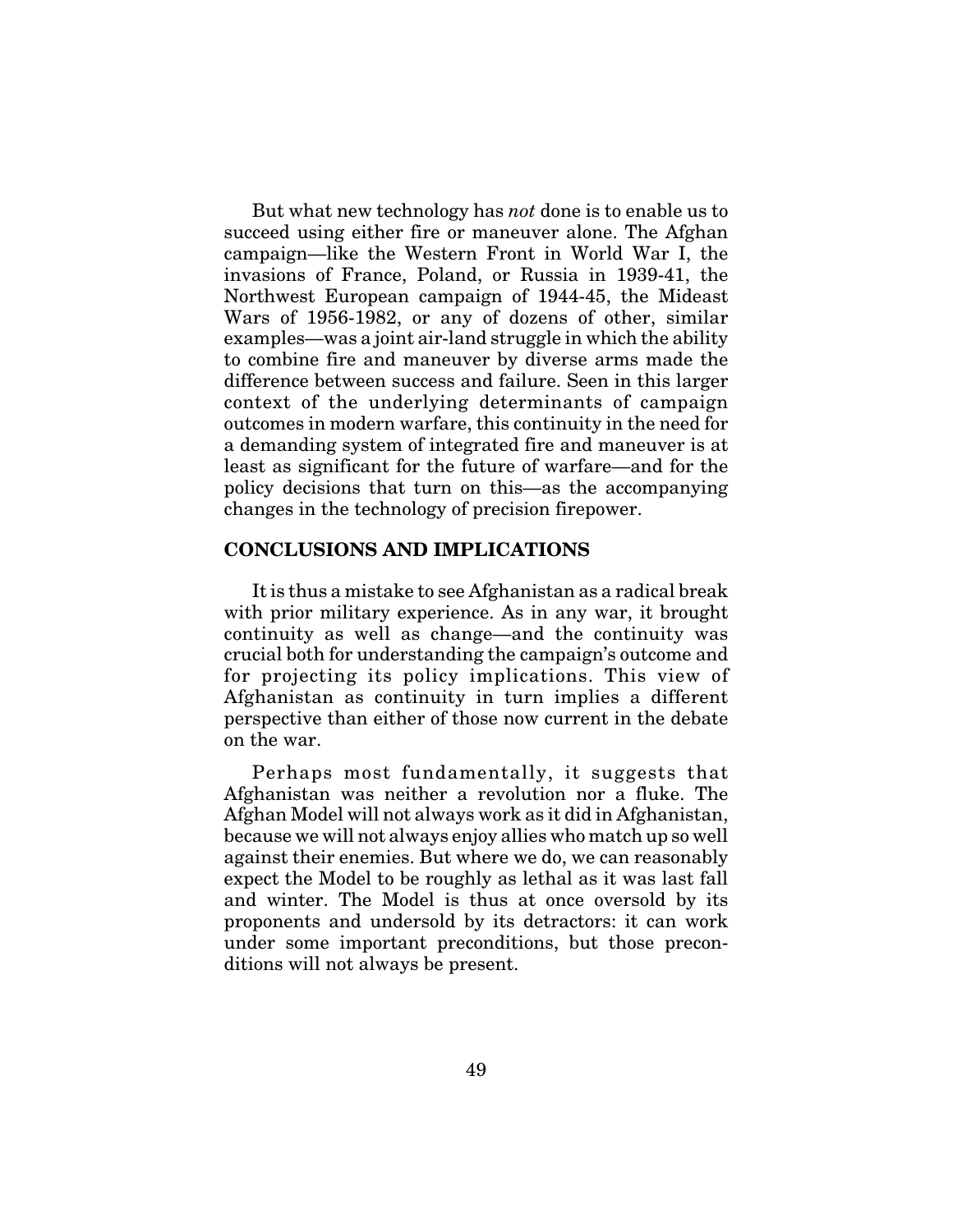But what new technology has *not* done is to enable us to succeed using either fire or maneuver alone. The Afghan campaign—like the Western Front in World War I, the invasions of France, Poland, or Russia in 1939-41, the Northwest European campaign of 1944-45, the Mideast Wars of 1956-1982, or any of dozens of other, similar examples—was a joint air-land struggle in which the ability to combine fire and maneuver by diverse arms made the difference between success and failure. Seen in this larger context of the underlying determinants of campaign outcomes in modern warfare, this continuity in the need for a demanding system of integrated fire and maneuver is at least as significant for the future of warfare—and for the policy decisions that turn on this—as the accompanying changes in the technology of precision firepower.

## CONCLUSIONS AND IMPLICATIONS

It is thus a mistake to see Afghanistan as a radical break with prior military experience. As in any war, it brought continuity as well as change—and the continuity was crucial both for understanding the campaign's outcome and for projecting its policy implications. This view of Afghanistan as continuity in turn implies a different perspective than either of those now current in the debate on the war.

Perhaps most fundamentally, it suggests that Afghanistan was neither a revolution nor a fluke. The Afghan Model will not always work as it did in Afghanistan, because we will not always enjoy allies who match up so well against their enemies. But where we do, we can reasonably expect the Model to be roughly as lethal as it was last fall and winter. The Model is thus at once oversold by its proponents and undersold by its detractors: it can work under some important preconditions, but those preconditions will not always be present.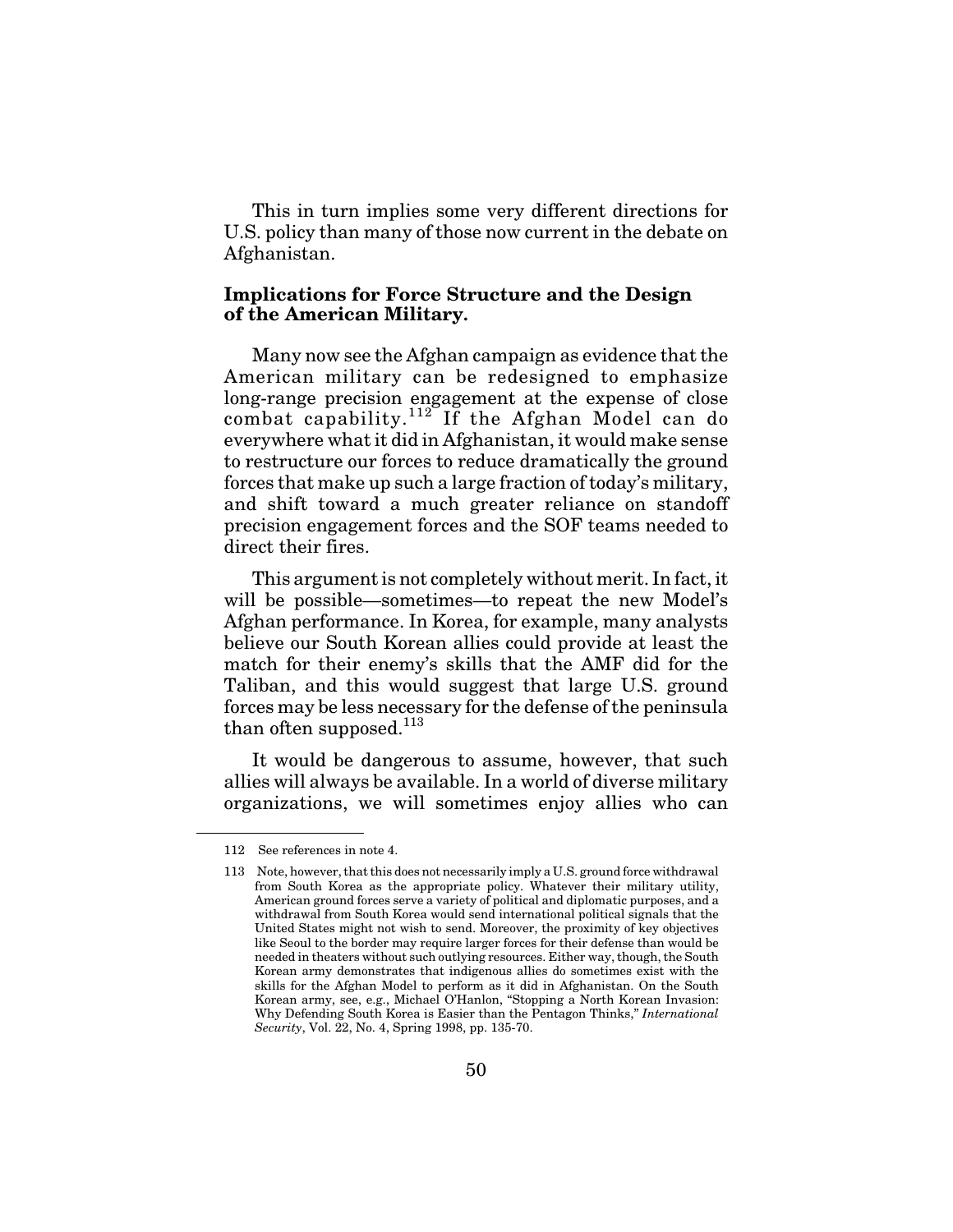This in turn implies some very different directions for U.S. policy than many of those now current in the debate on Afghanistan.

**Implications for Force Structure and the Design of the American Military.**

Many now see the Afghan campaign as evidence that the American military can be redesigned to emphasize long-range precision engagement at the expense of close combat capability.[112] If the Afghan Model can do everywhere what it did in Afghanistan, it would make sense to restructure our forces to reduce dramatically the ground forces that make up such a large fraction of today's military, and shift toward a much greater reliance on standoff precision engagement forces and the SOF teams needed to direct their fires.

This argument is not completely without merit. In fact, it will be possible—sometimes—to repeat the new Model's Afghan performance. In Korea, for example, many analysts believe our South Korean allies could provide at least the match for their enemy's skills that the AMF did for the Taliban, and this would suggest that large U.S. ground forces may be less necessary for the defense of the peninsula than often supposed.[113]

It would be dangerous to assume, however, that such allies will always be available. In a world of diverse military organizations, we will sometimes enjoy allies who can

---

112 See references in note 4.

113 Note, however, that this does not necessarily imply a U.S. ground force withdrawal from South Korea as the appropriate policy. Whatever their military utility, American ground forces serve a variety of political and diplomatic purposes, and a withdrawal from South Korea would send international political signals that the United States might not wish to send. Moreover, the proximity of key objectives like Seoul to the border may require larger forces for their defense than would be needed in theaters without such outlying resources. Either way, though, the South Korean army demonstrates that indigenous allies do sometimes exist with the skills for the Afghan Model to perform as it did in Afghanistan. On the South Korean army, see, e.g., Michael O'Hanlon, "Stopping a North Korean Invasion: Why Defending South Korea is Easier than the Pentagon Thinks," *International Security*, Vol. 22, No. 4, Spring 1998, pp. 135-70.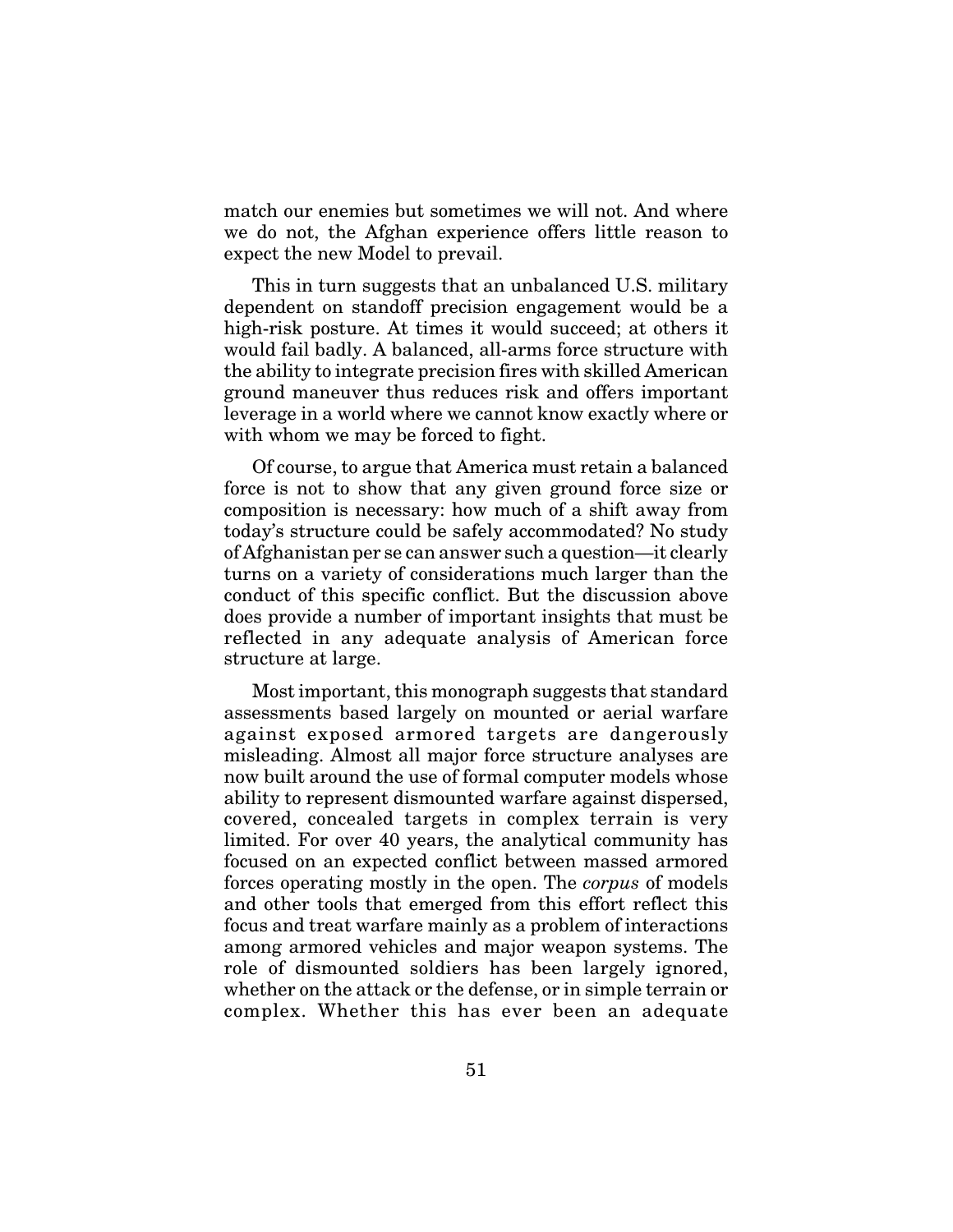match our enemies but sometimes we will not. And where we do not, the Afghan experience offers little reason to expect the new Model to prevail.

This in turn suggests that an unbalanced U.S. military dependent on standoff precision engagement would be a high-risk posture. At times it would succeed; at others it would fail badly. A balanced, all-arms force structure with the ability to integrate precision fires with skilled American ground maneuver thus reduces risk and offers important leverage in a world where we cannot know exactly where or with whom we may be forced to fight.

Of course, to argue that America must retain a balanced force is not to show that any given ground force size or composition is necessary: how much of a shift away from today's structure could be safely accommodated? No study of Afghanistan per se can answer such a question—it clearly turns on a variety of considerations much larger than the conduct of this specific conflict. But the discussion above does provide a number of important insights that must be reflected in any adequate analysis of American force structure at large.

Most important, this monograph suggests that standard assessments based largely on mounted or aerial warfare against exposed armored targets are dangerously misleading. Almost all major force structure analyses are now built around the use of formal computer models whose ability to represent dismounted warfare against dispersed, covered, concealed targets in complex terrain is very limited. For over 40 years, the analytical community has focused on an expected conflict between massed armored forces operating mostly in the open. The *corpus* of models and other tools that emerged from this effort reflect this focus and treat warfare mainly as a problem of interactions among armored vehicles and major weapon systems. The role of dismounted soldiers has been largely ignored, whether on the attack or the defense, or in simple terrain or complex. Whether this has ever been an adequate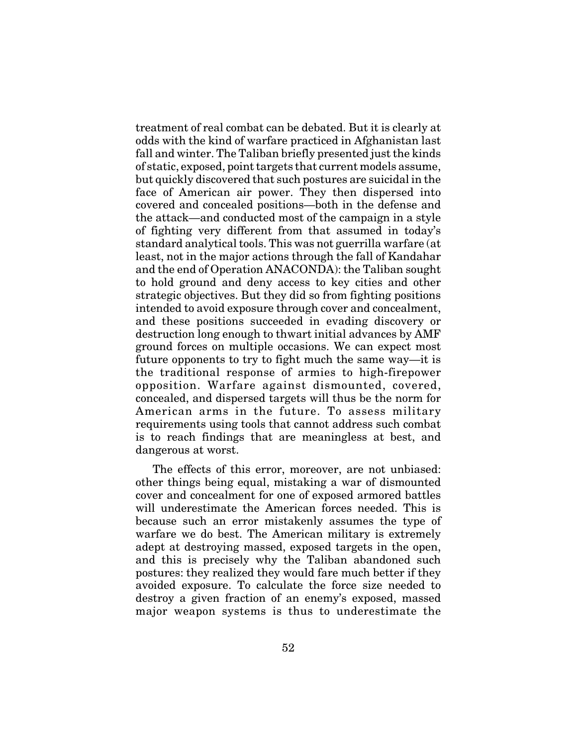treatment of real combat can be debated. But it is clearly at odds with the kind of warfare practiced in Afghanistan last fall and winter. The Taliban briefly presented just the kinds of static, exposed, point targets that current models assume, but quickly discovered that such postures are suicidal in the face of American air power. They then dispersed into covered and concealed positions—both in the defense and the attack—and conducted most of the campaign in a style of fighting very different from that assumed in today's standard analytical tools. This was not guerrilla warfare (at least, not in the major actions through the fall of Kandahar and the end of Operation ANACONDA): the Taliban sought to hold ground and deny access to key cities and other strategic objectives. But they did so from fighting positions intended to avoid exposure through cover and concealment, and these positions succeeded in evading discovery or destruction long enough to thwart initial advances by AMF ground forces on multiple occasions. We can expect most future opponents to try to fight much the same way—it is the traditional response of armies to high-firepower opposition. Warfare against dismounted, covered, concealed, and dispersed targets will thus be the norm for American arms in the future. To assess military requirements using tools that cannot address such combat is to reach findings that are meaningless at best, and dangerous at worst.

The effects of this error, moreover, are not unbiased: other things being equal, mistaking a war of dismounted cover and concealment for one of exposed armored battles will underestimate the American forces needed. This is because such an error mistakenly assumes the type of warfare we do best. The American military is extremely adept at destroying massed, exposed targets in the open, and this is precisely why the Taliban abandoned such postures: they realized they would fare much better if they avoided exposure. To calculate the force size needed to destroy a given fraction of an enemy's exposed, massed major weapon systems is thus to underestimate the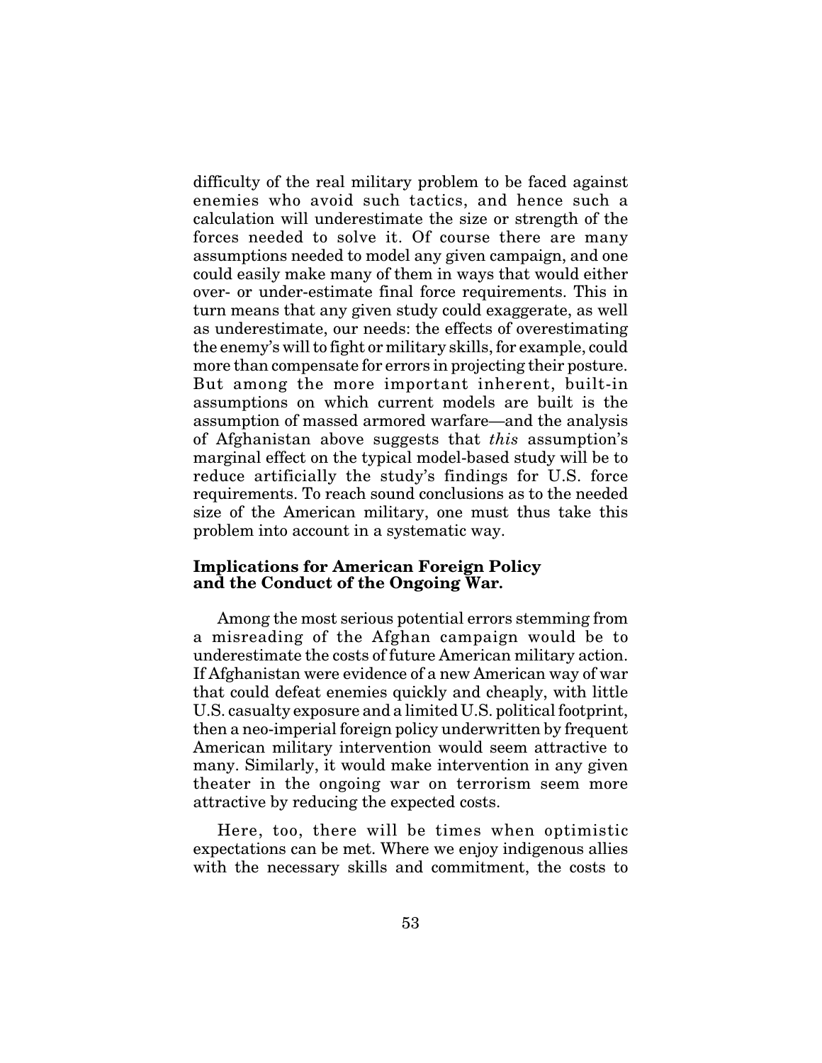difficulty of the real military problem to be faced against enemies who avoid such tactics, and hence such a calculation will underestimate the size or strength of the forces needed to solve it. Of course there are many assumptions needed to model any given campaign, and one could easily make many of them in ways that would either over- or under-estimate final force requirements. This in turn means that any given study could exaggerate, as well as underestimate, our needs: the effects of overestimating the enemy's will to fight or military skills, for example, could more than compensate for errors in projecting their posture. But among the more important inherent, built-in assumptions on which current models are built is the assumption of massed armored warfare—and the analysis of Afghanistan above suggests that *this* assumption's marginal effect on the typical model-based study will be to reduce artificially the study's findings for U.S. force requirements. To reach sound conclusions as to the needed size of the American military, one must thus take this problem into account in a systematic way.

**Implications for American Foreign Policy and the Conduct of the Ongoing War.**

Among the most serious potential errors stemming from a misreading of the Afghan campaign would be to underestimate the costs of future American military action. If Afghanistan were evidence of a new American way of war that could defeat enemies quickly and cheaply, with little U.S. casualty exposure and a limited U.S. political footprint, then a neo-imperial foreign policy underwritten by frequent American military intervention would seem attractive to many. Similarly, it would make intervention in any given theater in the ongoing war on terrorism seem more attractive by reducing the expected costs.

Here, too, there will be times when optimistic expectations can be met. Where we enjoy indigenous allies with the necessary skills and commitment, the costs to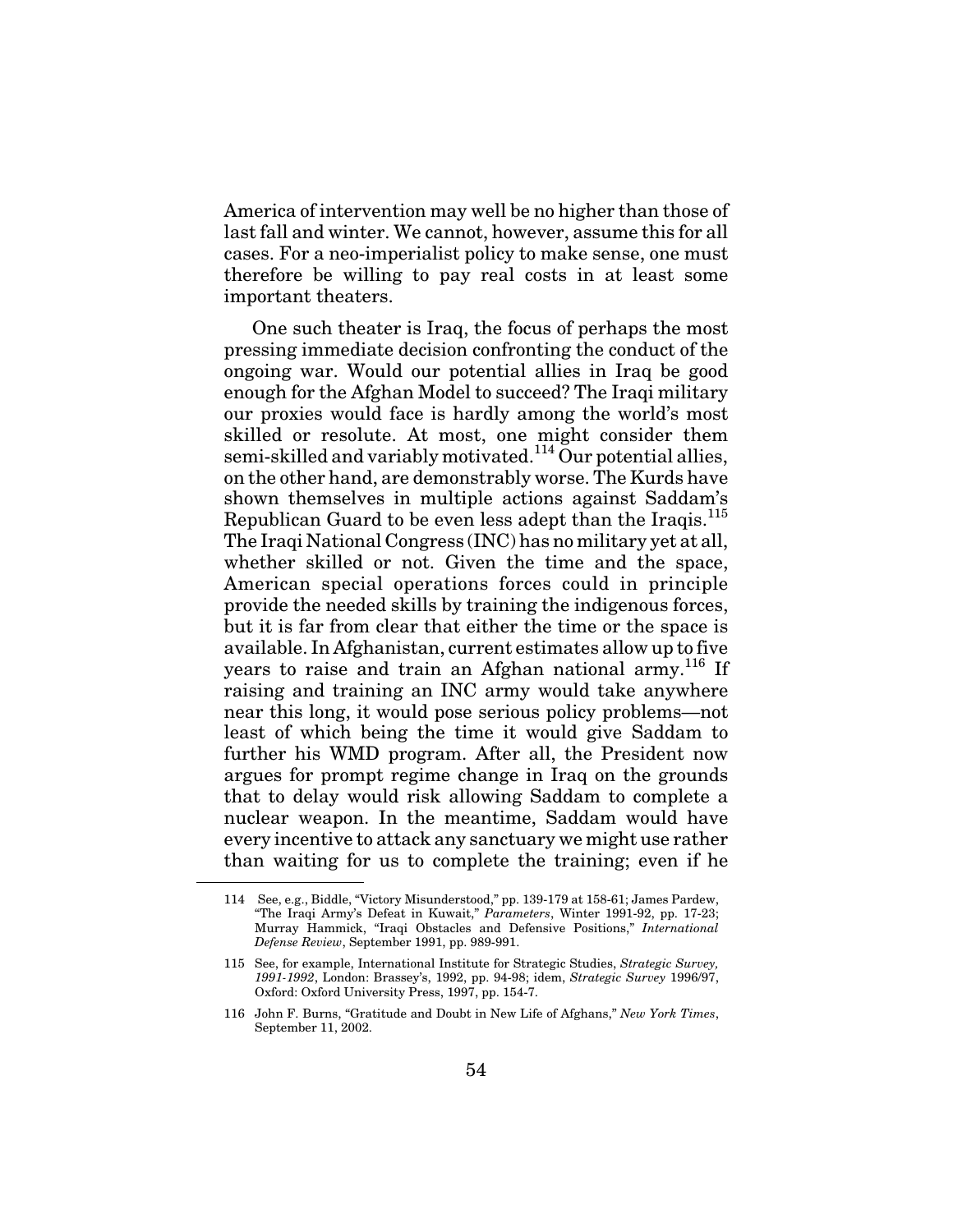America of intervention may well be no higher than those of last fall and winter. We cannot, however, assume this for all cases. For a neo-imperialist policy to make sense, one must therefore be willing to pay real costs in at least some important theaters.

One such theater is Iraq, the focus of perhaps the most pressing immediate decision confronting the conduct of the ongoing war. Would our potential allies in Iraq be good enough for the Afghan Model to succeed? The Iraqi military our proxies would face is hardly among the world's most skilled or resolute. At most, one might consider them semi-skilled and variably motivated.[114] Our potential allies, on the other hand, are demonstrably worse. The Kurds have shown themselves in multiple actions against Saddam's Republican Guard to be even less adept than the Iraqis.[115] The Iraqi National Congress (INC) has no military yet at all, whether skilled or not. Given the time and the space, American special operations forces could in principle provide the needed skills by training the indigenous forces, but it is far from clear that either the time or the space is available. In Afghanistan, current estimates allow up to five years to raise and train an Afghan national army.[116] If raising and training an INC army would take anywhere near this long, it would pose serious policy problems—not least of which being the time it would give Saddam to further his WMD program. After all, the President now argues for prompt regime change in Iraq on the grounds that to delay would risk allowing Saddam to complete a nuclear weapon. In the meantime, Saddam would have every incentive to attack any sanctuary we might use rather than waiting for us to complete the training; even if he

---

114 See, e.g., Biddle, "Victory Misunderstood," pp. 139-179 at 158-61; James Pardew, "The Iraqi Army's Defeat in Kuwait," *Parameters*, Winter 1991-92, pp. 17-23; Murray Hammick, "Iraqi Obstacles and Defensive Positions," *International Defense Review*, September 1991, pp. 989-991.

115 See, for example, International Institute for Strategic Studies, *Strategic Survey, 1991-1992*, London: Brassey's, 1992, pp. 94-98; idem, *Strategic Survey* 1996/97, Oxford: Oxford University Press, 1997, pp. 154-7.

116 John F. Burns, "Gratitude and Doubt in New Life of Afghans," *New York Times*, September 11, 2002.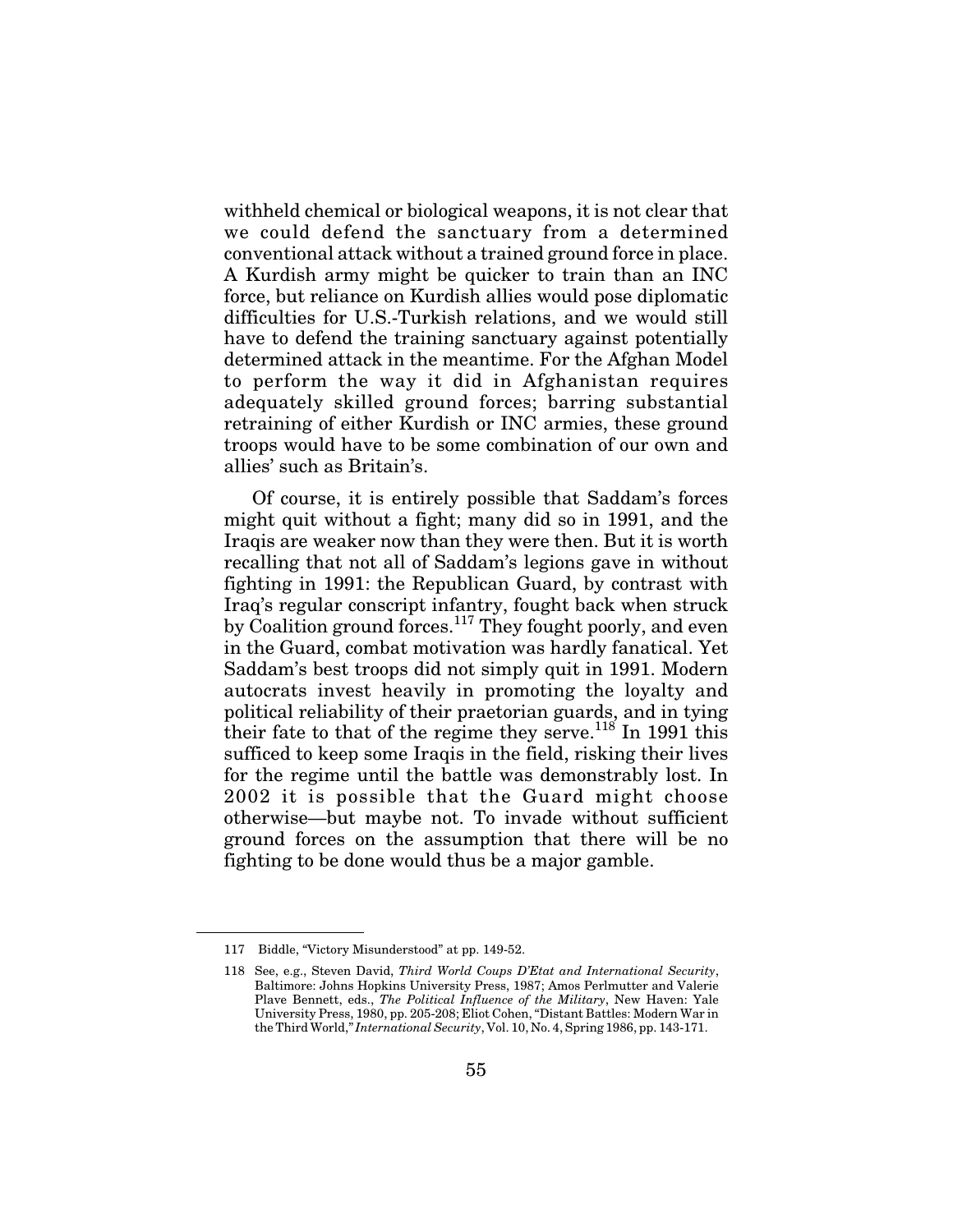withheld chemical or biological weapons, it is not clear that we could defend the sanctuary from a determined conventional attack without a trained ground force in place. A Kurdish army might be quicker to train than an INC force, but reliance on Kurdish allies would pose diplomatic difficulties for U.S.-Turkish relations, and we would still have to defend the training sanctuary against potentially determined attack in the meantime. For the Afghan Model to perform the way it did in Afghanistan requires adequately skilled ground forces; barring substantial retraining of either Kurdish or INC armies, these ground troops would have to be some combination of our own and allies' such as Britain's.

Of course, it is entirely possible that Saddam's forces might quit without a fight; many did so in 1991, and the Iraqis are weaker now than they were then. But it is worth recalling that not all of Saddam's legions gave in without fighting in 1991: the Republican Guard, by contrast with Iraq's regular conscript infantry, fought back when struck by Coalition ground forces.[117] They fought poorly, and even in the Guard, combat motivation was hardly fanatical. Yet Saddam's best troops did not simply quit in 1991. Modern autocrats invest heavily in promoting the loyalty and political reliability of their praetorian guards, and in tying their fate to that of the regime they serve.[118] In 1991 this sufficed to keep some Iraqis in the field, risking their lives for the regime until the battle was demonstrably lost. In 2002 it is possible that the Guard might choose otherwise—but maybe not. To invade without sufficient ground forces on the assumption that there will be no fighting to be done would thus be a major gamble.

---

117 Biddle, "Victory Misunderstood" at pp. 149-52.

118 See, e.g., Steven David, *Third World Coups D'Etat and International Security*, Baltimore: Johns Hopkins University Press, 1987; Amos Perlmutter and Valerie Plave Bennett, eds., *The Political Influence of the Military*, New Haven: Yale University Press, 1980, pp. 205-208; Eliot Cohen, "Distant Battles: Modern War in the Third World," *International Security*, Vol. 10, No. 4, Spring 1986, pp. 143-171.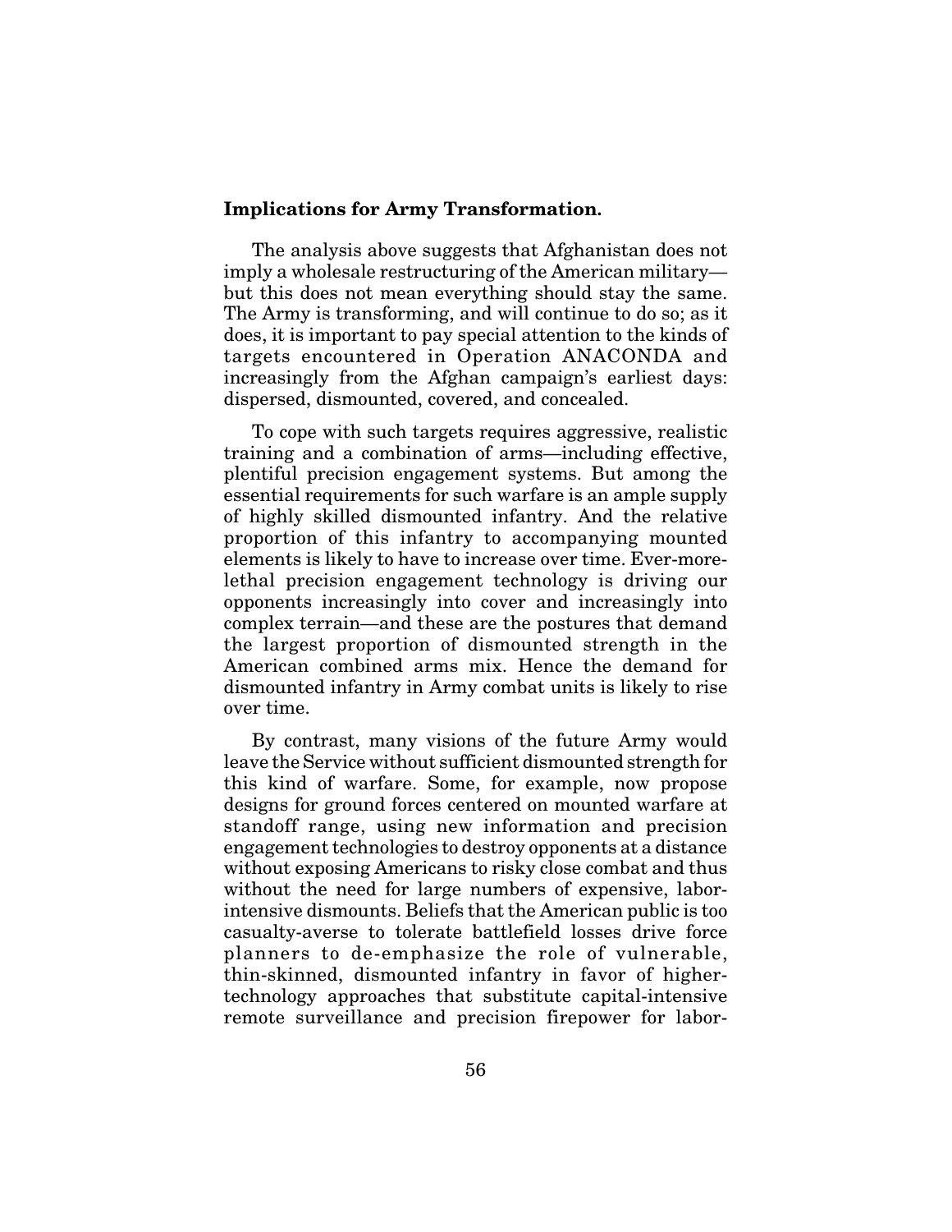**Implications for Army Transformation.**

The analysis above suggests that Afghanistan does not imply a wholesale restructuring of the American military—but this does not mean everything should stay the same. The Army is transforming, and will continue to do so; as it does, it is important to pay special attention to the kinds of targets encountered in Operation ANACONDA and increasingly from the Afghan campaign's earliest days: dispersed, dismounted, covered, and concealed.

To cope with such targets requires aggressive, realistic training and a combination of arms—including effective, plentiful precision engagement systems. But among the essential requirements for such warfare is an ample supply of highly skilled dismounted infantry. And the relative proportion of this infantry to accompanying mounted elements is likely to have to increase over time. Ever-more-lethal precision engagement technology is driving our opponents increasingly into cover and increasingly into complex terrain—and these are the postures that demand the largest proportion of dismounted strength in the American combined arms mix. Hence the demand for dismounted infantry in Army combat units is likely to rise over time.

By contrast, many visions of the future Army would leave the Service without sufficient dismounted strength for this kind of warfare. Some, for example, now propose designs for ground forces centered on mounted warfare at standoff range, using new information and precision engagement technologies to destroy opponents at a distance without exposing Americans to risky close combat and thus without the need for large numbers of expensive, labor-intensive dismounts. Beliefs that the American public is too casualty-averse to tolerate battlefield losses drive force planners to de-emphasize the role of vulnerable, thin-skinned, dismounted infantry in favor of higher-technology approaches that substitute capital-intensive remote surveillance and precision firepower for labor-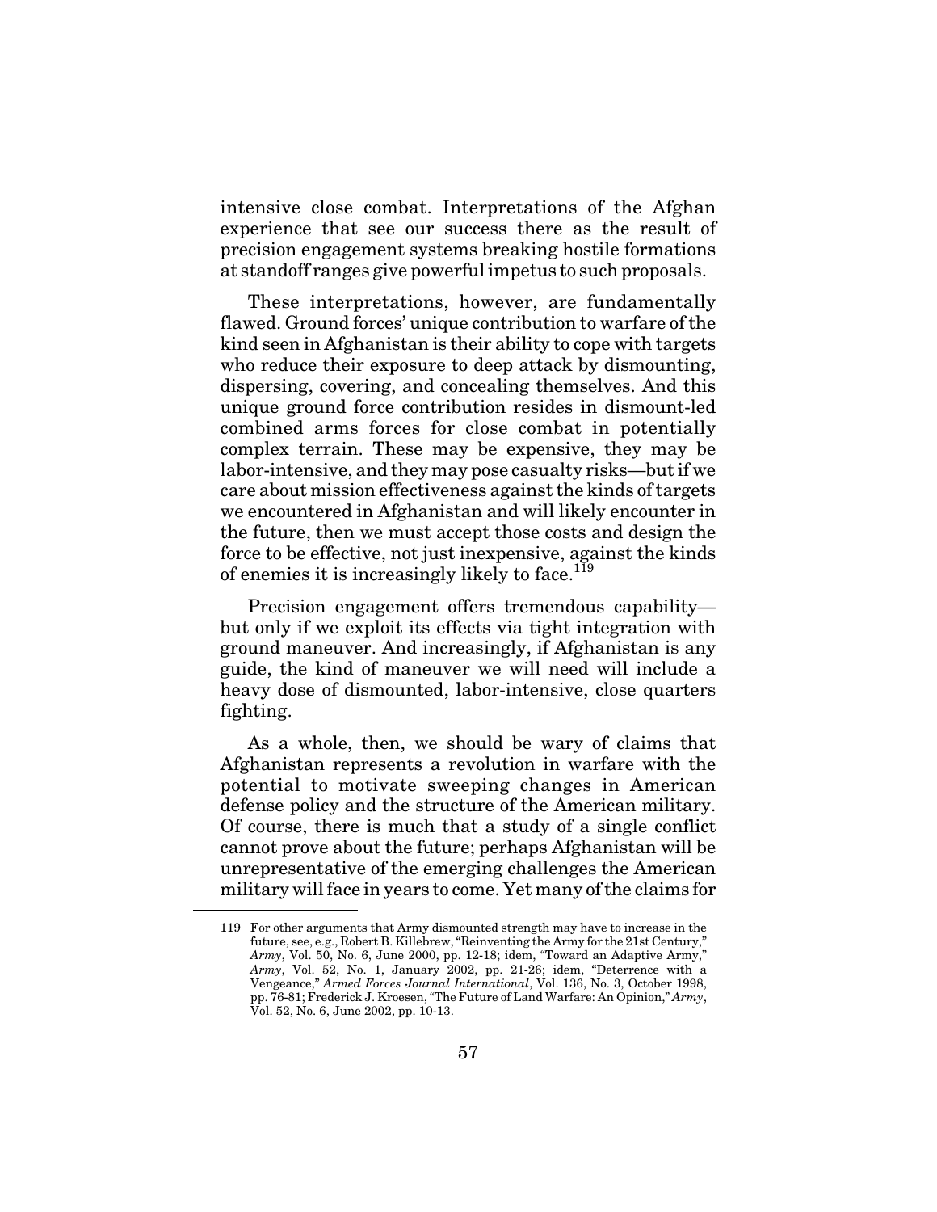intensive close combat. Interpretations of the Afghan experience that see our success there as the result of precision engagement systems breaking hostile formations at standoff ranges give powerful impetus to such proposals.

These interpretations, however, are fundamentally flawed. Ground forces' unique contribution to warfare of the kind seen in Afghanistan is their ability to cope with targets who reduce their exposure to deep attack by dismounting, dispersing, covering, and concealing themselves. And this unique ground force contribution resides in dismount-led combined arms forces for close combat in potentially complex terrain. These may be expensive, they may be labor-intensive, and they may pose casualty risks—but if we care about mission effectiveness against the kinds of targets we encountered in Afghanistan and will likely encounter in the future, then we must accept those costs and design the force to be effective, not just inexpensive, against the kinds of enemies it is increasingly likely to face.[119]

Precision engagement offers tremendous capability—but only if we exploit its effects via tight integration with ground maneuver. And increasingly, if Afghanistan is any guide, the kind of maneuver we will need will include a heavy dose of dismounted, labor-intensive, close quarters fighting.

As a whole, then, we should be wary of claims that Afghanistan represents a revolution in warfare with the potential to motivate sweeping changes in American defense policy and the structure of the American military. Of course, there is much that a study of a single conflict cannot prove about the future; perhaps Afghanistan will be unrepresentative of the emerging challenges the American military will face in years to come. Yet many of the claims for

---

119 For other arguments that Army dismounted strength may have to increase in the future, see, e.g., Robert B. Killebrew, "Reinventing the Army for the 21st Century," *Army*, Vol. 50, No. 6, June 2000, pp. 12-18; idem, "Toward an Adaptive Army," *Army*, Vol. 52, No. 1, January 2002, pp. 21-26; idem, "Deterrence with a Vengeance," *Armed Forces Journal International*, Vol. 136, No. 3, October 1998, pp. 76-81; Frederick J. Kroesen, "The Future of Land Warfare: An Opinion," *Army*, Vol. 52, No. 6, June 2002, pp. 10-13.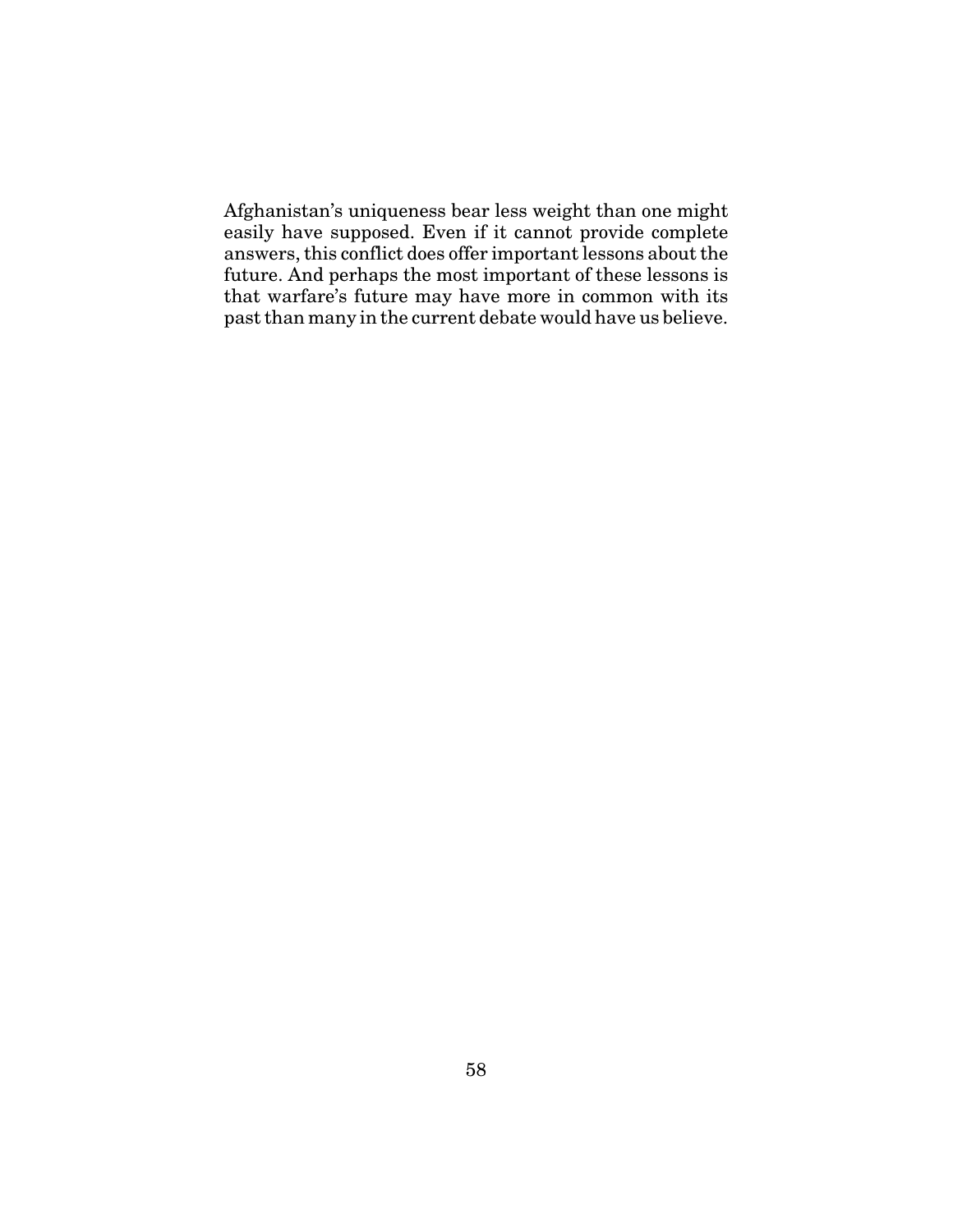Afghanistan's uniqueness bear less weight than one might easily have supposed. Even if it cannot provide complete answers, this conflict does offer important lessons about the future. And perhaps the most important of these lessons is that warfare's future may have more in common with its past than many in the current debate would have us believe.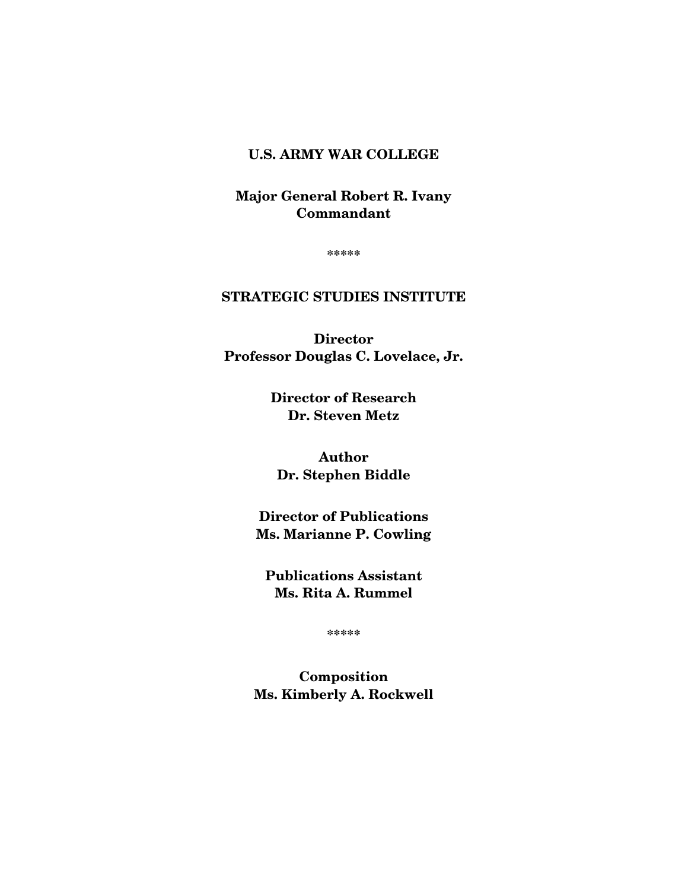**U.S. ARMY WAR COLLEGE**

**Major General Robert R. Ivany**
**Commandant**

*****

**STRATEGIC STUDIES INSTITUTE**

**Director**
**Professor Douglas C. Lovelace, Jr.**

**Director of Research**
**Dr. Steven Metz**

**Author**
**Dr. Stephen Biddle**

**Director of Publications**
**Ms. Marianne P. Cowling**

**Publications Assistant**
**Ms. Rita A. Rummel**

*****

**Composition**
**Ms. Kimberly A. Rockwell**